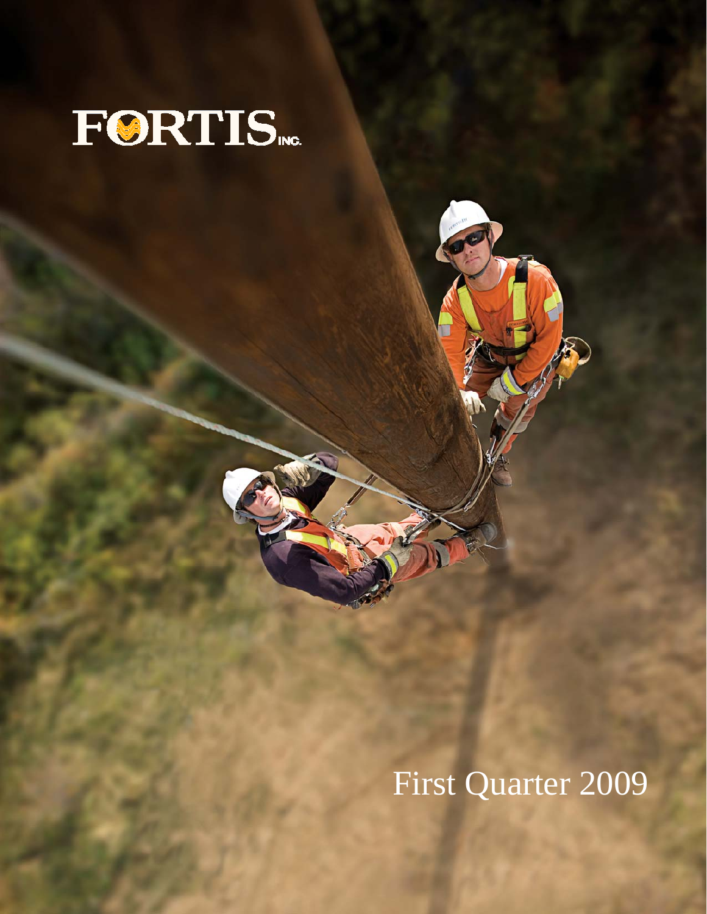# FORTIS INC.

First Quarter 2009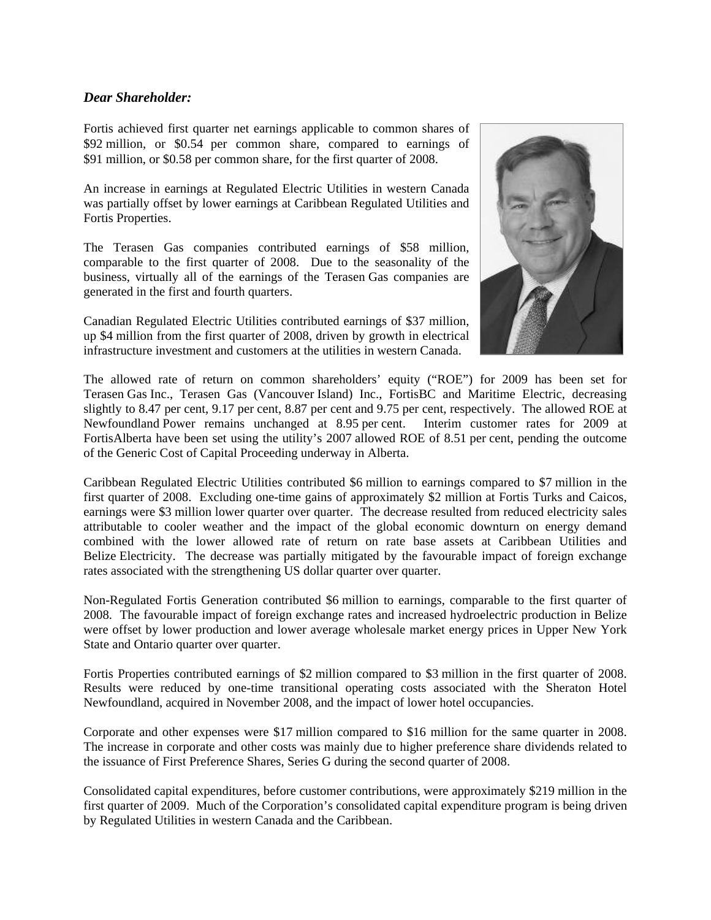***Dear Shareholder:***

Fortis achieved first quarter net earnings applicable to common shares of $92 million, or $0.54 per common share, compared to earnings of $91 million, or $0.58 per common share, for the first quarter of 2008.

An increase in earnings at Regulated Electric Utilities in western Canada was partially offset by lower earnings at Caribbean Regulated Utilities and Fortis Properties.

The Terasen Gas companies contributed earnings of $58 million, comparable to the first quarter of 2008. Due to the seasonality of the business, virtually all of the earnings of the Terasen Gas companies are generated in the first and fourth quarters.

Canadian Regulated Electric Utilities contributed earnings of $37 million, up $4 million from the first quarter of 2008, driven by growth in electrical infrastructure investment and customers at the utilities in western Canada.

The allowed rate of return on common shareholders' equity ("ROE") for 2009 has been set for Terasen Gas Inc., Terasen Gas (Vancouver Island) Inc., FortisBC and Maritime Electric, decreasing slightly to 8.47 per cent, 9.17 per cent, 8.87 per cent and 9.75 per cent, respectively. The allowed ROE at Newfoundland Power remains unchanged at 8.95 per cent. Interim customer rates for 2009 at FortisAlberta have been set using the utility's 2007 allowed ROE of 8.51 per cent, pending the outcome of the Generic Cost of Capital Proceeding underway in Alberta.

Caribbean Regulated Electric Utilities contributed $6 million to earnings compared to $7 million in the first quarter of 2008. Excluding one-time gains of approximately $2 million at Fortis Turks and Caicos, earnings were $3 million lower quarter over quarter. The decrease resulted from reduced electricity sales attributable to cooler weather and the impact of the global economic downturn on energy demand combined with the lower allowed rate of return on rate base assets at Caribbean Utilities and Belize Electricity. The decrease was partially mitigated by the favourable impact of foreign exchange rates associated with the strengthening US dollar quarter over quarter.

Non-Regulated Fortis Generation contributed $6 million to earnings, comparable to the first quarter of 2008. The favourable impact of foreign exchange rates and increased hydroelectric production in Belize were offset by lower production and lower average wholesale market energy prices in Upper New York State and Ontario quarter over quarter.

Fortis Properties contributed earnings of $2 million compared to $3 million in the first quarter of 2008. Results were reduced by one-time transitional operating costs associated with the Sheraton Hotel Newfoundland, acquired in November 2008, and the impact of lower hotel occupancies.

Corporate and other expenses were $17 million compared to $16 million for the same quarter in 2008. The increase in corporate and other costs was mainly due to higher preference share dividends related to the issuance of First Preference Shares, Series G during the second quarter of 2008.

Consolidated capital expenditures, before customer contributions, were approximately $219 million in the first quarter of 2009. Much of the Corporation's consolidated capital expenditure program is being driven by Regulated Utilities in western Canada and the Caribbean.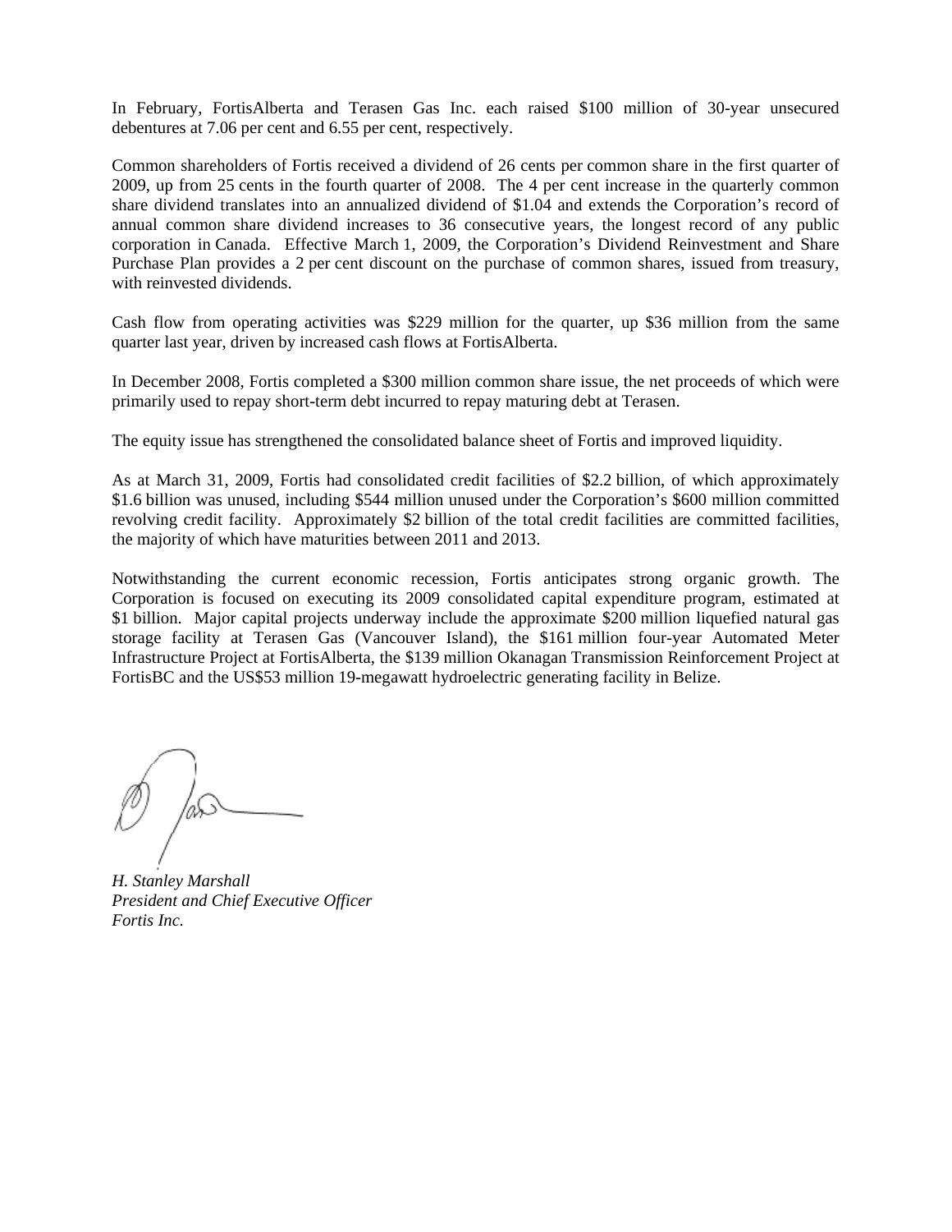In February, FortisAlberta and Terasen Gas Inc. each raised $100 million of 30-year unsecured debentures at 7.06 per cent and 6.55 per cent, respectively.

Common shareholders of Fortis received a dividend of 26 cents per common share in the first quarter of 2009, up from 25 cents in the fourth quarter of 2008. The 4 per cent increase in the quarterly common share dividend translates into an annualized dividend of $1.04 and extends the Corporation's record of annual common share dividend increases to 36 consecutive years, the longest record of any public corporation in Canada. Effective March 1, 2009, the Corporation's Dividend Reinvestment and Share Purchase Plan provides a 2 per cent discount on the purchase of common shares, issued from treasury, with reinvested dividends.

Cash flow from operating activities was $229 million for the quarter, up $36 million from the same quarter last year, driven by increased cash flows at FortisAlberta.

In December 2008, Fortis completed a $300 million common share issue, the net proceeds of which were primarily used to repay short-term debt incurred to repay maturing debt at Terasen.

The equity issue has strengthened the consolidated balance sheet of Fortis and improved liquidity.

As at March 31, 2009, Fortis had consolidated credit facilities of $2.2 billion, of which approximately $1.6 billion was unused, including $544 million unused under the Corporation's $600 million committed revolving credit facility. Approximately $2 billion of the total credit facilities are committed facilities, the majority of which have maturities between 2011 and 2013.

Notwithstanding the current economic recession, Fortis anticipates strong organic growth. The Corporation is focused on executing its 2009 consolidated capital expenditure program, estimated at $1 billion. Major capital projects underway include the approximate $200 million liquefied natural gas storage facility at Terasen Gas (Vancouver Island), the $161 million four-year Automated Meter Infrastructure Project at FortisAlberta, the $139 million Okanagan Transmission Reinforcement Project at FortisBC and the US$53 million 19-megawatt hydroelectric generating facility in Belize.

*H. Stanley Marshall*
*President and Chief Executive Officer*
*Fortis Inc.*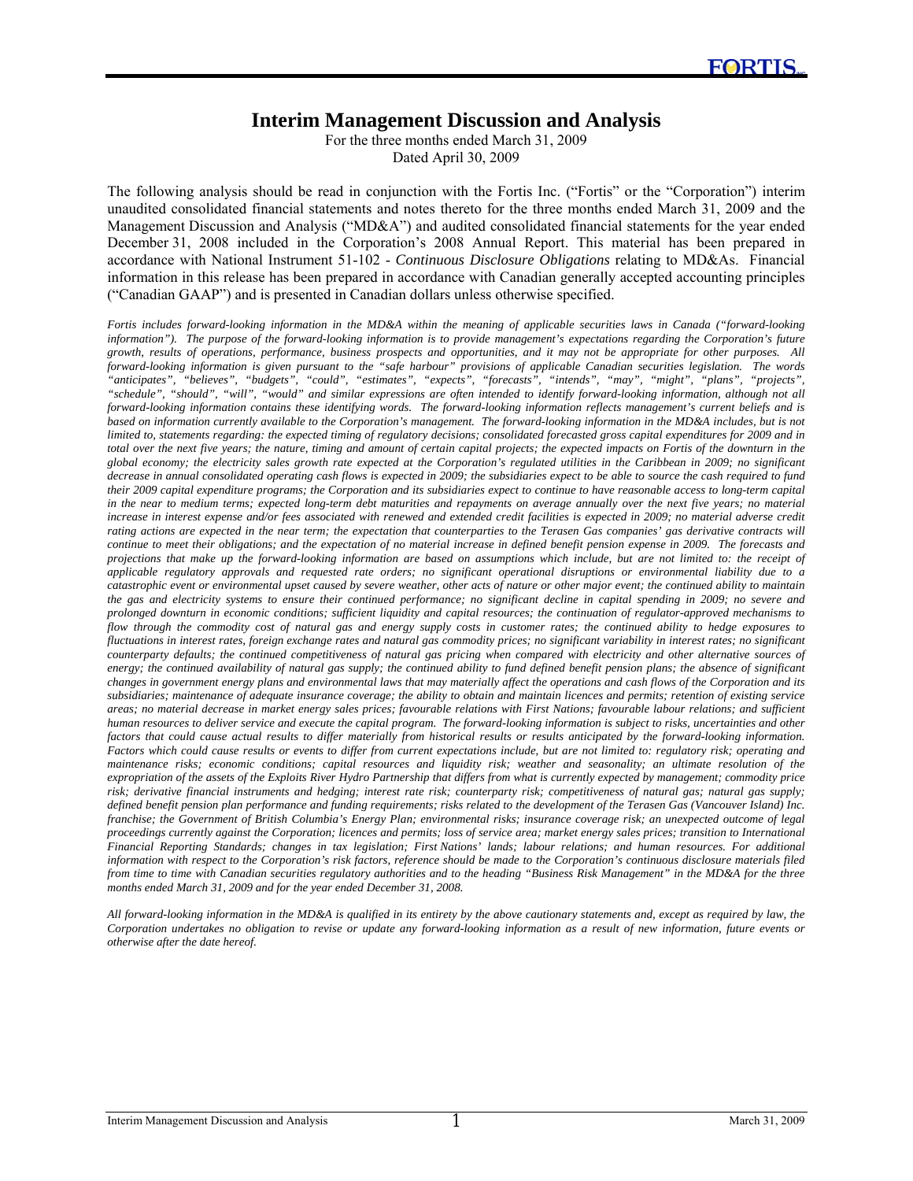# Interim Management Discussion and Analysis

For the three months ended March 31, 2009
Dated April 30, 2009

The following analysis should be read in conjunction with the Fortis Inc. ("Fortis" or the "Corporation") interim unaudited consolidated financial statements and notes thereto for the three months ended March 31, 2009 and the Management Discussion and Analysis ("MD&A") and audited consolidated financial statements for the year ended December 31, 2008 included in the Corporation's 2008 Annual Report. This material has been prepared in accordance with National Instrument 51-102 - *Continuous Disclosure Obligations* relating to MD&As. Financial information in this release has been prepared in accordance with Canadian generally accepted accounting principles ("Canadian GAAP") and is presented in Canadian dollars unless otherwise specified.

*Fortis includes forward-looking information in the MD&A within the meaning of applicable securities laws in Canada ("forward-looking information"). The purpose of the forward-looking information is to provide management's expectations regarding the Corporation's future growth, results of operations, performance, business prospects and opportunities, and it may not be appropriate for other purposes. All forward-looking information is given pursuant to the "safe harbour" provisions of applicable Canadian securities legislation. The words "anticipates", "believes", "budgets", "could", "estimates", "expects", "forecasts", "intends", "may", "might", "plans", "projects", "schedule", "should", "will", "would" and similar expressions are often intended to identify forward-looking information, although not all forward-looking information contains these identifying words. The forward-looking information reflects management's current beliefs and is based on information currently available to the Corporation's management. The forward-looking information in the MD&A includes, but is not limited to, statements regarding: the expected timing of regulatory decisions; consolidated forecasted gross capital expenditures for 2009 and in total over the next five years; the nature, timing and amount of certain capital projects; the expected impacts on Fortis of the downturn in the global economy; the electricity sales growth rate expected at the Corporation's regulated utilities in the Caribbean in 2009; no significant decrease in annual consolidated operating cash flows is expected in 2009; the subsidiaries expect to be able to source the cash required to fund their 2009 capital expenditure programs; the Corporation and its subsidiaries expect to continue to have reasonable access to long-term capital in the near to medium terms; expected long-term debt maturities and repayments on average annually over the next five years; no material increase in interest expense and/or fees associated with renewed and extended credit facilities is expected in 2009; no material adverse credit rating actions are expected in the near term; the expectation that counterparties to the Terasen Gas companies' gas derivative contracts will continue to meet their obligations; and the expectation of no material increase in defined benefit pension expense in 2009. The forecasts and projections that make up the forward-looking information are based on assumptions which include, but are not limited to: the receipt of applicable regulatory approvals and requested rate orders; no significant operational disruptions or environmental liability due to a catastrophic event or environmental upset caused by severe weather, other acts of nature or other major event; the continued ability to maintain the gas and electricity systems to ensure their continued performance; no significant decline in capital spending in 2009; no severe and prolonged downturn in economic conditions; sufficient liquidity and capital resources; the continuation of regulator-approved mechanisms to flow through the commodity cost of natural gas and energy supply costs in customer rates; the continued ability to hedge exposures to fluctuations in interest rates, foreign exchange rates and natural gas commodity prices; no significant variability in interest rates; no significant counterparty defaults; the continued competitiveness of natural gas pricing when compared with electricity and other alternative sources of energy; the continued availability of natural gas supply; the continued ability to fund defined benefit pension plans; the absence of significant changes in government energy plans and environmental laws that may materially affect the operations and cash flows of the Corporation and its subsidiaries; maintenance of adequate insurance coverage; the ability to obtain and maintain licences and permits; retention of existing service areas; no material decrease in market energy sales prices; favourable relations with First Nations; favourable labour relations; and sufficient human resources to deliver service and execute the capital program. The forward-looking information is subject to risks, uncertainties and other factors that could cause actual results to differ materially from historical results or results anticipated by the forward-looking information. Factors which could cause results or events to differ from current expectations include, but are not limited to: regulatory risk; operating and maintenance risks; economic conditions; capital resources and liquidity risk; weather and seasonality; an ultimate resolution of the expropriation of the assets of the Exploits River Hydro Partnership that differs from what is currently expected by management; commodity price risk; derivative financial instruments and hedging; interest rate risk; counterparty risk; competitiveness of natural gas; natural gas supply; defined benefit pension plan performance and funding requirements; risks related to the development of the Terasen Gas (Vancouver Island) Inc. franchise; the Government of British Columbia's Energy Plan; environmental risks; insurance coverage risk; an unexpected outcome of legal proceedings currently against the Corporation; licences and permits; loss of service area; market energy sales prices; transition to International Financial Reporting Standards; changes in tax legislation; First Nations' lands; labour relations; and human resources. For additional information with respect to the Corporation's risk factors, reference should be made to the Corporation's continuous disclosure materials filed from time to time with Canadian securities regulatory authorities and to the heading "Business Risk Management" in the MD&A for the three months ended March 31, 2009 and for the year ended December 31, 2008.*

*All forward-looking information in the MD&A is qualified in its entirety by the above cautionary statements and, except as required by law, the Corporation undertakes no obligation to revise or update any forward-looking information as a result of new information, future events or otherwise after the date hereof.*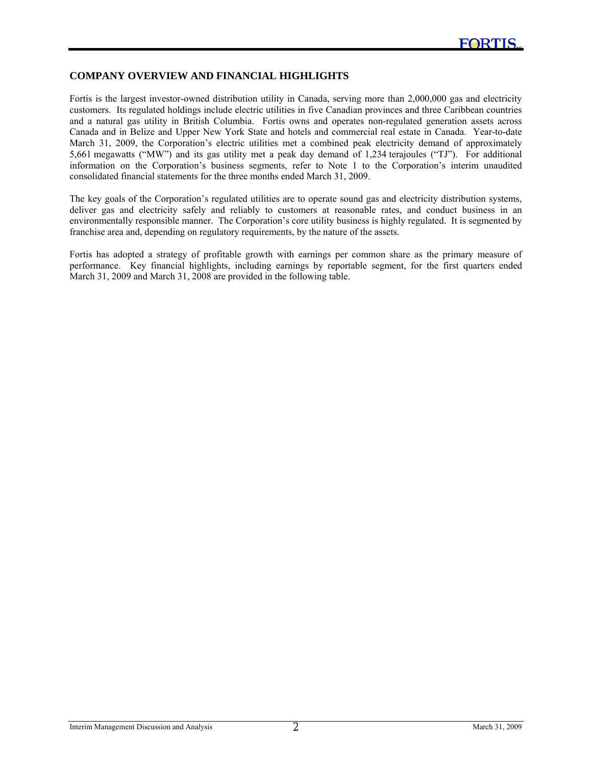## COMPANY OVERVIEW AND FINANCIAL HIGHLIGHTS

Fortis is the largest investor-owned distribution utility in Canada, serving more than 2,000,000 gas and electricity customers. Its regulated holdings include electric utilities in five Canadian provinces and three Caribbean countries and a natural gas utility in British Columbia. Fortis owns and operates non-regulated generation assets across Canada and in Belize and Upper New York State and hotels and commercial real estate in Canada. Year-to-date March 31, 2009, the Corporation's electric utilities met a combined peak electricity demand of approximately 5,661 megawatts ("MW") and its gas utility met a peak day demand of 1,234 terajoules ("TJ"). For additional information on the Corporation's business segments, refer to Note 1 to the Corporation's interim unaudited consolidated financial statements for the three months ended March 31, 2009.

The key goals of the Corporation's regulated utilities are to operate sound gas and electricity distribution systems, deliver gas and electricity safely and reliably to customers at reasonable rates, and conduct business in an environmentally responsible manner. The Corporation's core utility business is highly regulated. It is segmented by franchise area and, depending on regulatory requirements, by the nature of the assets.

Fortis has adopted a strategy of profitable growth with earnings per common share as the primary measure of performance. Key financial highlights, including earnings by reportable segment, for the first quarters ended March 31, 2009 and March 31, 2008 are provided in the following table.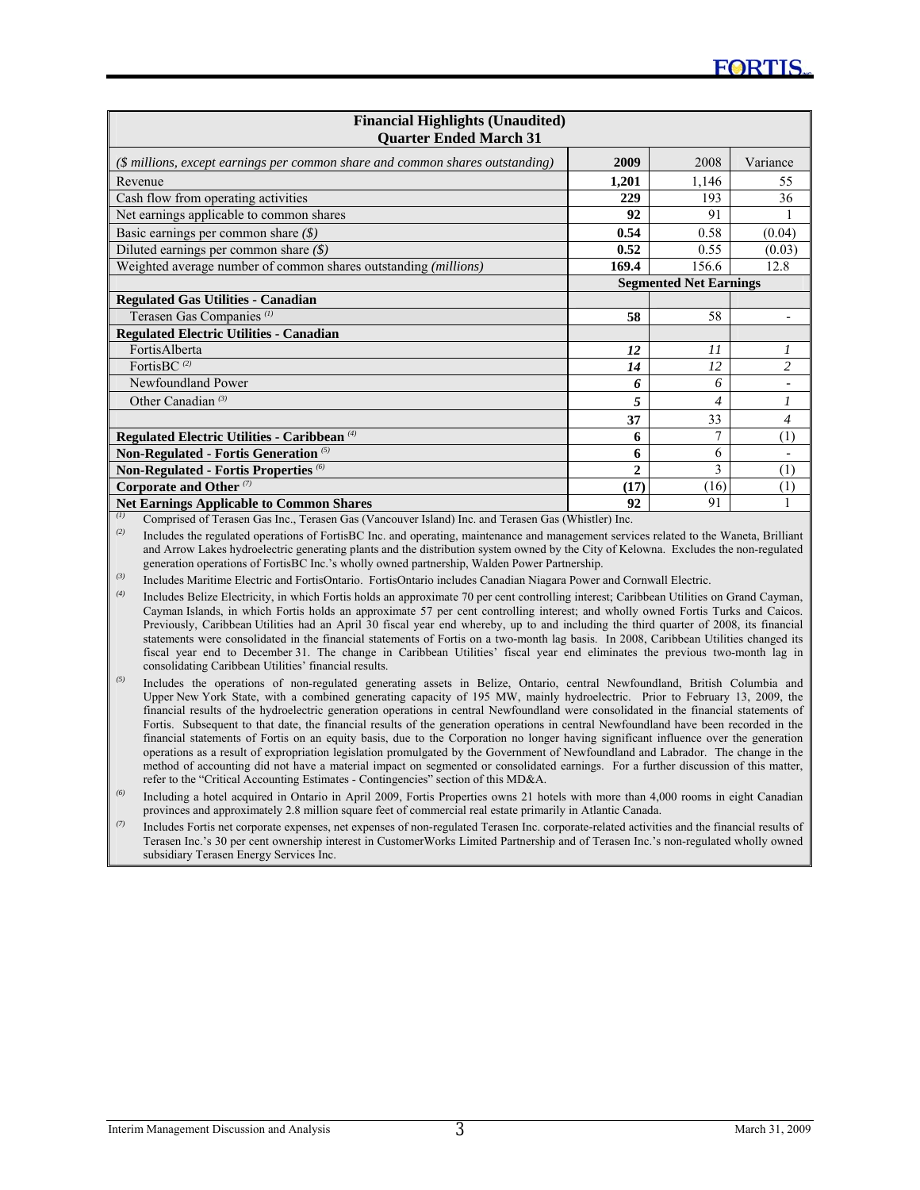| **Financial Highlights (Unaudited)**<br>**Quarter Ended March 31** | | | |
|---|---|---|---|
| *($ millions, except earnings per common share and common shares outstanding)* | **2009** | 2008 | Variance |
| Revenue | **1,201** | 1,146 | 55 |
| Cash flow from operating activities | **229** | 193 | 36 |
| Net earnings applicable to common shares | **92** | 91 | 1 |
| Basic earnings per common share *($)* | **0.54** | 0.58 | (0.04) |
| Diluted earnings per common share *($)* | **0.52** | 0.55 | (0.03) |
| Weighted average number of common shares outstanding *(millions)* | **169.4** | 156.6 | 12.8 |
| | **Segmented Net Earnings** | | |
| **Regulated Gas Utilities - Canadian** | | | |
| Terasen Gas Companies [(1)] | **58** | 58 | - |
| **Regulated Electric Utilities - Canadian** | | | |
| FortisAlberta | ***12*** | *11* | *1* |
| FortisBC [(2)] | ***14*** | *12* | *2* |
| Newfoundland Power | ***6*** | *6* | *-* |
| Other Canadian [(3)] | ***5*** | *4* | *1* |
| | **37** | 33 | *4* |
| **Regulated Electric Utilities - Caribbean** [(4)] | **6** | 7 | (1) |
| **Non-Regulated - Fortis Generation** [(5)] | **6** | 6 | - |
| **Non-Regulated - Fortis Properties** [(6)] | **2** | 3 | (1) |
| **Corporate and Other** [(7)] | **(17)** | (16) | (1) |
| **Net Earnings Applicable to Common Shares** | **92** | 91 | 1 |

(1) Comprised of Terasen Gas Inc., Terasen Gas (Vancouver Island) Inc. and Terasen Gas (Whistler) Inc.

(2) Includes the regulated operations of FortisBC Inc. and operating, maintenance and management services related to the Waneta, Brilliant and Arrow Lakes hydroelectric generating plants and the distribution system owned by the City of Kelowna. Excludes the non-regulated generation operations of FortisBC Inc.'s wholly owned partnership, Walden Power Partnership.

(3) Includes Maritime Electric and FortisOntario. FortisOntario includes Canadian Niagara Power and Cornwall Electric.

(4) Includes Belize Electricity, in which Fortis holds an approximate 70 per cent controlling interest; Caribbean Utilities on Grand Cayman, Cayman Islands, in which Fortis holds an approximate 57 per cent controlling interest; and wholly owned Fortis Turks and Caicos. Previously, Caribbean Utilities had an April 30 fiscal year end whereby, up to and including the third quarter of 2008, its financial statements were consolidated in the financial statements of Fortis on a two-month lag basis. In 2008, Caribbean Utilities changed its fiscal year end to December 31. The change in Caribbean Utilities' fiscal year end eliminates the previous two-month lag in consolidating Caribbean Utilities' financial results.

(5) Includes the operations of non-regulated generating assets in Belize, Ontario, central Newfoundland, British Columbia and Upper New York State, with a combined generating capacity of 195 MW, mainly hydroelectric. Prior to February 13, 2009, the financial results of the hydroelectric generation operations in central Newfoundland were consolidated in the financial statements of Fortis. Subsequent to that date, the financial results of the generation operations in central Newfoundland have been recorded in the financial statements of Fortis on an equity basis, due to the Corporation no longer having significant influence over the generation operations as a result of expropriation legislation promulgated by the Government of Newfoundland and Labrador. The change in the method of accounting did not have a material impact on segmented or consolidated earnings. For a further discussion of this matter, refer to the "Critical Accounting Estimates - Contingencies" section of this MD&A.

(6) Including a hotel acquired in Ontario in April 2009, Fortis Properties owns 21 hotels with more than 4,000 rooms in eight Canadian provinces and approximately 2.8 million square feet of commercial real estate primarily in Atlantic Canada.

(7) Includes Fortis net corporate expenses, net expenses of non-regulated Terasen Inc. corporate-related activities and the financial results of Terasen Inc.'s 30 per cent ownership interest in CustomerWorks Limited Partnership and of Terasen Inc.'s non-regulated wholly owned subsidiary Terasen Energy Services Inc.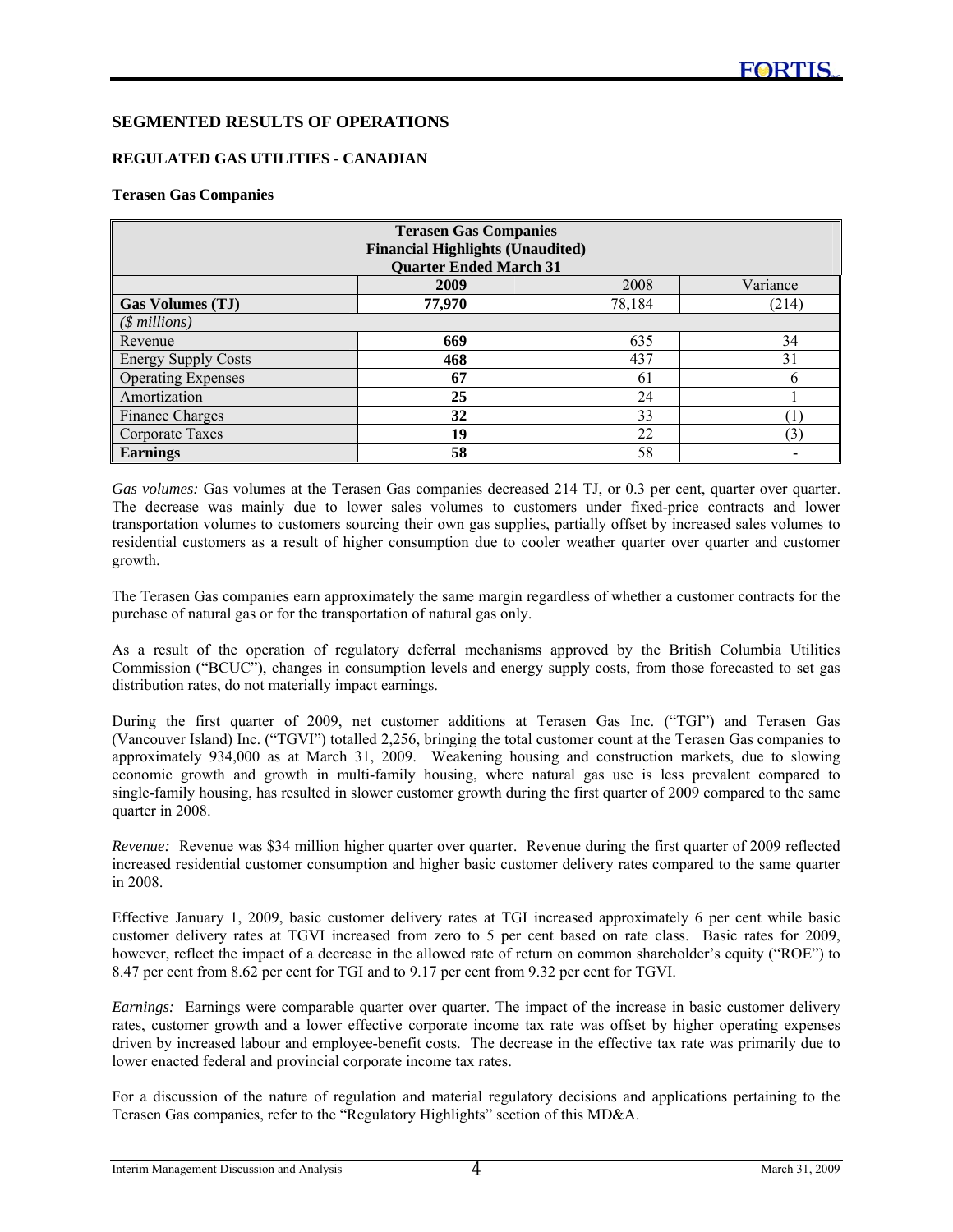## SEGMENTED RESULTS OF OPERATIONS

### REGULATED GAS UTILITIES - CANADIAN

**Terasen Gas Companies**

| Terasen Gas Companies<br>Financial Highlights (Unaudited)<br>Quarter Ended March 31 | | | |
|---|---|---|---|
| | **2009** | 2008 | Variance |
| **Gas Volumes (TJ)** | **77,970** | 78,184 | (214) |
| *($ millions)* | | | |
| Revenue | **669** | 635 | 34 |
| Energy Supply Costs | **468** | 437 | 31 |
| Operating Expenses | **67** | 61 | 6 |
| Amortization | **25** | 24 | 1 |
| Finance Charges | **32** | 33 | (1) |
| Corporate Taxes | **19** | 22 | (3) |
| **Earnings** | **58** | 58 | - |

*Gas volumes:* Gas volumes at the Terasen Gas companies decreased 214 TJ, or 0.3 per cent, quarter over quarter. The decrease was mainly due to lower sales volumes to customers under fixed-price contracts and lower transportation volumes to customers sourcing their own gas supplies, partially offset by increased sales volumes to residential customers as a result of higher consumption due to cooler weather quarter over quarter and customer growth.

The Terasen Gas companies earn approximately the same margin regardless of whether a customer contracts for the purchase of natural gas or for the transportation of natural gas only.

As a result of the operation of regulatory deferral mechanisms approved by the British Columbia Utilities Commission ("BCUC"), changes in consumption levels and energy supply costs, from those forecasted to set gas distribution rates, do not materially impact earnings.

During the first quarter of 2009, net customer additions at Terasen Gas Inc. ("TGI") and Terasen Gas (Vancouver Island) Inc. ("TGVI") totalled 2,256, bringing the total customer count at the Terasen Gas companies to approximately 934,000 as at March 31, 2009. Weakening housing and construction markets, due to slowing economic growth and growth in multi-family housing, where natural gas use is less prevalent compared to single-family housing, has resulted in slower customer growth during the first quarter of 2009 compared to the same quarter in 2008.

*Revenue:* Revenue was $34 million higher quarter over quarter. Revenue during the first quarter of 2009 reflected increased residential customer consumption and higher basic customer delivery rates compared to the same quarter in 2008.

Effective January 1, 2009, basic customer delivery rates at TGI increased approximately 6 per cent while basic customer delivery rates at TGVI increased from zero to 5 per cent based on rate class. Basic rates for 2009, however, reflect the impact of a decrease in the allowed rate of return on common shareholder's equity ("ROE") to 8.47 per cent from 8.62 per cent for TGI and to 9.17 per cent from 9.32 per cent for TGVI.

*Earnings:* Earnings were comparable quarter over quarter. The impact of the increase in basic customer delivery rates, customer growth and a lower effective corporate income tax rate was offset by higher operating expenses driven by increased labour and employee-benefit costs. The decrease in the effective tax rate was primarily due to lower enacted federal and provincial corporate income tax rates.

For a discussion of the nature of regulation and material regulatory decisions and applications pertaining to the Terasen Gas companies, refer to the "Regulatory Highlights" section of this MD&A.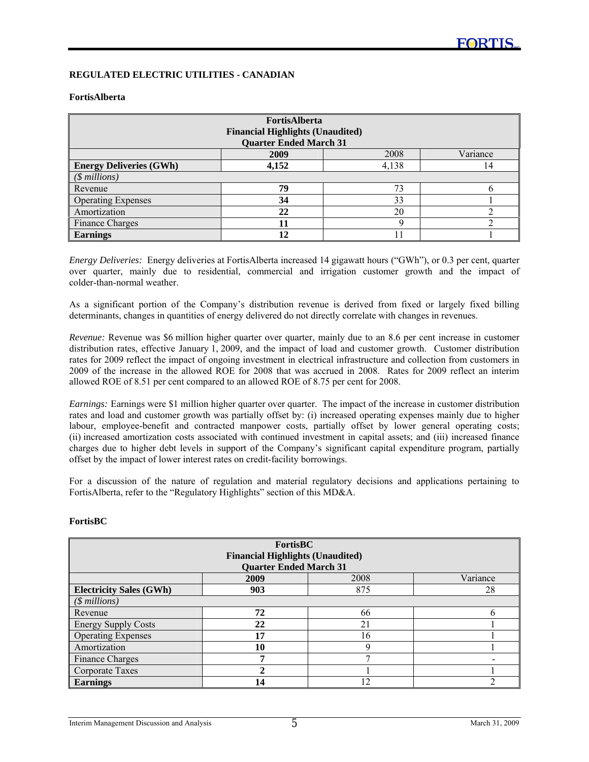## REGULATED ELECTRIC UTILITIES - CANADIAN

### FortisAlberta

| FortisAlberta<br>Financial Highlights (Unaudited)<br>Quarter Ended March 31 | | | |
|---|---|---|---|
| | **2009** | 2008 | Variance |
| **Energy Deliveries (GWh)** | **4,152** | 4,138 | 14 |
| *($ millions)* | | | |
| Revenue | **79** | 73 | 6 |
| Operating Expenses | **34** | 33 | 1 |
| Amortization | **22** | 20 | 2 |
| Finance Charges | **11** | 9 | 2 |
| **Earnings** | **12** | 11 | 1 |

*Energy Deliveries:* Energy deliveries at FortisAlberta increased 14 gigawatt hours ("GWh"), or 0.3 per cent, quarter over quarter, mainly due to residential, commercial and irrigation customer growth and the impact of colder-than-normal weather.

As a significant portion of the Company's distribution revenue is derived from fixed or largely fixed billing determinants, changes in quantities of energy delivered do not directly correlate with changes in revenues.

*Revenue:* Revenue was $6 million higher quarter over quarter, mainly due to an 8.6 per cent increase in customer distribution rates, effective January 1, 2009, and the impact of load and customer growth. Customer distribution rates for 2009 reflect the impact of ongoing investment in electrical infrastructure and collection from customers in 2009 of the increase in the allowed ROE for 2008 that was accrued in 2008. Rates for 2009 reflect an interim allowed ROE of 8.51 per cent compared to an allowed ROE of 8.75 per cent for 2008.

*Earnings:* Earnings were $1 million higher quarter over quarter. The impact of the increase in customer distribution rates and load and customer growth was partially offset by: (i) increased operating expenses mainly due to higher labour, employee-benefit and contracted manpower costs, partially offset by lower general operating costs; (ii) increased amortization costs associated with continued investment in capital assets; and (iii) increased finance charges due to higher debt levels in support of the Company's significant capital expenditure program, partially offset by the impact of lower interest rates on credit-facility borrowings.

For a discussion of the nature of regulation and material regulatory decisions and applications pertaining to FortisAlberta, refer to the "Regulatory Highlights" section of this MD&A.

### FortisBC

| FortisBC<br>Financial Highlights (Unaudited)<br>Quarter Ended March 31 | | | |
|---|---|---|---|
| | **2009** | 2008 | Variance |
| **Electricity Sales (GWh)** | **903** | 875 | 28 |
| *($ millions)* | | | |
| Revenue | **72** | 66 | 6 |
| Energy Supply Costs | **22** | 21 | 1 |
| Operating Expenses | **17** | 16 | 1 |
| Amortization | **10** | 9 | 1 |
| Finance Charges | **7** | 7 | - |
| Corporate Taxes | **2** | 1 | 1 |
| **Earnings** | **14** | 12 | 2 |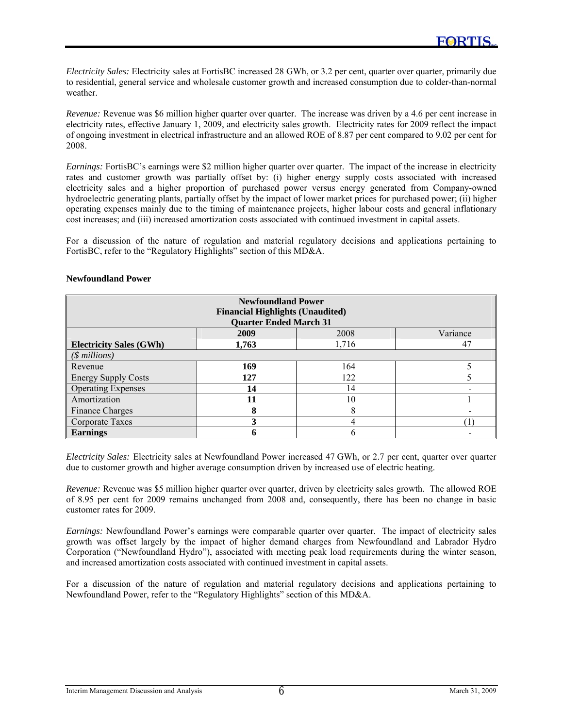*Electricity Sales:* Electricity sales at FortisBC increased 28 GWh, or 3.2 per cent, quarter over quarter, primarily due to residential, general service and wholesale customer growth and increased consumption due to colder-than-normal weather.

*Revenue:* Revenue was $6 million higher quarter over quarter. The increase was driven by a 4.6 per cent increase in electricity rates, effective January 1, 2009, and electricity sales growth. Electricity rates for 2009 reflect the impact of ongoing investment in electrical infrastructure and an allowed ROE of 8.87 per cent compared to 9.02 per cent for 2008.

*Earnings:* FortisBC's earnings were $2 million higher quarter over quarter. The impact of the increase in electricity rates and customer growth was partially offset by: (i) higher energy supply costs associated with increased electricity sales and a higher proportion of purchased power versus energy generated from Company-owned hydroelectric generating plants, partially offset by the impact of lower market prices for purchased power; (ii) higher operating expenses mainly due to the timing of maintenance projects, higher labour costs and general inflationary cost increases; and (iii) increased amortization costs associated with continued investment in capital assets.

For a discussion of the nature of regulation and material regulatory decisions and applications pertaining to FortisBC, refer to the "Regulatory Highlights" section of this MD&A.

**Newfoundland Power**

| **Newfoundland Power Financial Highlights (Unaudited) Quarter Ended March 31** | | | |
|---|---|---|---|
| | **2009** | 2008 | Variance |
| **Electricity Sales (GWh)** | **1,763** | 1,716 | 47 |
| *($ millions)* | | | |
| Revenue | **169** | 164 | 5 |
| Energy Supply Costs | **127** | 122 | 5 |
| Operating Expenses | **14** | 14 | - |
| Amortization | **11** | 10 | 1 |
| Finance Charges | **8** | 8 | - |
| Corporate Taxes | **3** | 4 | (1) |
| **Earnings** | **6** | 6 | - |

*Electricity Sales:* Electricity sales at Newfoundland Power increased 47 GWh, or 2.7 per cent, quarter over quarter due to customer growth and higher average consumption driven by increased use of electric heating.

*Revenue:* Revenue was $5 million higher quarter over quarter, driven by electricity sales growth. The allowed ROE of 8.95 per cent for 2009 remains unchanged from 2008 and, consequently, there has been no change in basic customer rates for 2009.

*Earnings:* Newfoundland Power's earnings were comparable quarter over quarter. The impact of electricity sales growth was offset largely by the impact of higher demand charges from Newfoundland and Labrador Hydro Corporation ("Newfoundland Hydro"), associated with meeting peak load requirements during the winter season, and increased amortization costs associated with continued investment in capital assets.

For a discussion of the nature of regulation and material regulatory decisions and applications pertaining to Newfoundland Power, refer to the "Regulatory Highlights" section of this MD&A.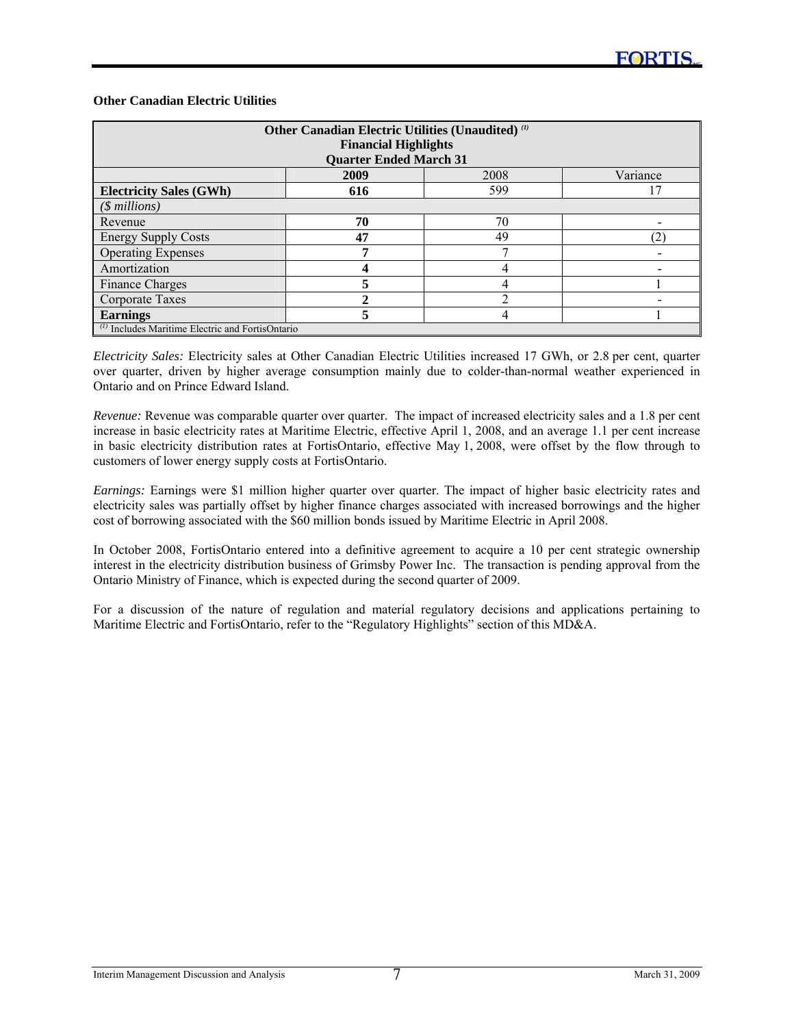### Other Canadian Electric Utilities

| Other Canadian Electric Utilities (Unaudited) [(1)] Financial Highlights Quarter Ended March 31 | | | |
|---|---|---|---|
| | **2009** | 2008 | Variance |
| **Electricity Sales (GWh)** | **616** | 599 | 17 |
| *($ millions)* | | | |
| Revenue | **70** | 70 | - |
| Energy Supply Costs | **47** | 49 | (2) |
| Operating Expenses | **7** | 7 | - |
| Amortization | **4** | 4 | - |
| Finance Charges | **5** | 4 | 1 |
| Corporate Taxes | **2** | 2 | - |
| **Earnings** | **5** | 4 | 1 |

[(1)] Includes Maritime Electric and FortisOntario

*Electricity Sales:* Electricity sales at Other Canadian Electric Utilities increased 17 GWh, or 2.8 per cent, quarter over quarter, driven by higher average consumption mainly due to colder-than-normal weather experienced in Ontario and on Prince Edward Island.

*Revenue:* Revenue was comparable quarter over quarter. The impact of increased electricity sales and a 1.8 per cent increase in basic electricity rates at Maritime Electric, effective April 1, 2008, and an average 1.1 per cent increase in basic electricity distribution rates at FortisOntario, effective May 1, 2008, were offset by the flow through to customers of lower energy supply costs at FortisOntario.

*Earnings:* Earnings were $1 million higher quarter over quarter. The impact of higher basic electricity rates and electricity sales was partially offset by higher finance charges associated with increased borrowings and the higher cost of borrowing associated with the $60 million bonds issued by Maritime Electric in April 2008.

In October 2008, FortisOntario entered into a definitive agreement to acquire a 10 per cent strategic ownership interest in the electricity distribution business of Grimsby Power Inc. The transaction is pending approval from the Ontario Ministry of Finance, which is expected during the second quarter of 2009.

For a discussion of the nature of regulation and material regulatory decisions and applications pertaining to Maritime Electric and FortisOntario, refer to the "Regulatory Highlights" section of this MD&A.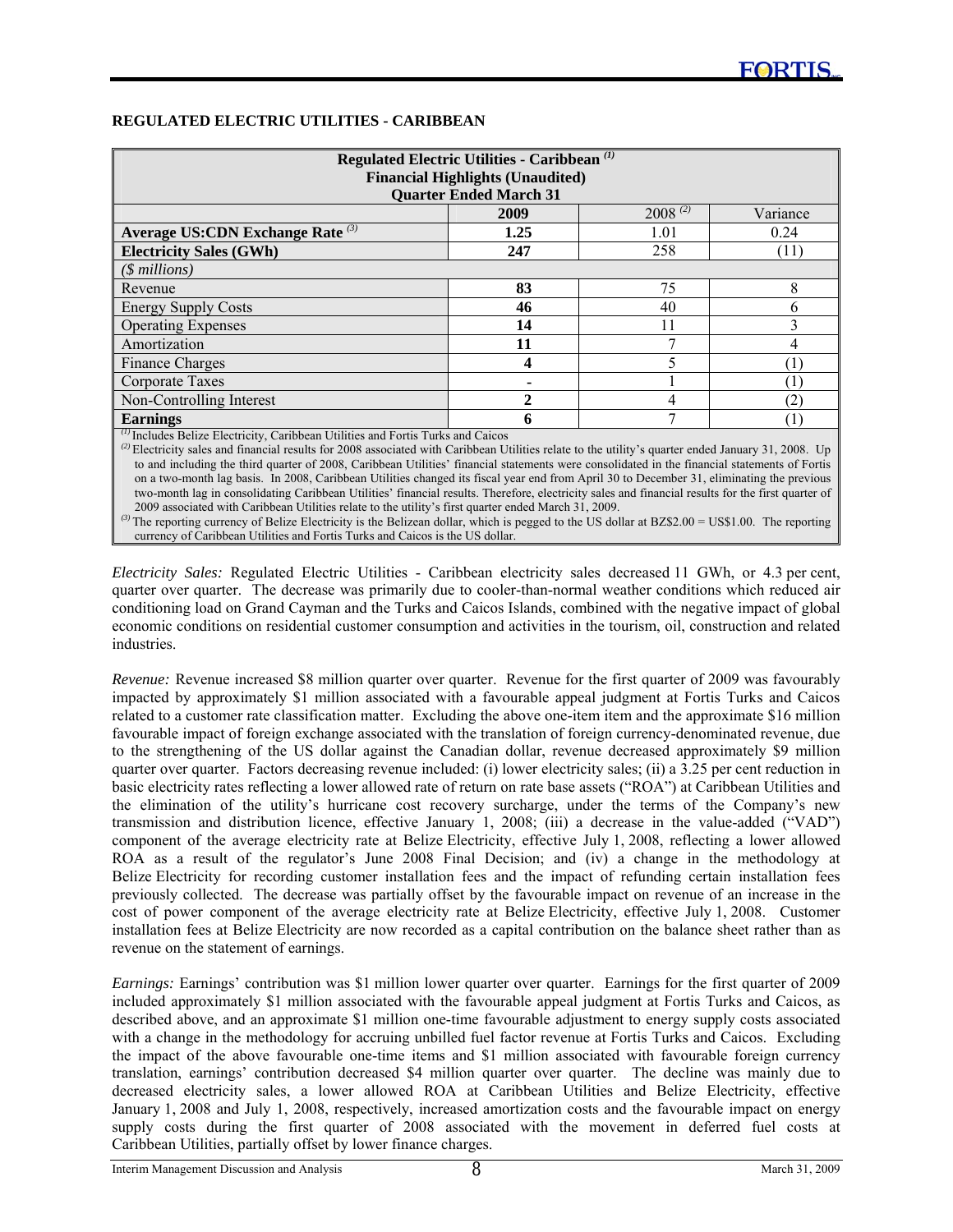## REGULATED ELECTRIC UTILITIES - CARIBBEAN

| Regulated Electric Utilities - Caribbean [(1)] Financial Highlights (Unaudited) Quarter Ended March 31 | | | |
|---|---|---|---|
| | **2009** | 2008 [(2)] | Variance |
| **Average US:CDN Exchange Rate** [(3)] | **1.25** | 1.01 | 0.24 |
| **Electricity Sales (GWh)** | **247** | 258 | (11) |
| *($ millions)* | | | |
| Revenue | **83** | 75 | 8 |
| Energy Supply Costs | **46** | 40 | 6 |
| Operating Expenses | **14** | 11 | 3 |
| Amortization | **11** | 7 | 4 |
| Finance Charges | **4** | 5 | (1) |
| Corporate Taxes | **-** | 1 | (1) |
| Non-Controlling Interest | **2** | 4 | (2) |
| **Earnings** | **6** | 7 | (1) |

[(1)] Includes Belize Electricity, Caribbean Utilities and Fortis Turks and Caicos

[(2)] Electricity sales and financial results for 2008 associated with Caribbean Utilities relate to the utility's quarter ended January 31, 2008. Up to and including the third quarter of 2008, Caribbean Utilities' financial statements were consolidated in the financial statements of Fortis on a two-month lag basis. In 2008, Caribbean Utilities changed its fiscal year end from April 30 to December 31, eliminating the previous two-month lag in consolidating Caribbean Utilities' financial results. Therefore, electricity sales and financial results for the first quarter of 2009 associated with Caribbean Utilities relate to the utility's first quarter ended March 31, 2009.

[(3)] The reporting currency of Belize Electricity is the Belizean dollar, which is pegged to the US dollar at BZ$2.00 = US$1.00. The reporting currency of Caribbean Utilities and Fortis Turks and Caicos is the US dollar.

*Electricity Sales:* Regulated Electric Utilities - Caribbean electricity sales decreased 11 GWh, or 4.3 per cent, quarter over quarter. The decrease was primarily due to cooler-than-normal weather conditions which reduced air conditioning load on Grand Cayman and the Turks and Caicos Islands, combined with the negative impact of global economic conditions on residential customer consumption and activities in the tourism, oil, construction and related industries.

*Revenue:* Revenue increased $8 million quarter over quarter. Revenue for the first quarter of 2009 was favourably impacted by approximately $1 million associated with a favourable appeal judgment at Fortis Turks and Caicos related to a customer rate classification matter. Excluding the above one-item item and the approximate $16 million favourable impact of foreign exchange associated with the translation of foreign currency-denominated revenue, due to the strengthening of the US dollar against the Canadian dollar, revenue decreased approximately $9 million quarter over quarter. Factors decreasing revenue included: (i) lower electricity sales; (ii) a 3.25 per cent reduction in basic electricity rates reflecting a lower allowed rate of return on rate base assets ("ROA") at Caribbean Utilities and the elimination of the utility's hurricane cost recovery surcharge, under the terms of the Company's new transmission and distribution licence, effective January 1, 2008; (iii) a decrease in the value-added ("VAD") component of the average electricity rate at Belize Electricity, effective July 1, 2008, reflecting a lower allowed ROA as a result of the regulator's June 2008 Final Decision; and (iv) a change in the methodology at Belize Electricity for recording customer installation fees and the impact of refunding certain installation fees previously collected. The decrease was partially offset by the favourable impact on revenue of an increase in the cost of power component of the average electricity rate at Belize Electricity, effective July 1, 2008. Customer installation fees at Belize Electricity are now recorded as a capital contribution on the balance sheet rather than as revenue on the statement of earnings.

*Earnings:* Earnings' contribution was $1 million lower quarter over quarter. Earnings for the first quarter of 2009 included approximately $1 million associated with the favourable appeal judgment at Fortis Turks and Caicos, as described above, and an approximate $1 million one-time favourable adjustment to energy supply costs associated with a change in the methodology for accruing unbilled fuel factor revenue at Fortis Turks and Caicos. Excluding the impact of the above favourable one-time items and $1 million associated with favourable foreign currency translation, earnings' contribution decreased $4 million quarter over quarter. The decline was mainly due to decreased electricity sales, a lower allowed ROA at Caribbean Utilities and Belize Electricity, effective January 1, 2008 and July 1, 2008, respectively, increased amortization costs and the favourable impact on energy supply costs during the first quarter of 2008 associated with the movement in deferred fuel costs at Caribbean Utilities, partially offset by lower finance charges.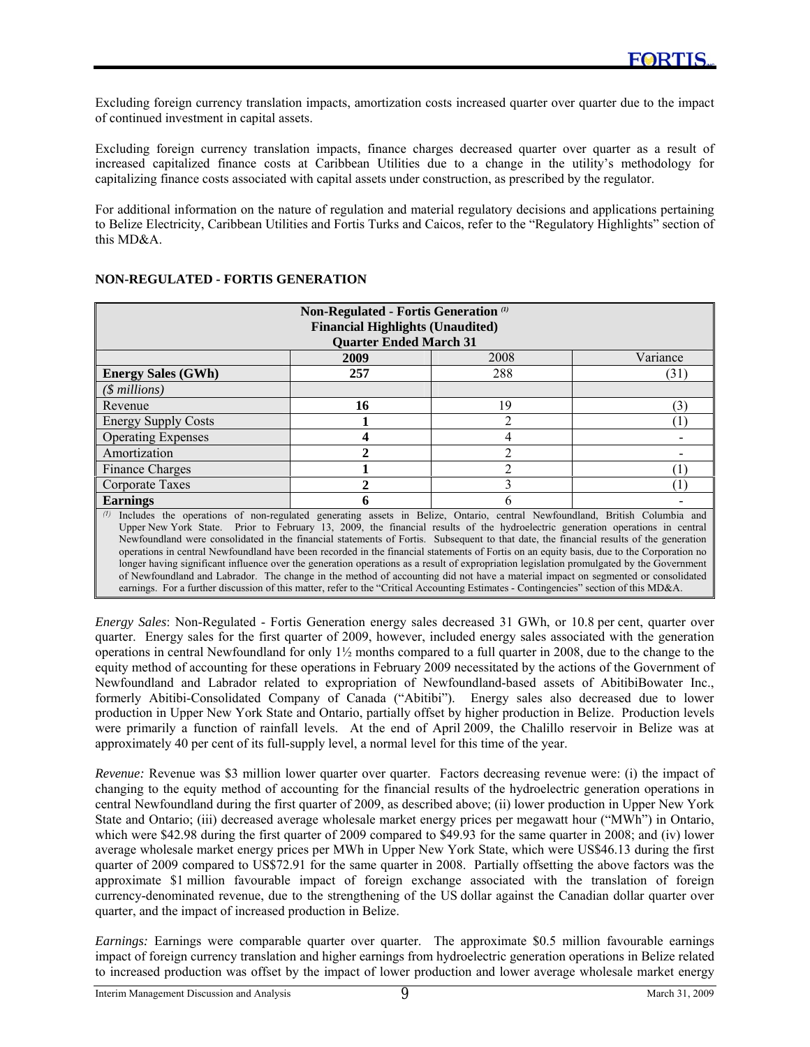Excluding foreign currency translation impacts, amortization costs increased quarter over quarter due to the impact of continued investment in capital assets.

Excluding foreign currency translation impacts, finance charges decreased quarter over quarter as a result of increased capitalized finance costs at Caribbean Utilities due to a change in the utility's methodology for capitalizing finance costs associated with capital assets under construction, as prescribed by the regulator.

For additional information on the nature of regulation and material regulatory decisions and applications pertaining to Belize Electricity, Caribbean Utilities and Fortis Turks and Caicos, refer to the "Regulatory Highlights" section of this MD&A.

## NON-REGULATED - FORTIS GENERATION

| Non-Regulated - Fortis Generation (1) Financial Highlights (Unaudited) Quarter Ended March 31 | | | |
|---|---|---|---|
| | **2009** | 2008 | Variance |
| **Energy Sales (GWh)** | **257** | 288 | (31) |
| *($ millions)* | | | |
| Revenue | **16** | 19 | (3) |
| Energy Supply Costs | **1** | 2 | (1) |
| Operating Expenses | **4** | 4 | - |
| Amortization | **2** | 2 | - |
| Finance Charges | **1** | 2 | (1) |
| Corporate Taxes | **2** | 3 | (1) |
| **Earnings** | **6** | 6 | - |

(1) Includes the operations of non-regulated generating assets in Belize, Ontario, central Newfoundland, British Columbia and Upper New York State. Prior to February 13, 2009, the financial results of the hydroelectric generation operations in central Newfoundland were consolidated in the financial statements of Fortis. Subsequent to that date, the financial results of the generation operations in central Newfoundland have been recorded in the financial statements of Fortis on an equity basis, due to the Corporation no longer having significant influence over the generation operations as a result of expropriation legislation promulgated by the Government of Newfoundland and Labrador. The change in the method of accounting did not have a material impact on segmented or consolidated earnings. For a further discussion of this matter, refer to the "Critical Accounting Estimates - Contingencies" section of this MD&A.

*Energy Sales*: Non-Regulated - Fortis Generation energy sales decreased 31 GWh, or 10.8 per cent, quarter over quarter. Energy sales for the first quarter of 2009, however, included energy sales associated with the generation operations in central Newfoundland for only 1½ months compared to a full quarter in 2008, due to the change to the equity method of accounting for these operations in February 2009 necessitated by the actions of the Government of Newfoundland and Labrador related to expropriation of Newfoundland-based assets of AbitibiBowater Inc., formerly Abitibi-Consolidated Company of Canada ("Abitibi"). Energy sales also decreased due to lower production in Upper New York State and Ontario, partially offset by higher production in Belize. Production levels were primarily a function of rainfall levels. At the end of April 2009, the Chalillo reservoir in Belize was at approximately 40 per cent of its full-supply level, a normal level for this time of the year.

*Revenue:* Revenue was $3 million lower quarter over quarter. Factors decreasing revenue were: (i) the impact of changing to the equity method of accounting for the financial results of the hydroelectric generation operations in central Newfoundland during the first quarter of 2009, as described above; (ii) lower production in Upper New York State and Ontario; (iii) decreased average wholesale market energy prices per megawatt hour ("MWh") in Ontario, which were $42.98 during the first quarter of 2009 compared to $49.93 for the same quarter in 2008; and (iv) lower average wholesale market energy prices per MWh in Upper New York State, which were US$46.13 during the first quarter of 2009 compared to US$72.91 for the same quarter in 2008. Partially offsetting the above factors was the approximate $1 million favourable impact of foreign exchange associated with the translation of foreign currency-denominated revenue, due to the strengthening of the US dollar against the Canadian dollar quarter over quarter, and the impact of increased production in Belize.

*Earnings:* Earnings were comparable quarter over quarter. The approximate $0.5 million favourable earnings impact of foreign currency translation and higher earnings from hydroelectric generation operations in Belize related to increased production was offset by the impact of lower production and lower average wholesale market energy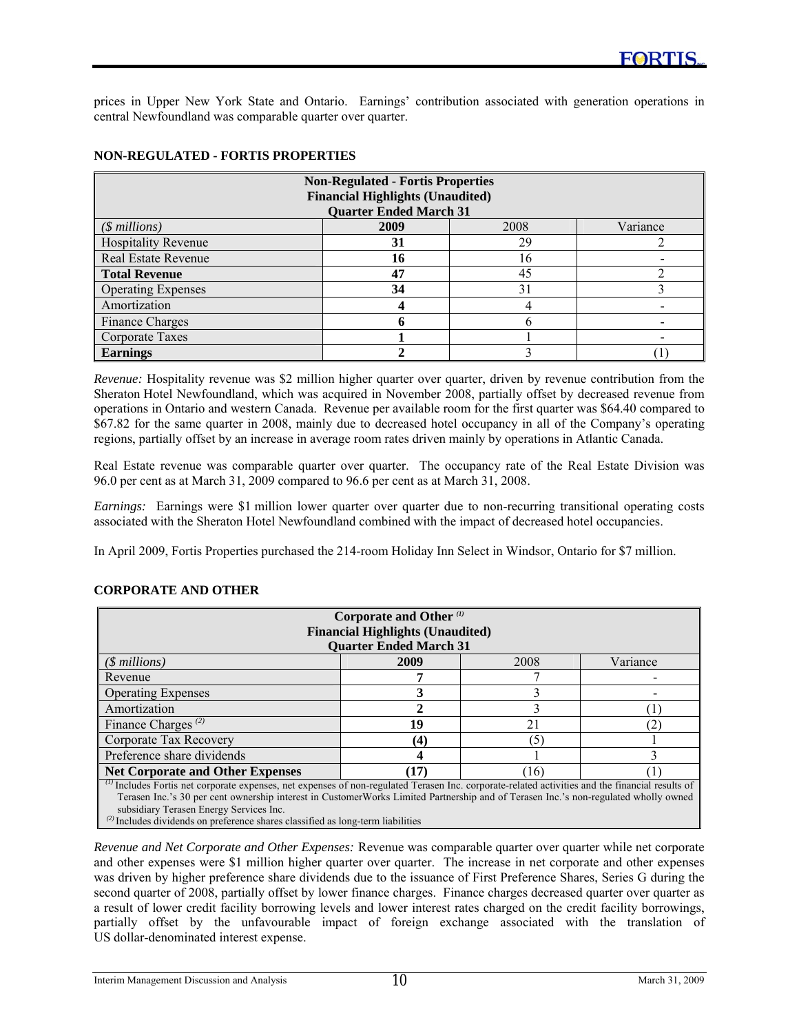prices in Upper New York State and Ontario. Earnings' contribution associated with generation operations in central Newfoundland was comparable quarter over quarter.

**NON-REGULATED - FORTIS PROPERTIES**

| Non-Regulated - Fortis Properties<br>Financial Highlights (Unaudited)<br>Quarter Ended March 31 | | | |
|---|---|---|---|
| *($ millions)* | **2009** | 2008 | Variance |
| Hospitality Revenue | **31** | 29 | 2 |
| Real Estate Revenue | **16** | 16 | - |
| **Total Revenue** | **47** | 45 | 2 |
| Operating Expenses | **34** | 31 | 3 |
| Amortization | **4** | 4 | - |
| Finance Charges | **6** | 6 | - |
| Corporate Taxes | **1** | 1 | - |
| **Earnings** | **2** | 3 | (1) |

*Revenue:* Hospitality revenue was $2 million higher quarter over quarter, driven by revenue contribution from the Sheraton Hotel Newfoundland, which was acquired in November 2008, partially offset by decreased revenue from operations in Ontario and western Canada. Revenue per available room for the first quarter was $64.40 compared to $67.82 for the same quarter in 2008, mainly due to decreased hotel occupancy in all of the Company's operating regions, partially offset by an increase in average room rates driven mainly by operations in Atlantic Canada.

Real Estate revenue was comparable quarter over quarter. The occupancy rate of the Real Estate Division was 96.0 per cent as at March 31, 2009 compared to 96.6 per cent as at March 31, 2008.

*Earnings:* Earnings were $1 million lower quarter over quarter due to non-recurring transitional operating costs associated with the Sheraton Hotel Newfoundland combined with the impact of decreased hotel occupancies.

In April 2009, Fortis Properties purchased the 214-room Holiday Inn Select in Windsor, Ontario for $7 million.

**CORPORATE AND OTHER**

| Corporate and Other [(1)]<br>Financial Highlights (Unaudited)<br>Quarter Ended March 31 | | | |
|---|---|---|---|
| *($ millions)* | **2009** | 2008 | Variance |
| Revenue | **7** | 7 | - |
| Operating Expenses | **3** | 3 | - |
| Amortization | **2** | 3 | (1) |
| Finance Charges [(2)] | **19** | 21 | (2) |
| Corporate Tax Recovery | **(4)** | (5) | 1 |
| Preference share dividends | **4** | 1 | 3 |
| **Net Corporate and Other Expenses** | **(17)** | (16) | (1) |

[(1)] Includes Fortis net corporate expenses, net expenses of non-regulated Terasen Inc. corporate-related activities and the financial results of Terasen Inc.'s 30 per cent ownership interest in CustomerWorks Limited Partnership and of Terasen Inc.'s non-regulated wholly owned subsidiary Terasen Energy Services Inc.
[(2)] Includes dividends on preference shares classified as long-term liabilities

*Revenue and Net Corporate and Other Expenses:* Revenue was comparable quarter over quarter while net corporate and other expenses were $1 million higher quarter over quarter. The increase in net corporate and other expenses was driven by higher preference share dividends due to the issuance of First Preference Shares, Series G during the second quarter of 2008, partially offset by lower finance charges. Finance charges decreased quarter over quarter as a result of lower credit facility borrowing levels and lower interest rates charged on the credit facility borrowings, partially offset by the unfavourable impact of foreign exchange associated with the translation of US dollar-denominated interest expense.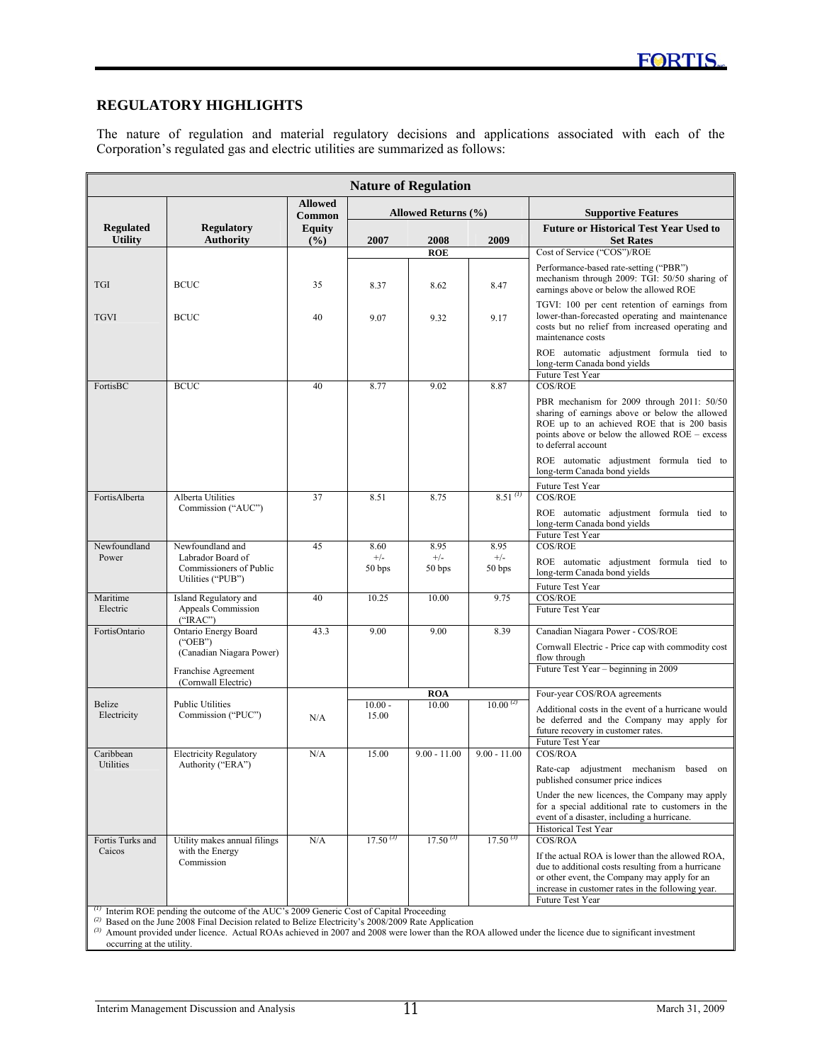## REGULATORY HIGHLIGHTS

The nature of regulation and material regulatory decisions and applications associated with each of the Corporation's regulated gas and electric utilities are summarized as follows:

| Nature of Regulation | | | | | | |
|---|---|---|---|---|---|---|
| Regulated Utility | Regulatory Authority | Allowed Common Equity (%) | Allowed Returns (%) | | | Supportive Features |
| | | | 2007 | 2008 | 2009 | Future or Historical Test Year Used to Set Rates |
| | | | | ROE | | Cost of Service ("COS")/ROE |
| TGI | BCUC | 35 | 8.37 | 8.62 | 8.47 | Performance-based rate-setting ("PBR") mechanism through 2009: TGI: 50/50 sharing of earnings above or below the allowed ROE |
| TGVI | BCUC | 40 | 9.07 | 9.32 | 9.17 | TGVI: 100 per cent retention of earnings from lower-than-forecasted operating and maintenance costs but no relief from increased operating and maintenance costs<br>ROE automatic adjustment formula tied to long-term Canada bond yields<br>Future Test Year |
| FortisBC | BCUC | 40 | 8.77 | 9.02 | 8.87 | COS/ROE<br>PBR mechanism for 2009 through 2011: 50/50 sharing of earnings above or below the allowed ROE up to an achieved ROE that is 200 basis points above or below the allowed ROE – excess to deferral account<br>ROE automatic adjustment formula tied to long-term Canada bond yields<br>Future Test Year |
| FortisAlberta | Alberta Utilities Commission ("AUC") | 37 | 8.51 | 8.75 | 8.51 [(1)] | COS/ROE<br>ROE automatic adjustment formula tied to long-term Canada bond yields<br>Future Test Year |
| Newfoundland Power | Newfoundland and Labrador Board of Commissioners of Public Utilities ("PUB") | 45 | 8.60 +/- 50 bps | 8.95 +/- 50 bps | 8.95 +/- 50 bps | COS/ROE<br>ROE automatic adjustment formula tied to long-term Canada bond yields<br>Future Test Year |
| Maritime Electric | Island Regulatory and Appeals Commission ("IRAC") | 40 | 10.25 | 10.00 | 9.75 | COS/ROE<br>Future Test Year |
| FortisOntario | Ontario Energy Board ("OEB") (Canadian Niagara Power)<br>Franchise Agreement (Cornwall Electric) | 43.3 | 9.00 | 9.00 | 8.39 | Canadian Niagara Power - COS/ROE<br>Cornwall Electric - Price cap with commodity cost flow through<br>Future Test Year – beginning in 2009 |
| | | | | ROA | | Four-year COS/ROA agreements |
| Belize Electricity | Public Utilities Commission ("PUC") | N/A | 10.00 - 15.00 | 10.00 | 10.00 [(2)] | Additional costs in the event of a hurricane would be deferred and the Company may apply for future recovery in customer rates.<br>Future Test Year |
| Caribbean Utilities | Electricity Regulatory Authority ("ERA") | N/A | 15.00 | 9.00 - 11.00 | 9.00 - 11.00 | COS/ROA<br>Rate-cap adjustment mechanism based on published consumer price indices<br>Under the new licences, the Company may apply for a special additional rate to customers in the event of a disaster, including a hurricane.<br>Historical Test Year |
| Fortis Turks and Caicos | Utility makes annual filings with the Energy Commission | N/A | 17.50 [(3)] | 17.50 [(3)] | 17.50 [(3)] | COS/ROA<br>If the actual ROA is lower than the allowed ROA, due to additional costs resulting from a hurricane or other event, the Company may apply for an increase in customer rates in the following year.<br>Future Test Year |

[(1)] Interim ROE pending the outcome of the AUC's 2009 Generic Cost of Capital Proceeding
[(2)] Based on the June 2008 Final Decision related to Belize Electricity's 2008/2009 Rate Application
[(3)] Amount provided under licence. Actual ROAs achieved in 2007 and 2008 were lower than the ROA allowed under the licence due to significant investment occurring at the utility.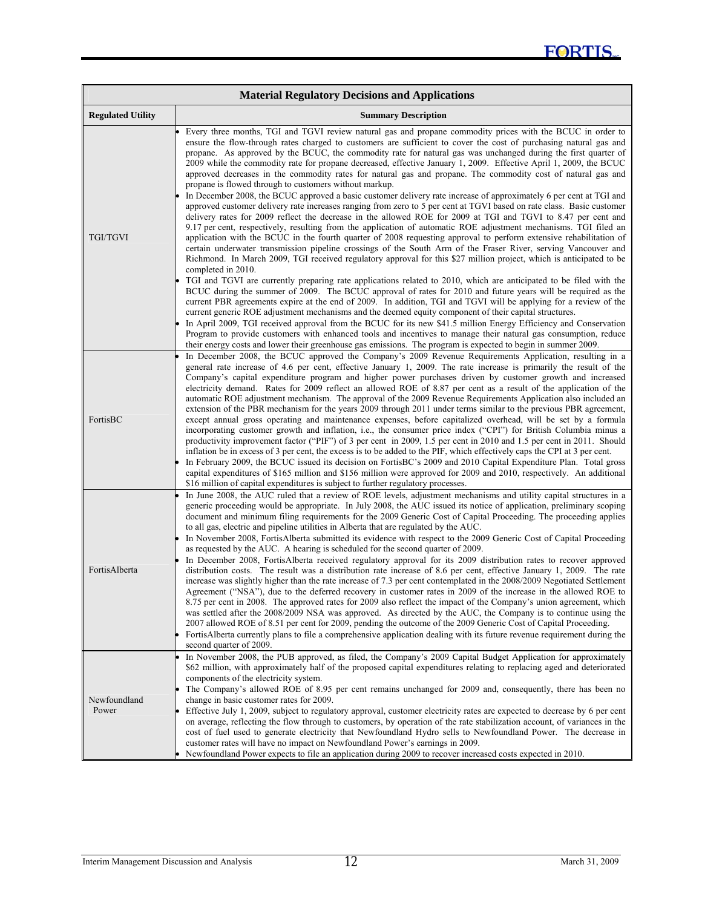| Material Regulatory Decisions and Applications | |
|---|---|
| **Regulated Utility** | **Summary Description** |
| TGI/TGVI | • Every three months, TGI and TGVI review natural gas and propane commodity prices with the BCUC in order to ensure the flow-through rates charged to customers are sufficient to cover the cost of purchasing natural gas and propane. As approved by the BCUC, the commodity rate for natural gas was unchanged during the first quarter of 2009 while the commodity rate for propane decreased, effective January 1, 2009. Effective April 1, 2009, the BCUC approved decreases in the commodity rates for natural gas and propane. The commodity cost of natural gas and propane is flowed through to customers without markup.<br>• In December 2008, the BCUC approved a basic customer delivery rate increase of approximately 6 per cent at TGI and approved customer delivery rate increases ranging from zero to 5 per cent at TGVI based on rate class. Basic customer delivery rates for 2009 reflect the decrease in the allowed ROE for 2009 at TGI and TGVI to 8.47 per cent and 9.17 per cent, respectively, resulting from the application of automatic ROE adjustment mechanisms. TGI filed an application with the BCUC in the fourth quarter of 2008 requesting approval to perform extensive rehabilitation of certain underwater transmission pipeline crossings of the South Arm of the Fraser River, serving Vancouver and Richmond. In March 2009, TGI received regulatory approval for this $27 million project, which is anticipated to be completed in 2010.<br>• TGI and TGVI are currently preparing rate applications related to 2010, which are anticipated to be filed with the BCUC during the summer of 2009. The BCUC approval of rates for 2010 and future years will be required as the current PBR agreements expire at the end of 2009. In addition, TGI and TGVI will be applying for a review of the current generic ROE adjustment mechanisms and the deemed equity component of their capital structures.<br>• In April 2009, TGI received approval from the BCUC for its new $41.5 million Energy Efficiency and Conservation Program to provide customers with enhanced tools and incentives to manage their natural gas consumption, reduce their energy costs and lower their greenhouse gas emissions. The program is expected to begin in summer 2009. |
| FortisBC | • In December 2008, the BCUC approved the Company's 2009 Revenue Requirements Application, resulting in a general rate increase of 4.6 per cent, effective January 1, 2009. The rate increase is primarily the result of the Company's capital expenditure program and higher power purchases driven by customer growth and increased electricity demand. Rates for 2009 reflect an allowed ROE of 8.87 per cent as a result of the application of the automatic ROE adjustment mechanism. The approval of the 2009 Revenue Requirements Application also included an extension of the PBR mechanism for the years 2009 through 2011 under terms similar to the previous PBR agreement, except annual gross operating and maintenance expenses, before capitalized overhead, will be set by a formula incorporating customer growth and inflation, i.e., the consumer price index ("CPI") for British Columbia minus a productivity improvement factor ("PIF") of 3 per cent in 2009, 1.5 per cent in 2010 and 1.5 per cent in 2011. Should inflation be in excess of 3 per cent, the excess is to be added to the PIF, which effectively caps the CPI at 3 per cent.<br>• In February 2009, the BCUC issued its decision on FortisBC's 2009 and 2010 Capital Expenditure Plan. Total gross capital expenditures of $165 million and $156 million were approved for 2009 and 2010, respectively. An additional $16 million of capital expenditures is subject to further regulatory processes. |
| FortisAlberta | • In June 2008, the AUC ruled that a review of ROE levels, adjustment mechanisms and utility capital structures in a generic proceeding would be appropriate. In July 2008, the AUC issued its notice of application, preliminary scoping document and minimum filing requirements for the 2009 Generic Cost of Capital Proceeding. The proceeding applies to all gas, electric and pipeline utilities in Alberta that are regulated by the AUC.<br>• In November 2008, FortisAlberta submitted its evidence with respect to the 2009 Generic Cost of Capital Proceeding as requested by the AUC. A hearing is scheduled for the second quarter of 2009.<br>• In December 2008, FortisAlberta received regulatory approval for its 2009 distribution rates to recover approved distribution costs. The result was a distribution rate increase of 8.6 per cent, effective January 1, 2009. The rate increase was slightly higher than the rate increase of 7.3 per cent contemplated in the 2008/2009 Negotiated Settlement Agreement ("NSA"), due to the deferred recovery in customer rates in 2009 of the increase in the allowed ROE to 8.75 per cent in 2008. The approved rates for 2009 also reflect the impact of the Company's union agreement, which was settled after the 2008/2009 NSA was approved. As directed by the AUC, the Company is to continue using the 2007 allowed ROE of 8.51 per cent for 2009, pending the outcome of the 2009 Generic Cost of Capital Proceeding.<br>• FortisAlberta currently plans to file a comprehensive application dealing with its future revenue requirement during the second quarter of 2009. |
| Newfoundland Power | • In November 2008, the PUB approved, as filed, the Company's 2009 Capital Budget Application for approximately $62 million, with approximately half of the proposed capital expenditures relating to replacing aged and deteriorated components of the electricity system.<br>• The Company's allowed ROE of 8.95 per cent remains unchanged for 2009 and, consequently, there has been no change in basic customer rates for 2009.<br>• Effective July 1, 2009, subject to regulatory approval, customer electricity rates are expected to decrease by 6 per cent on average, reflecting the flow through to customers, by operation of the rate stabilization account, of variances in the cost of fuel used to generate electricity that Newfoundland Hydro sells to Newfoundland Power. The decrease in customer rates will have no impact on Newfoundland Power's earnings in 2009.<br>• Newfoundland Power expects to file an application during 2009 to recover increased costs expected in 2010. |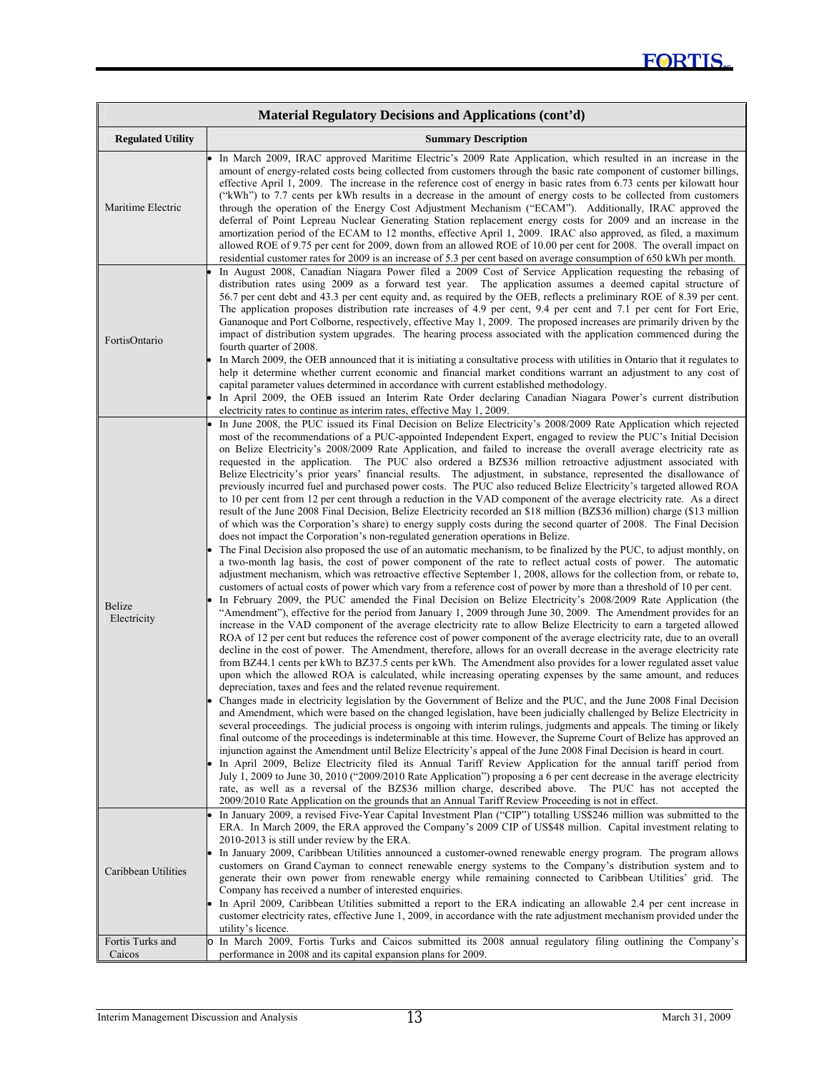| Material Regulatory Decisions and Applications (cont'd) | |
|---|---|
| **Regulated Utility** | **Summary Description** |
| Maritime Electric | • In March 2009, IRAC approved Maritime Electric's 2009 Rate Application, which resulted in an increase in the amount of energy-related costs being collected from customers through the basic rate component of customer billings, effective April 1, 2009. The increase in the reference cost of energy in basic rates from 6.73 cents per kilowatt hour ("kWh") to 7.7 cents per kWh results in a decrease in the amount of energy costs to be collected from customers through the operation of the Energy Cost Adjustment Mechanism ("ECAM"). Additionally, IRAC approved the deferral of Point Lepreau Nuclear Generating Station replacement energy costs for 2009 and an increase in the amortization period of the ECAM to 12 months, effective April 1, 2009. IRAC also approved, as filed, a maximum allowed ROE of 9.75 per cent for 2009, down from an allowed ROE of 10.00 per cent for 2008. The overall impact on residential customer rates for 2009 is an increase of 5.3 per cent based on average consumption of 650 kWh per month. |
| FortisOntario | • In August 2008, Canadian Niagara Power filed a 2009 Cost of Service Application requesting the rebasing of distribution rates using 2009 as a forward test year. The application assumes a deemed capital structure of 56.7 per cent debt and 43.3 per cent equity and, as required by the OEB, reflects a preliminary ROE of 8.39 per cent. The application proposes distribution rate increases of 4.9 per cent, 9.4 per cent and 7.1 per cent for Fort Erie, Gananoque and Port Colborne, respectively, effective May 1, 2009. The proposed increases are primarily driven by the impact of distribution system upgrades. The hearing process associated with the application commenced during the fourth quarter of 2008.<br>• In March 2009, the OEB announced that it is initiating a consultative process with utilities in Ontario that it regulates to help it determine whether current economic and financial market conditions warrant an adjustment to any cost of capital parameter values determined in accordance with current established methodology.<br>• In April 2009, the OEB issued an Interim Rate Order declaring Canadian Niagara Power's current distribution electricity rates to continue as interim rates, effective May 1, 2009. |
| Belize Electricity | • In June 2008, the PUC issued its Final Decision on Belize Electricity's 2008/2009 Rate Application which rejected most of the recommendations of a PUC-appointed Independent Expert, engaged to review the PUC's Initial Decision on Belize Electricity's 2008/2009 Rate Application, and failed to increase the overall average electricity rate as requested in the application. The PUC also ordered a BZ$36 million retroactive adjustment associated with Belize Electricity's prior years' financial results. The adjustment, in substance, represented the disallowance of previously incurred fuel and purchased power costs. The PUC also reduced Belize Electricity's targeted allowed ROA to 10 per cent from 12 per cent through a reduction in the VAD component of the average electricity rate. As a direct result of the June 2008 Final Decision, Belize Electricity recorded an $18 million (BZ$36 million) charge ($13 million of which was the Corporation's share) to energy supply costs during the second quarter of 2008. The Final Decision does not impact the Corporation's non-regulated generation operations in Belize.<br>• The Final Decision also proposed the use of an automatic mechanism, to be finalized by the PUC, to adjust monthly, on a two-month lag basis, the cost of power component of the rate to reflect actual costs of power. The automatic adjustment mechanism, which was retroactive effective September 1, 2008, allows for the collection from, or rebate to, customers of actual costs of power which vary from a reference cost of power by more than a threshold of 10 per cent.<br>• In February 2009, the PUC amended the Final Decision on Belize Electricity's 2008/2009 Rate Application (the "Amendment"), effective for the period from January 1, 2009 through June 30, 2009. The Amendment provides for an increase in the VAD component of the average electricity rate to allow Belize Electricity to earn a targeted allowed ROA of 12 per cent but reduces the reference cost of power component of the average electricity rate, due to an overall decline in the cost of power. The Amendment, therefore, allows for an overall decrease in the average electricity rate from BZ44.1 cents per kWh to BZ37.5 cents per kWh. The Amendment also provides for a lower regulated asset value upon which the allowed ROA is calculated, while increasing operating expenses by the same amount, and reduces depreciation, taxes and fees and the related revenue requirement.<br>• Changes made in electricity legislation by the Government of Belize and the PUC, and the June 2008 Final Decision and Amendment, which were based on the changed legislation, have been judicially challenged by Belize Electricity in several proceedings. The judicial process is ongoing with interim rulings, judgments and appeals. The timing or likely final outcome of the proceedings is indeterminable at this time. However, the Supreme Court of Belize has approved an injunction against the Amendment until Belize Electricity's appeal of the June 2008 Final Decision is heard in court.<br>• In April 2009, Belize Electricity filed its Annual Tariff Review Application for the annual tariff period from July 1, 2009 to June 30, 2010 ("2009/2010 Rate Application") proposing a 6 per cent decrease in the average electricity rate, as well as a reversal of the BZ$36 million charge, described above. The PUC has not accepted the 2009/2010 Rate Application on the grounds that an Annual Tariff Review Proceeding is not in effect. |
| Caribbean Utilities | • In January 2009, a revised Five-Year Capital Investment Plan ("CIP") totalling US$246 million was submitted to the ERA. In March 2009, the ERA approved the Company's 2009 CIP of US$48 million. Capital investment relating to 2010-2013 is still under review by the ERA.<br>• In January 2009, Caribbean Utilities announced a customer-owned renewable energy program. The program allows customers on Grand Cayman to connect renewable energy systems to the Company's distribution system and to generate their own power from renewable energy while remaining connected to Caribbean Utilities' grid. The Company has received a number of interested enquiries.<br>• In April 2009, Caribbean Utilities submitted a report to the ERA indicating an allowable 2.4 per cent increase in customer electricity rates, effective June 1, 2009, in accordance with the rate adjustment mechanism provided under the utility's licence. |
| Fortis Turks and Caicos | o In March 2009, Fortis Turks and Caicos submitted its 2008 annual regulatory filing outlining the Company's performance in 2008 and its capital expansion plans for 2009. |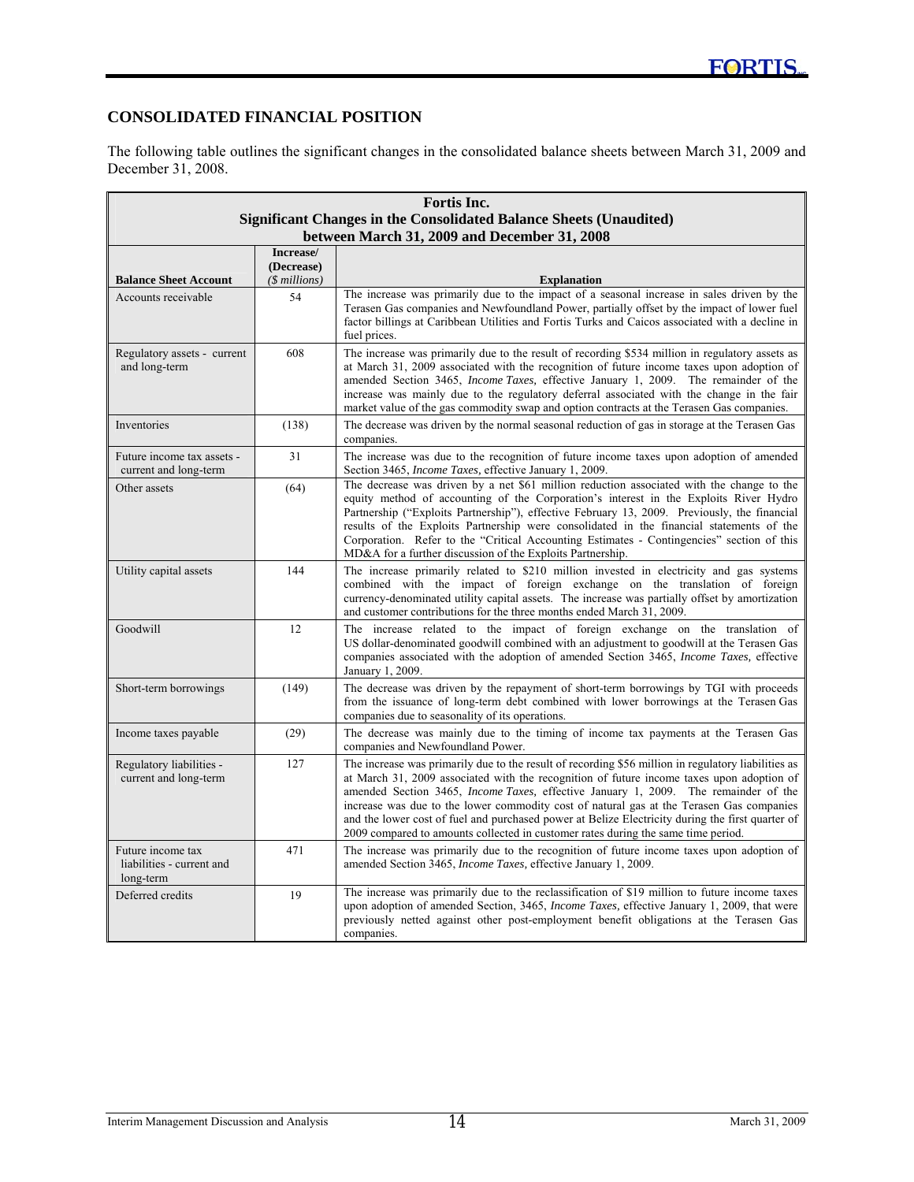## CONSOLIDATED FINANCIAL POSITION

The following table outlines the significant changes in the consolidated balance sheets between March 31, 2009 and December 31, 2008.

**Fortis Inc.**
**Significant Changes in the Consolidated Balance Sheets (Unaudited)**
**between March 31, 2009 and December 31, 2008**

| Balance Sheet Account | Increase/ (Decrease) *($ millions)* | Explanation |
|---|---|---|
| Accounts receivable | 54 | The increase was primarily due to the impact of a seasonal increase in sales driven by the Terasen Gas companies and Newfoundland Power, partially offset by the impact of lower fuel factor billings at Caribbean Utilities and Fortis Turks and Caicos associated with a decline in fuel prices. |
| Regulatory assets - current and long-term | 608 | The increase was primarily due to the result of recording $534 million in regulatory assets as at March 31, 2009 associated with the recognition of future income taxes upon adoption of amended Section 3465, *Income Taxes,* effective January 1, 2009. The remainder of the increase was mainly due to the regulatory deferral associated with the change in the fair market value of the gas commodity swap and option contracts at the Terasen Gas companies. |
| Inventories | (138) | The decrease was driven by the normal seasonal reduction of gas in storage at the Terasen Gas companies. |
| Future income tax assets - current and long-term | 31 | The increase was due to the recognition of future income taxes upon adoption of amended Section 3465, *Income Taxes,* effective January 1, 2009. |
| Other assets | (64) | The decrease was driven by a net $61 million reduction associated with the change to the equity method of accounting of the Corporation's interest in the Exploits River Hydro Partnership ("Exploits Partnership"), effective February 13, 2009. Previously, the financial results of the Exploits Partnership were consolidated in the financial statements of the Corporation. Refer to the "Critical Accounting Estimates - Contingencies" section of this MD&A for a further discussion of the Exploits Partnership. |
| Utility capital assets | 144 | The increase primarily related to $210 million invested in electricity and gas systems combined with the impact of foreign exchange on the translation of foreign currency-denominated utility capital assets. The increase was partially offset by amortization and customer contributions for the three months ended March 31, 2009. |
| Goodwill | 12 | The increase related to the impact of foreign exchange on the translation of US dollar-denominated goodwill combined with an adjustment to goodwill at the Terasen Gas companies associated with the adoption of amended Section 3465, *Income Taxes,* effective January 1, 2009. |
| Short-term borrowings | (149) | The decrease was driven by the repayment of short-term borrowings by TGI with proceeds from the issuance of long-term debt combined with lower borrowings at the Terasen Gas companies due to seasonality of its operations. |
| Income taxes payable | (29) | The decrease was mainly due to the timing of income tax payments at the Terasen Gas companies and Newfoundland Power. |
| Regulatory liabilities - current and long-term | 127 | The increase was primarily due to the result of recording $56 million in regulatory liabilities as at March 31, 2009 associated with the recognition of future income taxes upon adoption of amended Section 3465, *Income Taxes,* effective January 1, 2009. The remainder of the increase was due to the lower commodity cost of natural gas at the Terasen Gas companies and the lower cost of fuel and purchased power at Belize Electricity during the first quarter of 2009 compared to amounts collected in customer rates during the same time period. |
| Future income tax liabilities - current and long-term | 471 | The increase was primarily due to the recognition of future income taxes upon adoption of amended Section 3465, *Income Taxes,* effective January 1, 2009. |
| Deferred credits | 19 | The increase was primarily due to the reclassification of $19 million to future income taxes upon adoption of amended Section, 3465, *Income Taxes,* effective January 1, 2009, that were previously netted against other post-employment benefit obligations at the Terasen Gas companies. |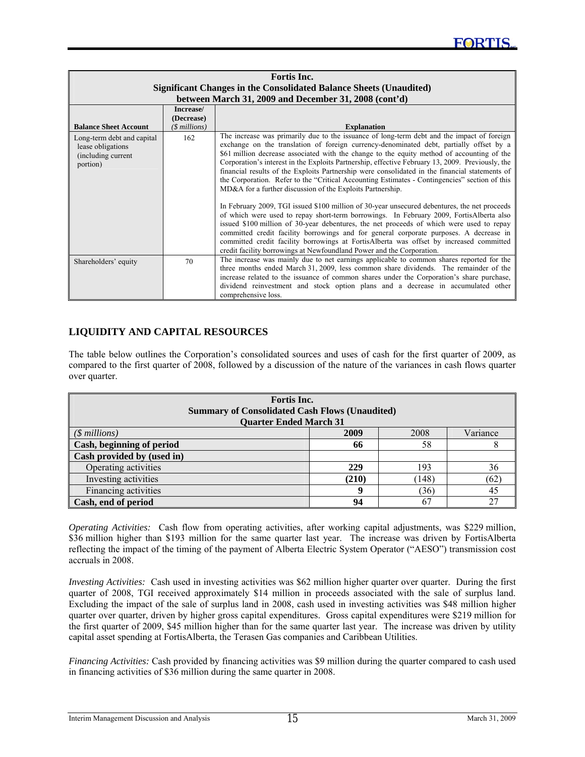| Fortis Inc.<br>Significant Changes in the Consolidated Balance Sheets (Unaudited)<br>between March 31, 2009 and December 31, 2008 (cont'd) | | |
|---|---|---|
| **Balance Sheet Account** | **Increase/ (Decrease)** *($ millions)* | **Explanation** |
| Long-term debt and capital lease obligations (including current portion) | 162 | The increase was primarily due to the issuance of long-term debt and the impact of foreign exchange on the translation of foreign currency-denominated debt, partially offset by a $61 million decrease associated with the change to the equity method of accounting of the Corporation's interest in the Exploits Partnership, effective February 13, 2009. Previously, the financial results of the Exploits Partnership were consolidated in the financial statements of the Corporation. Refer to the "Critical Accounting Estimates - Contingencies" section of this MD&A for a further discussion of the Exploits Partnership.<br><br>In February 2009, TGI issued $100 million of 30-year unsecured debentures, the net proceeds of which were used to repay short-term borrowings. In February 2009, FortisAlberta also issued $100 million of 30-year debentures, the net proceeds of which were used to repay committed credit facility borrowings and for general corporate purposes. A decrease in committed credit facility borrowings at FortisAlberta was offset by increased committed credit facility borrowings at Newfoundland Power and the Corporation. |
| Shareholders' equity | 70 | The increase was mainly due to net earnings applicable to common shares reported for the three months ended March 31, 2009, less common share dividends. The remainder of the increase related to the issuance of common shares under the Corporation's share purchase, dividend reinvestment and stock option plans and a decrease in accumulated other comprehensive loss. |

## LIQUIDITY AND CAPITAL RESOURCES

The table below outlines the Corporation's consolidated sources and uses of cash for the first quarter of 2009, as compared to the first quarter of 2008, followed by a discussion of the nature of the variances in cash flows quarter over quarter.

| Fortis Inc.<br>Summary of Consolidated Cash Flows (Unaudited)<br>Quarter Ended March 31 | | | |
|---|---|---|---|
| *($ millions)* | **2009** | 2008 | Variance |
| **Cash, beginning of period** | **66** | 58 | 8 |
| **Cash provided by (used in)** | | | |
| Operating activities | **229** | 193 | 36 |
| Investing activities | **(210)** | (148) | (62) |
| Financing activities | **9** | (36) | 45 |
| **Cash, end of period** | **94** | 67 | 27 |

*Operating Activities:* Cash flow from operating activities, after working capital adjustments, was $229 million, $36 million higher than $193 million for the same quarter last year. The increase was driven by FortisAlberta reflecting the impact of the timing of the payment of Alberta Electric System Operator ("AESO") transmission cost accruals in 2008.

*Investing Activities:* Cash used in investing activities was $62 million higher quarter over quarter. During the first quarter of 2008, TGI received approximately $14 million in proceeds associated with the sale of surplus land. Excluding the impact of the sale of surplus land in 2008, cash used in investing activities was $48 million higher quarter over quarter, driven by higher gross capital expenditures. Gross capital expenditures were $219 million for the first quarter of 2009, $45 million higher than for the same quarter last year. The increase was driven by utility capital asset spending at FortisAlberta, the Terasen Gas companies and Caribbean Utilities.

*Financing Activities:* Cash provided by financing activities was $9 million during the quarter compared to cash used in financing activities of $36 million during the same quarter in 2008.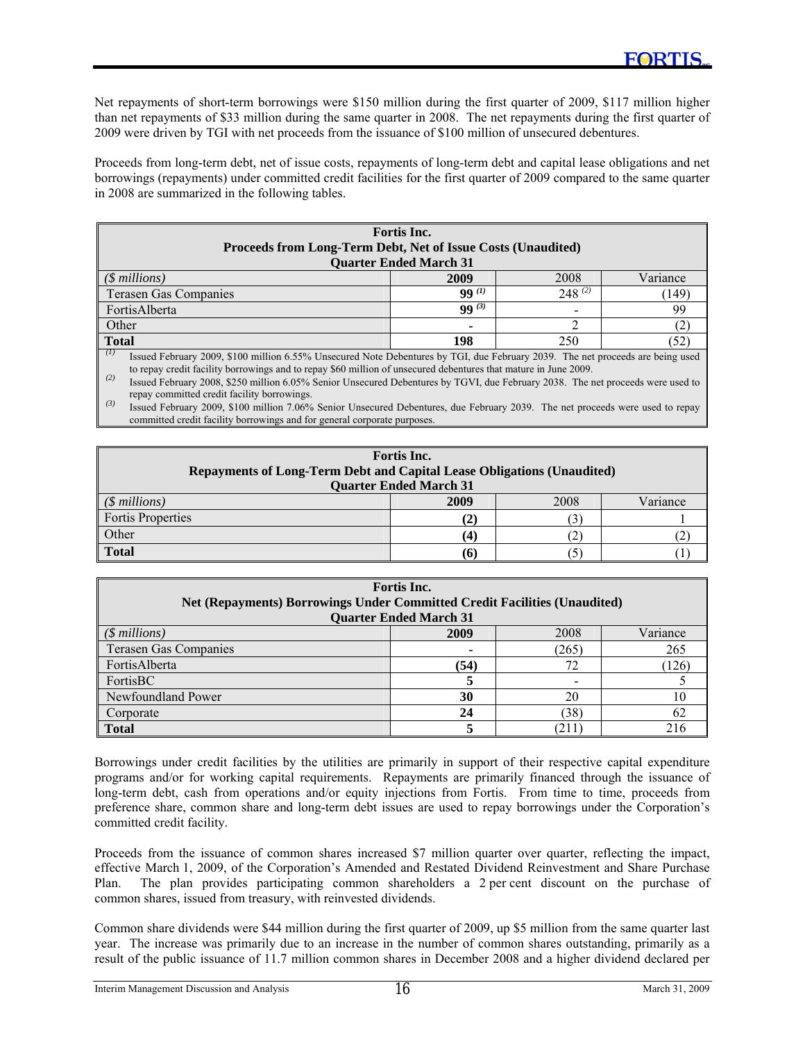Net repayments of short-term borrowings were $150 million during the first quarter of 2009, $117 million higher than net repayments of $33 million during the same quarter in 2008. The net repayments during the first quarter of 2009 were driven by TGI with net proceeds from the issuance of $100 million of unsecured debentures.

Proceeds from long-term debt, net of issue costs, repayments of long-term debt and capital lease obligations and net borrowings (repayments) under committed credit facilities for the first quarter of 2009 compared to the same quarter in 2008 are summarized in the following tables.

**Fortis Inc.**
**Proceeds from Long-Term Debt, Net of Issue Costs (Unaudited)**
**Quarter Ended March 31**

| *($ millions)* | **2009** | 2008 | Variance |
|---|---|---|---|
| Terasen Gas Companies | **99** (1) | 248 (2) | (149) |
| FortisAlberta | **99** (3) | - | 99 |
| Other | **-** | 2 | (2) |
| **Total** | **198** | 250 | (52) |

(1) Issued February 2009, $100 million 6.55% Unsecured Note Debentures by TGI, due February 2039. The net proceeds are being used to repay credit facility borrowings and to repay $60 million of unsecured debentures that mature in June 2009.

(2) Issued February 2008, $250 million 6.05% Senior Unsecured Debentures by TGVI, due February 2038. The net proceeds were used to repay committed credit facility borrowings.

(3) Issued February 2009, $100 million 7.06% Senior Unsecured Debentures, due February 2039. The net proceeds were used to repay committed credit facility borrowings and for general corporate purposes.

**Fortis Inc.**
**Repayments of Long-Term Debt and Capital Lease Obligations (Unaudited)**
**Quarter Ended March 31**

| *($ millions)* | **2009** | 2008 | Variance |
|---|---|---|---|
| Fortis Properties | **(2)** | (3) | 1 |
| Other | **(4)** | (2) | (2) |
| **Total** | **(6)** | (5) | (1) |

**Fortis Inc.**
**Net (Repayments) Borrowings Under Committed Credit Facilities (Unaudited)**
**Quarter Ended March 31**

| *($ millions)* | **2009** | 2008 | Variance |
|---|---|---|---|
| Terasen Gas Companies | **-** | (265) | 265 |
| FortisAlberta | **(54)** | 72 | (126) |
| FortisBC | **5** | - | 5 |
| Newfoundland Power | **30** | 20 | 10 |
| Corporate | **24** | (38) | 62 |
| **Total** | **5** | (211) | 216 |

Borrowings under credit facilities by the utilities are primarily in support of their respective capital expenditure programs and/or for working capital requirements. Repayments are primarily financed through the issuance of long-term debt, cash from operations and/or equity injections from Fortis. From time to time, proceeds from preference share, common share and long-term debt issues are used to repay borrowings under the Corporation's committed credit facility.

Proceeds from the issuance of common shares increased $7 million quarter over quarter, reflecting the impact, effective March 1, 2009, of the Corporation's Amended and Restated Dividend Reinvestment and Share Purchase Plan. The plan provides participating common shareholders a 2 per cent discount on the purchase of common shares, issued from treasury, with reinvested dividends.

Common share dividends were $44 million during the first quarter of 2009, up $5 million from the same quarter last year. The increase was primarily due to an increase in the number of common shares outstanding, primarily as a result of the public issuance of 11.7 million common shares in December 2008 and a higher dividend declared per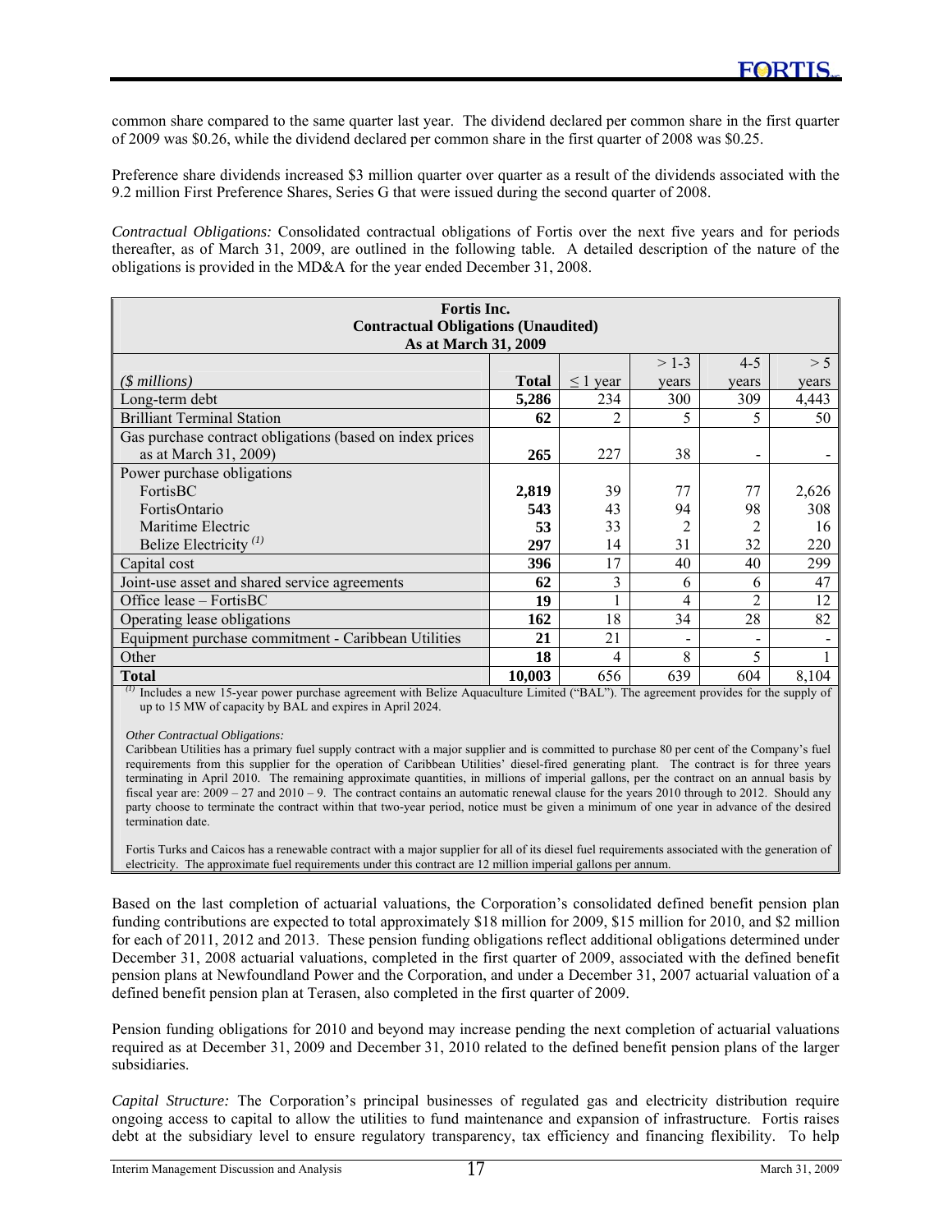common share compared to the same quarter last year. The dividend declared per common share in the first quarter of 2009 was $0.26, while the dividend declared per common share in the first quarter of 2008 was $0.25.

Preference share dividends increased $3 million quarter over quarter as a result of the dividends associated with the 9.2 million First Preference Shares, Series G that were issued during the second quarter of 2008.

*Contractual Obligations:* Consolidated contractual obligations of Fortis over the next five years and for periods thereafter, as of March 31, 2009, are outlined in the following table. A detailed description of the nature of the obligations is provided in the MD&A for the year ended December 31, 2008.

| **Fortis Inc.<br>Contractual Obligations (Unaudited)<br>As at March 31, 2009** | | | | | |
|---|---|---|---|---|---|
| *($ millions)* | **Total** | ≤ 1 year | > 1-3 years | 4-5 years | > 5 years |
| Long-term debt | **5,286** | 234 | 300 | 309 | 4,443 |
| Brilliant Terminal Station | **62** | 2 | 5 | 5 | 50 |
| Gas purchase contract obligations (based on index prices as at March 31, 2009) | **265** | 227 | 38 | - | - |
| Power purchase obligations | | | | | |
| FortisBC | **2,819** | 39 | 77 | 77 | 2,626 |
| FortisOntario | **543** | 43 | 94 | 98 | 308 |
| Maritime Electric | **53** | 33 | 2 | 2 | 16 |
| Belize Electricity [(1)] | **297** | 14 | 31 | 32 | 220 |
| Capital cost | **396** | 17 | 40 | 40 | 299 |
| Joint-use asset and shared service agreements | **62** | 3 | 6 | 6 | 47 |
| Office lease – FortisBC | **19** | 1 | 4 | 2 | 12 |
| Operating lease obligations | **162** | 18 | 34 | 28 | 82 |
| Equipment purchase commitment - Caribbean Utilities | **21** | 21 | - | - | - |
| Other | **18** | 4 | 8 | 5 | 1 |
| **Total** | **10,003** | 656 | 639 | 604 | 8,104 |

[(1)] Includes a new 15-year power purchase agreement with Belize Aquaculture Limited ("BAL"). The agreement provides for the supply of up to 15 MW of capacity by BAL and expires in April 2024.

*Other Contractual Obligations:*
Caribbean Utilities has a primary fuel supply contract with a major supplier and is committed to purchase 80 per cent of the Company's fuel requirements from this supplier for the operation of Caribbean Utilities' diesel-fired generating plant. The contract is for three years terminating in April 2010. The remaining approximate quantities, in millions of imperial gallons, per the contract on an annual basis by fiscal year are: 2009 – 27 and 2010 – 9. The contract contains an automatic renewal clause for the years 2010 through to 2012. Should any party choose to terminate the contract within that two-year period, notice must be given a minimum of one year in advance of the desired termination date.

Fortis Turks and Caicos has a renewable contract with a major supplier for all of its diesel fuel requirements associated with the generation of electricity. The approximate fuel requirements under this contract are 12 million imperial gallons per annum.

Based on the last completion of actuarial valuations, the Corporation's consolidated defined benefit pension plan funding contributions are expected to total approximately $18 million for 2009, $15 million for 2010, and $2 million for each of 2011, 2012 and 2013. These pension funding obligations reflect additional obligations determined under December 31, 2008 actuarial valuations, completed in the first quarter of 2009, associated with the defined benefit pension plans at Newfoundland Power and the Corporation, and under a December 31, 2007 actuarial valuation of a defined benefit pension plan at Terasen, also completed in the first quarter of 2009.

Pension funding obligations for 2010 and beyond may increase pending the next completion of actuarial valuations required as at December 31, 2009 and December 31, 2010 related to the defined benefit pension plans of the larger subsidiaries.

*Capital Structure:* The Corporation's principal businesses of regulated gas and electricity distribution require ongoing access to capital to allow the utilities to fund maintenance and expansion of infrastructure. Fortis raises debt at the subsidiary level to ensure regulatory transparency, tax efficiency and financing flexibility. To help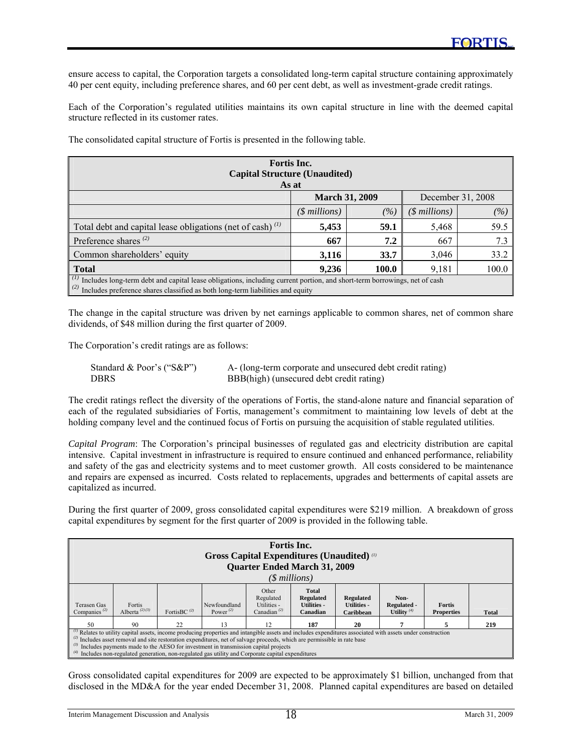ensure access to capital, the Corporation targets a consolidated long-term capital structure containing approximately 40 per cent equity, including preference shares, and 60 per cent debt, as well as investment-grade credit ratings.

Each of the Corporation's regulated utilities maintains its own capital structure in line with the deemed capital structure reflected in its customer rates.

The consolidated capital structure of Fortis is presented in the following table.

| Fortis Inc. Capital Structure (Unaudited) As at | | | | |
|---|---|---|---|---|
| | **March 31, 2009** | | December 31, 2008 | |
| | *($ millions)* | *(%)* | *($ millions)* | *(%)* |
| Total debt and capital lease obligations (net of cash) [(1)] | **5,453** | **59.1** | 5,468 | 59.5 |
| Preference shares [(2)] | **667** | **7.2** | 667 | 7.3 |
| Common shareholders' equity | **3,116** | **33.7** | 3,046 | 33.2 |
| **Total** | **9,236** | **100.0** | 9,181 | 100.0 |

[(1)] Includes long-term debt and capital lease obligations, including current portion, and short-term borrowings, net of cash
[(2)] Includes preference shares classified as both long-term liabilities and equity

The change in the capital structure was driven by net earnings applicable to common shares, net of common share dividends, of $48 million during the first quarter of 2009.

The Corporation's credit ratings are as follows:

| | |
|---|---|
| Standard & Poor's ("S&P") | A- (long-term corporate and unsecured debt credit rating) |
| DBRS | BBB(high) (unsecured debt credit rating) |

The credit ratings reflect the diversity of the operations of Fortis, the stand-alone nature and financial separation of each of the regulated subsidiaries of Fortis, management's commitment to maintaining low levels of debt at the holding company level and the continued focus of Fortis on pursuing the acquisition of stable regulated utilities.

*Capital Program*: The Corporation's principal businesses of regulated gas and electricity distribution are capital intensive. Capital investment in infrastructure is required to ensure continued and enhanced performance, reliability and safety of the gas and electricity systems and to meet customer growth. All costs considered to be maintenance and repairs are expensed as incurred. Costs related to replacements, upgrades and betterments of capital assets are capitalized as incurred.

During the first quarter of 2009, gross consolidated capital expenditures were $219 million. A breakdown of gross capital expenditures by segment for the first quarter of 2009 is provided in the following table.

**Fortis Inc.**
**Gross Capital Expenditures (Unaudited) [(1)]**
**Quarter Ended March 31, 2009**
*($ millions)*

| Terasen Gas Companies [(2)] | Fortis Alberta [(2)(3)] | FortisBC [(2)] | Newfoundland Power [(2)] | Other Regulated Utilities - Canadian [(2)] | **Total Regulated Utilities - Canadian** | **Regulated Utilities - Caribbean** | **Non-Regulated - Utility [(4)]** | **Fortis Properties** | **Total** |
|---|---|---|---|---|---|---|---|---|---|
| 50 | 90 | 22 | 13 | 12 | **187** | **20** | **7** | **5** | **219** |

[(1)] Relates to utility capital assets, income producing properties and intangible assets and includes expenditures associated with assets under construction
[(2)] Includes asset removal and site restoration expenditures, net of salvage proceeds, which are permissible in rate base
[(3)] Includes payments made to the AESO for investment in transmission capital projects
[(4)] Includes non-regulated generation, non-regulated gas utility and Corporate capital expenditures

Gross consolidated capital expenditures for 2009 are expected to be approximately $1 billion, unchanged from that disclosed in the MD&A for the year ended December 31, 2008. Planned capital expenditures are based on detailed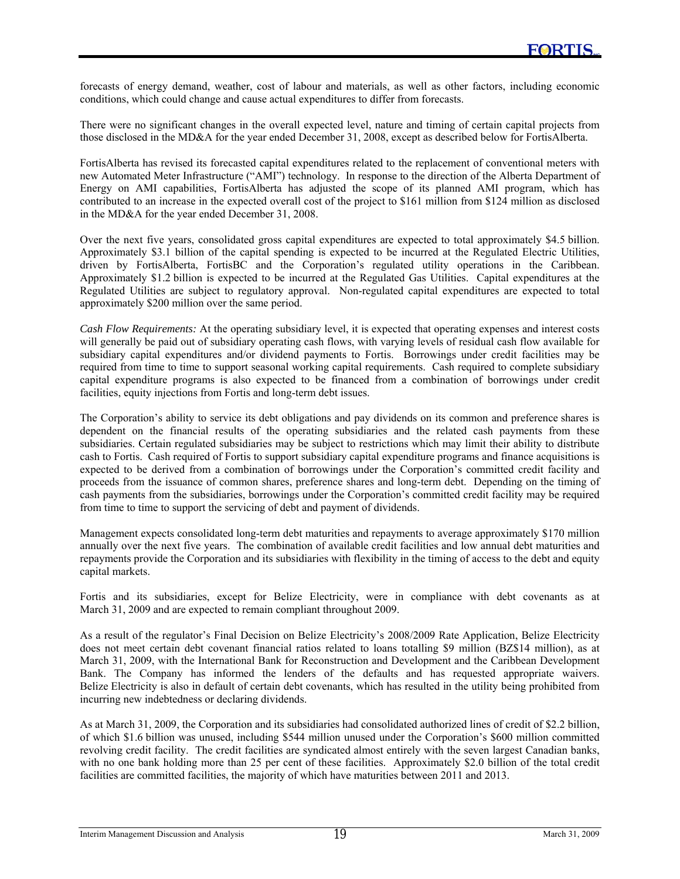forecasts of energy demand, weather, cost of labour and materials, as well as other factors, including economic conditions, which could change and cause actual expenditures to differ from forecasts.

There were no significant changes in the overall expected level, nature and timing of certain capital projects from those disclosed in the MD&A for the year ended December 31, 2008, except as described below for FortisAlberta.

FortisAlberta has revised its forecasted capital expenditures related to the replacement of conventional meters with new Automated Meter Infrastructure ("AMI") technology. In response to the direction of the Alberta Department of Energy on AMI capabilities, FortisAlberta has adjusted the scope of its planned AMI program, which has contributed to an increase in the expected overall cost of the project to $161 million from $124 million as disclosed in the MD&A for the year ended December 31, 2008.

Over the next five years, consolidated gross capital expenditures are expected to total approximately $4.5 billion. Approximately $3.1 billion of the capital spending is expected to be incurred at the Regulated Electric Utilities, driven by FortisAlberta, FortisBC and the Corporation's regulated utility operations in the Caribbean. Approximately $1.2 billion is expected to be incurred at the Regulated Gas Utilities. Capital expenditures at the Regulated Utilities are subject to regulatory approval. Non-regulated capital expenditures are expected to total approximately $200 million over the same period.

*Cash Flow Requirements:* At the operating subsidiary level, it is expected that operating expenses and interest costs will generally be paid out of subsidiary operating cash flows, with varying levels of residual cash flow available for subsidiary capital expenditures and/or dividend payments to Fortis. Borrowings under credit facilities may be required from time to time to support seasonal working capital requirements. Cash required to complete subsidiary capital expenditure programs is also expected to be financed from a combination of borrowings under credit facilities, equity injections from Fortis and long-term debt issues.

The Corporation's ability to service its debt obligations and pay dividends on its common and preference shares is dependent on the financial results of the operating subsidiaries and the related cash payments from these subsidiaries. Certain regulated subsidiaries may be subject to restrictions which may limit their ability to distribute cash to Fortis. Cash required of Fortis to support subsidiary capital expenditure programs and finance acquisitions is expected to be derived from a combination of borrowings under the Corporation's committed credit facility and proceeds from the issuance of common shares, preference shares and long-term debt. Depending on the timing of cash payments from the subsidiaries, borrowings under the Corporation's committed credit facility may be required from time to time to support the servicing of debt and payment of dividends.

Management expects consolidated long-term debt maturities and repayments to average approximately $170 million annually over the next five years. The combination of available credit facilities and low annual debt maturities and repayments provide the Corporation and its subsidiaries with flexibility in the timing of access to the debt and equity capital markets.

Fortis and its subsidiaries, except for Belize Electricity, were in compliance with debt covenants as at March 31, 2009 and are expected to remain compliant throughout 2009.

As a result of the regulator's Final Decision on Belize Electricity's 2008/2009 Rate Application, Belize Electricity does not meet certain debt covenant financial ratios related to loans totalling $9 million (BZ$14 million), as at March 31, 2009, with the International Bank for Reconstruction and Development and the Caribbean Development Bank. The Company has informed the lenders of the defaults and has requested appropriate waivers. Belize Electricity is also in default of certain debt covenants, which has resulted in the utility being prohibited from incurring new indebtedness or declaring dividends.

As at March 31, 2009, the Corporation and its subsidiaries had consolidated authorized lines of credit of $2.2 billion, of which $1.6 billion was unused, including $544 million unused under the Corporation's $600 million committed revolving credit facility. The credit facilities are syndicated almost entirely with the seven largest Canadian banks, with no one bank holding more than 25 per cent of these facilities. Approximately $2.0 billion of the total credit facilities are committed facilities, the majority of which have maturities between 2011 and 2013.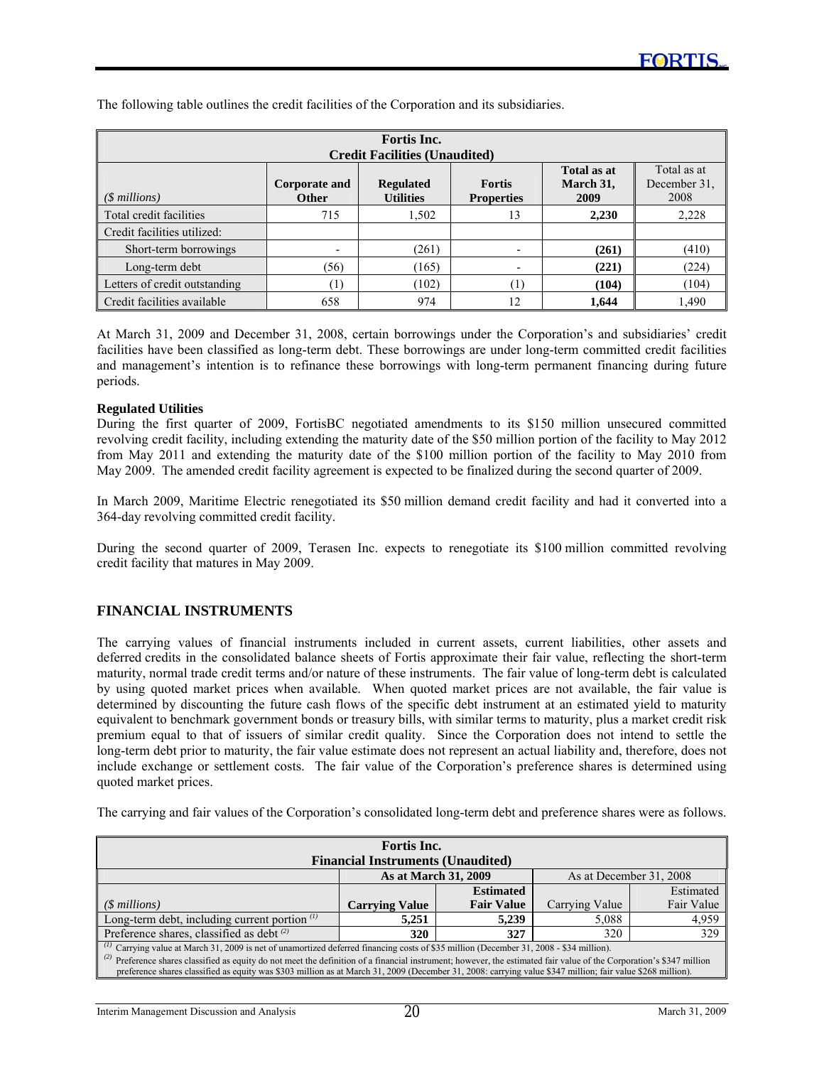The following table outlines the credit facilities of the Corporation and its subsidiaries.

| Fortis Inc. Credit Facilities (Unaudited) | | | | | |
|---|---|---|---|---|---|
| *($ millions)* | **Corporate and Other** | **Regulated Utilities** | **Fortis Properties** | **Total as at March 31, 2009** | Total as at December 31, 2008 |
| Total credit facilities | 715 | 1,502 | 13 | **2,230** | 2,228 |
| Credit facilities utilized: | | | | | |
| Short-term borrowings | - | (261) | - | **(261)** | (410) |
| Long-term debt | (56) | (165) | - | **(221)** | (224) |
| Letters of credit outstanding | (1) | (102) | (1) | **(104)** | (104) |
| Credit facilities available | 658 | 974 | 12 | **1,644** | 1,490 |

At March 31, 2009 and December 31, 2008, certain borrowings under the Corporation's and subsidiaries' credit facilities have been classified as long-term debt. These borrowings are under long-term committed credit facilities and management's intention is to refinance these borrowings with long-term permanent financing during future periods.

**Regulated Utilities**
During the first quarter of 2009, FortisBC negotiated amendments to its $150 million unsecured committed revolving credit facility, including extending the maturity date of the $50 million portion of the facility to May 2012 from May 2011 and extending the maturity date of the $100 million portion of the facility to May 2010 from May 2009. The amended credit facility agreement is expected to be finalized during the second quarter of 2009.

In March 2009, Maritime Electric renegotiated its $50 million demand credit facility and had it converted into a 364-day revolving committed credit facility.

During the second quarter of 2009, Terasen Inc. expects to renegotiate its $100 million committed revolving credit facility that matures in May 2009.

## FINANCIAL INSTRUMENTS

The carrying values of financial instruments included in current assets, current liabilities, other assets and deferred credits in the consolidated balance sheets of Fortis approximate their fair value, reflecting the short-term maturity, normal trade credit terms and/or nature of these instruments. The fair value of long-term debt is calculated by using quoted market prices when available. When quoted market prices are not available, the fair value is determined by discounting the future cash flows of the specific debt instrument at an estimated yield to maturity equivalent to benchmark government bonds or treasury bills, with similar terms to maturity, plus a market credit risk premium equal to that of issuers of similar credit quality. Since the Corporation does not intend to settle the long-term debt prior to maturity, the fair value estimate does not represent an actual liability and, therefore, does not include exchange or settlement costs. The fair value of the Corporation's preference shares is determined using quoted market prices.

The carrying and fair values of the Corporation's consolidated long-term debt and preference shares were as follows.

| Fortis Inc. Financial Instruments (Unaudited) | | | | |
|---|---|---|---|---|
| | **As at March 31, 2009** | | As at December 31, 2008 | |
| *($ millions)* | **Carrying Value** | **Estimated Fair Value** | Carrying Value | Estimated Fair Value |
| Long-term debt, including current portion [(1)] | **5,251** | **5,239** | 5,088 | 4,959 |
| Preference shares, classified as debt [(2)] | **320** | **327** | 320 | 329 |

[(1)] Carrying value at March 31, 2009 is net of unamortized deferred financing costs of $35 million (December 31, 2008 - $34 million).
[(2)] Preference shares classified as equity do not meet the definition of a financial instrument; however, the estimated fair value of the Corporation's $347 million preference shares classified as equity was $303 million as at March 31, 2009 (December 31, 2008: carrying value $347 million; fair value $268 million).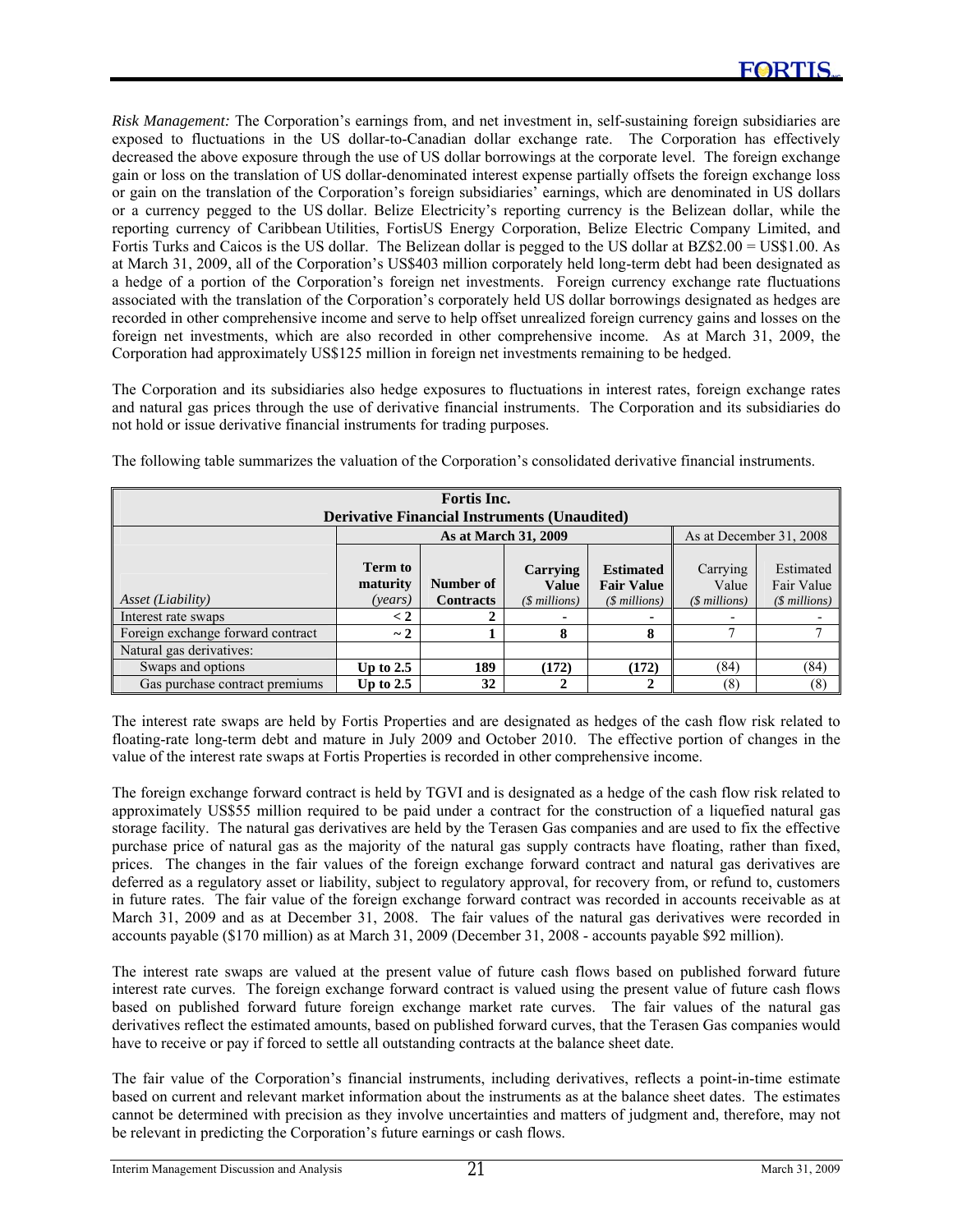*Risk Management:* The Corporation's earnings from, and net investment in, self-sustaining foreign subsidiaries are exposed to fluctuations in the US dollar-to-Canadian dollar exchange rate. The Corporation has effectively decreased the above exposure through the use of US dollar borrowings at the corporate level. The foreign exchange gain or loss on the translation of US dollar-denominated interest expense partially offsets the foreign exchange loss or gain on the translation of the Corporation's foreign subsidiaries' earnings, which are denominated in US dollars or a currency pegged to the US dollar. Belize Electricity's reporting currency is the Belizean dollar, while the reporting currency of Caribbean Utilities, FortisUS Energy Corporation, Belize Electric Company Limited, and Fortis Turks and Caicos is the US dollar. The Belizean dollar is pegged to the US dollar at BZ$2.00 = US$1.00. As at March 31, 2009, all of the Corporation's US$403 million corporately held long-term debt had been designated as a hedge of a portion of the Corporation's foreign net investments. Foreign currency exchange rate fluctuations associated with the translation of the Corporation's corporately held US dollar borrowings designated as hedges are recorded in other comprehensive income and serve to help offset unrealized foreign currency gains and losses on the foreign net investments, which are also recorded in other comprehensive income. As at March 31, 2009, the Corporation had approximately US$125 million in foreign net investments remaining to be hedged.

The Corporation and its subsidiaries also hedge exposures to fluctuations in interest rates, foreign exchange rates and natural gas prices through the use of derivative financial instruments. The Corporation and its subsidiaries do not hold or issue derivative financial instruments for trading purposes.

The following table summarizes the valuation of the Corporation's consolidated derivative financial instruments.

**Fortis Inc.**
**Derivative Financial Instruments (Unaudited)**

| | **As at March 31, 2009** | | | | As at December 31, 2008 | |
|---|---|---|---|---|---|---|
| *Asset (Liability)* | **Term to maturity** *(years)* | **Number of Contracts** | **Carrying Value** *($ millions)* | **Estimated Fair Value** *($ millions)* | Carrying Value *($ millions)* | Estimated Fair Value *($ millions)* |
| Interest rate swaps | **< 2** | **2** | **-** | **-** | - | - |
| Foreign exchange forward contract | **~ 2** | **1** | **8** | **8** | 7 | 7 |
| Natural gas derivatives: | | | | | | |
| Swaps and options | **Up to 2.5** | **189** | **(172)** | **(172)** | (84) | (84) |
| Gas purchase contract premiums | **Up to 2.5** | **32** | **2** | **2** | (8) | (8) |

The interest rate swaps are held by Fortis Properties and are designated as hedges of the cash flow risk related to floating-rate long-term debt and mature in July 2009 and October 2010. The effective portion of changes in the value of the interest rate swaps at Fortis Properties is recorded in other comprehensive income.

The foreign exchange forward contract is held by TGVI and is designated as a hedge of the cash flow risk related to approximately US$55 million required to be paid under a contract for the construction of a liquefied natural gas storage facility. The natural gas derivatives are held by the Terasen Gas companies and are used to fix the effective purchase price of natural gas as the majority of the natural gas supply contracts have floating, rather than fixed, prices. The changes in the fair values of the foreign exchange forward contract and natural gas derivatives are deferred as a regulatory asset or liability, subject to regulatory approval, for recovery from, or refund to, customers in future rates. The fair value of the foreign exchange forward contract was recorded in accounts receivable as at March 31, 2009 and as at December 31, 2008. The fair values of the natural gas derivatives were recorded in accounts payable ($170 million) as at March 31, 2009 (December 31, 2008 - accounts payable $92 million).

The interest rate swaps are valued at the present value of future cash flows based on published forward future interest rate curves. The foreign exchange forward contract is valued using the present value of future cash flows based on published forward future foreign exchange market rate curves. The fair values of the natural gas derivatives reflect the estimated amounts, based on published forward curves, that the Terasen Gas companies would have to receive or pay if forced to settle all outstanding contracts at the balance sheet date.

The fair value of the Corporation's financial instruments, including derivatives, reflects a point-in-time estimate based on current and relevant market information about the instruments as at the balance sheet dates. The estimates cannot be determined with precision as they involve uncertainties and matters of judgment and, therefore, may not be relevant in predicting the Corporation's future earnings or cash flows.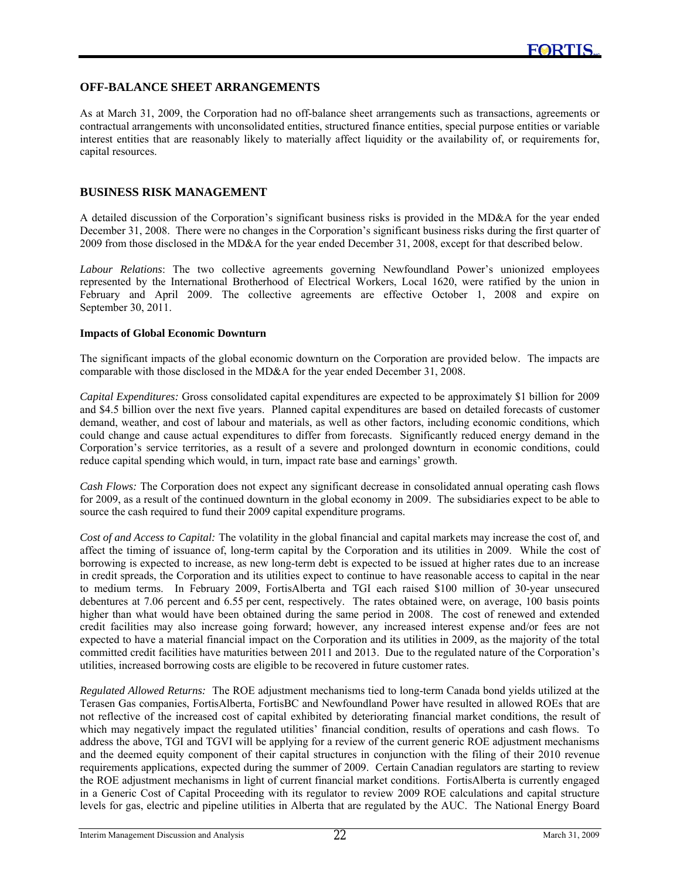## OFF-BALANCE SHEET ARRANGEMENTS

As at March 31, 2009, the Corporation had no off-balance sheet arrangements such as transactions, agreements or contractual arrangements with unconsolidated entities, structured finance entities, special purpose entities or variable interest entities that are reasonably likely to materially affect liquidity or the availability of, or requirements for, capital resources.

## BUSINESS RISK MANAGEMENT

A detailed discussion of the Corporation's significant business risks is provided in the MD&A for the year ended December 31, 2008. There were no changes in the Corporation's significant business risks during the first quarter of 2009 from those disclosed in the MD&A for the year ended December 31, 2008, except for that described below.

*Labour Relations*: The two collective agreements governing Newfoundland Power's unionized employees represented by the International Brotherhood of Electrical Workers, Local 1620, were ratified by the union in February and April 2009. The collective agreements are effective October 1, 2008 and expire on September 30, 2011.

**Impacts of Global Economic Downturn**

The significant impacts of the global economic downturn on the Corporation are provided below. The impacts are comparable with those disclosed in the MD&A for the year ended December 31, 2008.

*Capital Expenditures:* Gross consolidated capital expenditures are expected to be approximately $1 billion for 2009 and $4.5 billion over the next five years. Planned capital expenditures are based on detailed forecasts of customer demand, weather, and cost of labour and materials, as well as other factors, including economic conditions, which could change and cause actual expenditures to differ from forecasts. Significantly reduced energy demand in the Corporation's service territories, as a result of a severe and prolonged downturn in economic conditions, could reduce capital spending which would, in turn, impact rate base and earnings' growth.

*Cash Flows:* The Corporation does not expect any significant decrease in consolidated annual operating cash flows for 2009, as a result of the continued downturn in the global economy in 2009. The subsidiaries expect to be able to source the cash required to fund their 2009 capital expenditure programs.

*Cost of and Access to Capital:* The volatility in the global financial and capital markets may increase the cost of, and affect the timing of issuance of, long-term capital by the Corporation and its utilities in 2009. While the cost of borrowing is expected to increase, as new long-term debt is expected to be issued at higher rates due to an increase in credit spreads, the Corporation and its utilities expect to continue to have reasonable access to capital in the near to medium terms. In February 2009, FortisAlberta and TGI each raised $100 million of 30-year unsecured debentures at 7.06 percent and 6.55 per cent, respectively. The rates obtained were, on average, 100 basis points higher than what would have been obtained during the same period in 2008. The cost of renewed and extended credit facilities may also increase going forward; however, any increased interest expense and/or fees are not expected to have a material financial impact on the Corporation and its utilities in 2009, as the majority of the total committed credit facilities have maturities between 2011 and 2013. Due to the regulated nature of the Corporation's utilities, increased borrowing costs are eligible to be recovered in future customer rates.

*Regulated Allowed Returns:* The ROE adjustment mechanisms tied to long-term Canada bond yields utilized at the Terasen Gas companies, FortisAlberta, FortisBC and Newfoundland Power have resulted in allowed ROEs that are not reflective of the increased cost of capital exhibited by deteriorating financial market conditions, the result of which may negatively impact the regulated utilities' financial condition, results of operations and cash flows. To address the above, TGI and TGVI will be applying for a review of the current generic ROE adjustment mechanisms and the deemed equity component of their capital structures in conjunction with the filing of their 2010 revenue requirements applications, expected during the summer of 2009. Certain Canadian regulators are starting to review the ROE adjustment mechanisms in light of current financial market conditions. FortisAlberta is currently engaged in a Generic Cost of Capital Proceeding with its regulator to review 2009 ROE calculations and capital structure levels for gas, electric and pipeline utilities in Alberta that are regulated by the AUC. The National Energy Board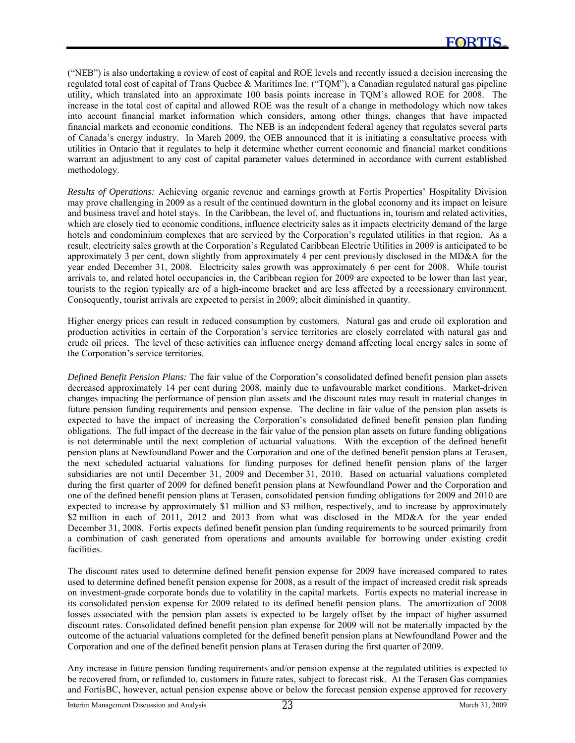("NEB") is also undertaking a review of cost of capital and ROE levels and recently issued a decision increasing the regulated total cost of capital of Trans Quebec & Maritimes Inc. ("TQM"), a Canadian regulated natural gas pipeline utility, which translated into an approximate 100 basis points increase in TQM's allowed ROE for 2008. The increase in the total cost of capital and allowed ROE was the result of a change in methodology which now takes into account financial market information which considers, among other things, changes that have impacted financial markets and economic conditions. The NEB is an independent federal agency that regulates several parts of Canada's energy industry. In March 2009, the OEB announced that it is initiating a consultative process with utilities in Ontario that it regulates to help it determine whether current economic and financial market conditions warrant an adjustment to any cost of capital parameter values determined in accordance with current established methodology.

*Results of Operations:* Achieving organic revenue and earnings growth at Fortis Properties' Hospitality Division may prove challenging in 2009 as a result of the continued downturn in the global economy and its impact on leisure and business travel and hotel stays. In the Caribbean, the level of, and fluctuations in, tourism and related activities, which are closely tied to economic conditions, influence electricity sales as it impacts electricity demand of the large hotels and condominium complexes that are serviced by the Corporation's regulated utilities in that region. As a result, electricity sales growth at the Corporation's Regulated Caribbean Electric Utilities in 2009 is anticipated to be approximately 3 per cent, down slightly from approximately 4 per cent previously disclosed in the MD&A for the year ended December 31, 2008. Electricity sales growth was approximately 6 per cent for 2008. While tourist arrivals to, and related hotel occupancies in, the Caribbean region for 2009 are expected to be lower than last year, tourists to the region typically are of a high-income bracket and are less affected by a recessionary environment. Consequently, tourist arrivals are expected to persist in 2009; albeit diminished in quantity.

Higher energy prices can result in reduced consumption by customers. Natural gas and crude oil exploration and production activities in certain of the Corporation's service territories are closely correlated with natural gas and crude oil prices. The level of these activities can influence energy demand affecting local energy sales in some of the Corporation's service territories.

*Defined Benefit Pension Plans:* The fair value of the Corporation's consolidated defined benefit pension plan assets decreased approximately 14 per cent during 2008, mainly due to unfavourable market conditions. Market-driven changes impacting the performance of pension plan assets and the discount rates may result in material changes in future pension funding requirements and pension expense. The decline in fair value of the pension plan assets is expected to have the impact of increasing the Corporation's consolidated defined benefit pension plan funding obligations. The full impact of the decrease in the fair value of the pension plan assets on future funding obligations is not determinable until the next completion of actuarial valuations. With the exception of the defined benefit pension plans at Newfoundland Power and the Corporation and one of the defined benefit pension plans at Terasen, the next scheduled actuarial valuations for funding purposes for defined benefit pension plans of the larger subsidiaries are not until December 31, 2009 and December 31, 2010. Based on actuarial valuations completed during the first quarter of 2009 for defined benefit pension plans at Newfoundland Power and the Corporation and one of the defined benefit pension plans at Terasen, consolidated pension funding obligations for 2009 and 2010 are expected to increase by approximately \$1 million and \$3 million, respectively, and to increase by approximately \$2 million in each of 2011, 2012 and 2013 from what was disclosed in the MD&A for the year ended December 31, 2008. Fortis expects defined benefit pension plan funding requirements to be sourced primarily from a combination of cash generated from operations and amounts available for borrowing under existing credit facilities.

The discount rates used to determine defined benefit pension expense for 2009 have increased compared to rates used to determine defined benefit pension expense for 2008, as a result of the impact of increased credit risk spreads on investment-grade corporate bonds due to volatility in the capital markets. Fortis expects no material increase in its consolidated pension expense for 2009 related to its defined benefit pension plans. The amortization of 2008 losses associated with the pension plan assets is expected to be largely offset by the impact of higher assumed discount rates. Consolidated defined benefit pension plan expense for 2009 will not be materially impacted by the outcome of the actuarial valuations completed for the defined benefit pension plans at Newfoundland Power and the Corporation and one of the defined benefit pension plans at Terasen during the first quarter of 2009.

Any increase in future pension funding requirements and/or pension expense at the regulated utilities is expected to be recovered from, or refunded to, customers in future rates, subject to forecast risk. At the Terasen Gas companies and FortisBC, however, actual pension expense above or below the forecast pension expense approved for recovery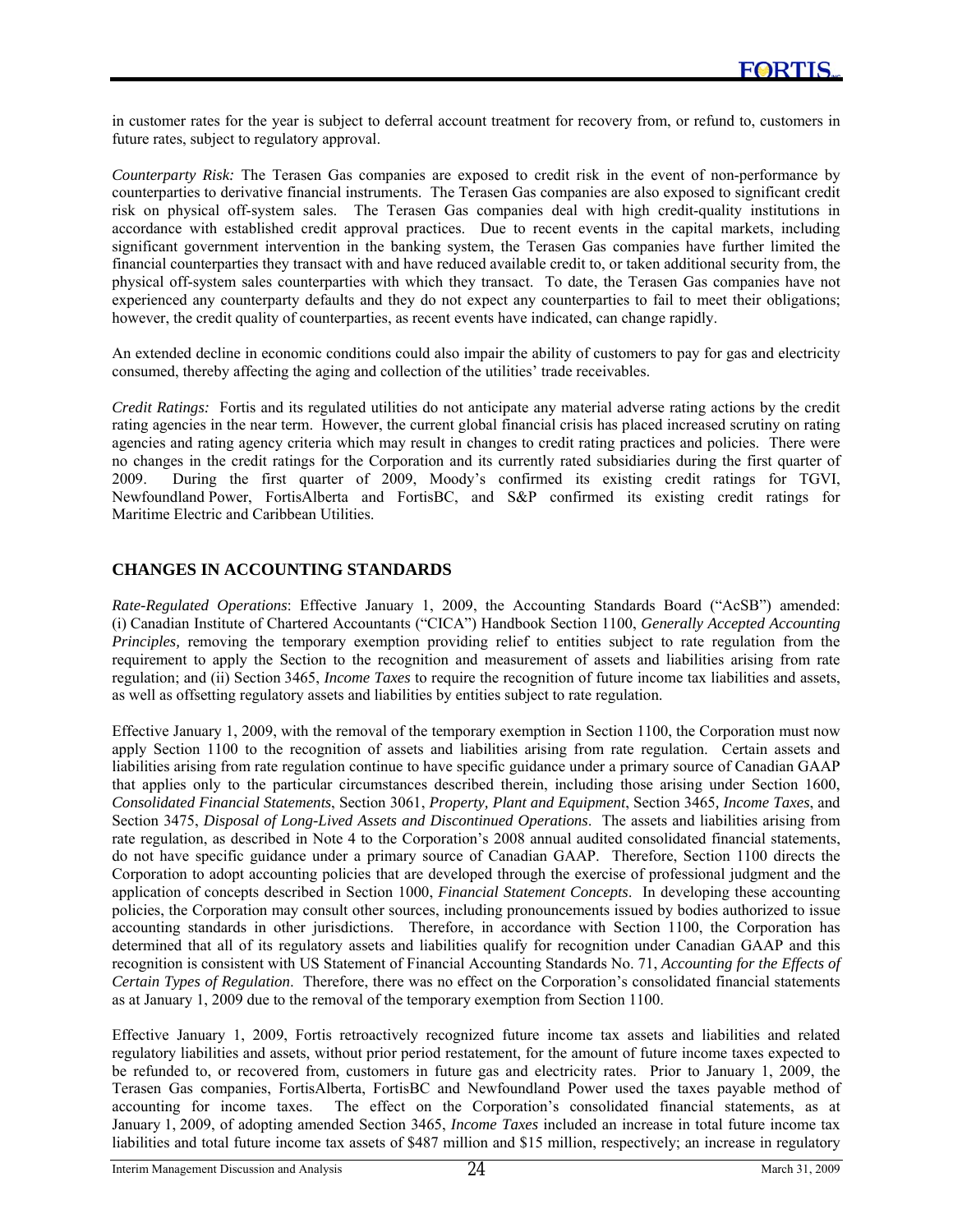in customer rates for the year is subject to deferral account treatment for recovery from, or refund to, customers in future rates, subject to regulatory approval.

*Counterparty Risk:* The Terasen Gas companies are exposed to credit risk in the event of non-performance by counterparties to derivative financial instruments. The Terasen Gas companies are also exposed to significant credit risk on physical off-system sales. The Terasen Gas companies deal with high credit-quality institutions in accordance with established credit approval practices. Due to recent events in the capital markets, including significant government intervention in the banking system, the Terasen Gas companies have further limited the financial counterparties they transact with and have reduced available credit to, or taken additional security from, the physical off-system sales counterparties with which they transact. To date, the Terasen Gas companies have not experienced any counterparty defaults and they do not expect any counterparties to fail to meet their obligations; however, the credit quality of counterparties, as recent events have indicated, can change rapidly.

An extended decline in economic conditions could also impair the ability of customers to pay for gas and electricity consumed, thereby affecting the aging and collection of the utilities' trade receivables.

*Credit Ratings:* Fortis and its regulated utilities do not anticipate any material adverse rating actions by the credit rating agencies in the near term. However, the current global financial crisis has placed increased scrutiny on rating agencies and rating agency criteria which may result in changes to credit rating practices and policies. There were no changes in the credit ratings for the Corporation and its currently rated subsidiaries during the first quarter of 2009. During the first quarter of 2009, Moody's confirmed its existing credit ratings for TGVI, Newfoundland Power, FortisAlberta and FortisBC, and S&P confirmed its existing credit ratings for Maritime Electric and Caribbean Utilities.

## CHANGES IN ACCOUNTING STANDARDS

*Rate-Regulated Operations*: Effective January 1, 2009, the Accounting Standards Board ("AcSB") amended: (i) Canadian Institute of Chartered Accountants ("CICA") Handbook Section 1100, *Generally Accepted Accounting Principles,* removing the temporary exemption providing relief to entities subject to rate regulation from the requirement to apply the Section to the recognition and measurement of assets and liabilities arising from rate regulation; and (ii) Section 3465, *Income Taxes* to require the recognition of future income tax liabilities and assets, as well as offsetting regulatory assets and liabilities by entities subject to rate regulation.

Effective January 1, 2009, with the removal of the temporary exemption in Section 1100, the Corporation must now apply Section 1100 to the recognition of assets and liabilities arising from rate regulation. Certain assets and liabilities arising from rate regulation continue to have specific guidance under a primary source of Canadian GAAP that applies only to the particular circumstances described therein, including those arising under Section 1600, *Consolidated Financial Statements*, Section 3061, *Property, Plant and Equipment*, Section 3465, *Income Taxes*, and Section 3475, *Disposal of Long-Lived Assets and Discontinued Operations*. The assets and liabilities arising from rate regulation, as described in Note 4 to the Corporation's 2008 annual audited consolidated financial statements, do not have specific guidance under a primary source of Canadian GAAP. Therefore, Section 1100 directs the Corporation to adopt accounting policies that are developed through the exercise of professional judgment and the application of concepts described in Section 1000, *Financial Statement Concepts*. In developing these accounting policies, the Corporation may consult other sources, including pronouncements issued by bodies authorized to issue accounting standards in other jurisdictions. Therefore, in accordance with Section 1100, the Corporation has determined that all of its regulatory assets and liabilities qualify for recognition under Canadian GAAP and this recognition is consistent with US Statement of Financial Accounting Standards No. 71, *Accounting for the Effects of Certain Types of Regulation*. Therefore, there was no effect on the Corporation's consolidated financial statements as at January 1, 2009 due to the removal of the temporary exemption from Section 1100.

Effective January 1, 2009, Fortis retroactively recognized future income tax assets and liabilities and related regulatory liabilities and assets, without prior period restatement, for the amount of future income taxes expected to be refunded to, or recovered from, customers in future gas and electricity rates. Prior to January 1, 2009, the Terasen Gas companies, FortisAlberta, FortisBC and Newfoundland Power used the taxes payable method of accounting for income taxes. The effect on the Corporation's consolidated financial statements, as at January 1, 2009, of adopting amended Section 3465, *Income Taxes* included an increase in total future income tax liabilities and total future income tax assets of $487 million and $15 million, respectively; an increase in regulatory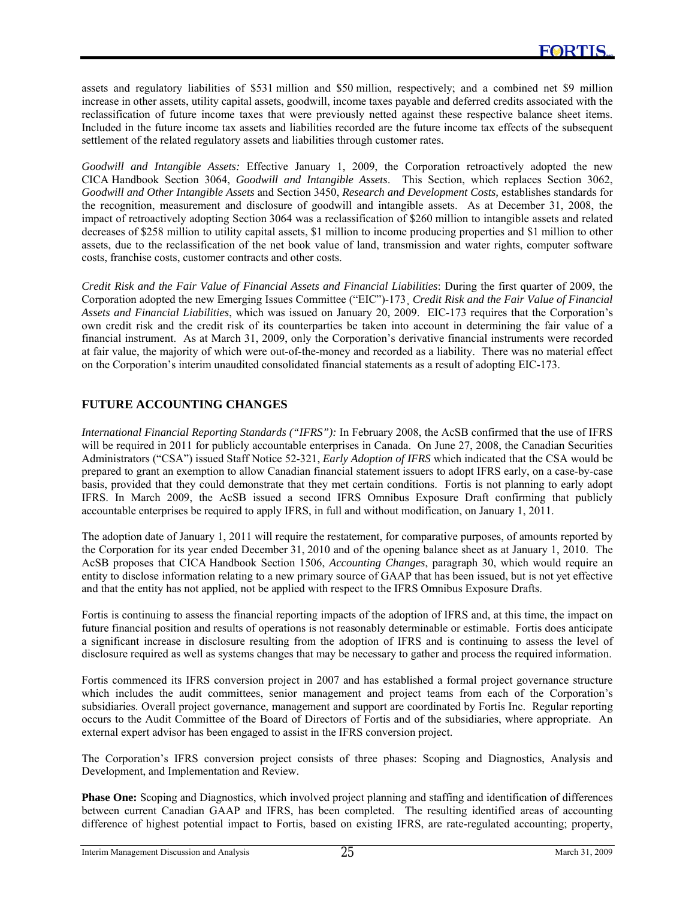assets and regulatory liabilities of $531 million and $50 million, respectively; and a combined net $9 million increase in other assets, utility capital assets, goodwill, income taxes payable and deferred credits associated with the reclassification of future income taxes that were previously netted against these respective balance sheet items. Included in the future income tax assets and liabilities recorded are the future income tax effects of the subsequent settlement of the related regulatory assets and liabilities through customer rates.

*Goodwill and Intangible Assets:* Effective January 1, 2009, the Corporation retroactively adopted the new CICA Handbook Section 3064, *Goodwill and Intangible Assets*. This Section, which replaces Section 3062, *Goodwill and Other Intangible Assets* and Section 3450, *Research and Development Costs,* establishes standards for the recognition, measurement and disclosure of goodwill and intangible assets. As at December 31, 2008, the impact of retroactively adopting Section 3064 was a reclassification of $260 million to intangible assets and related decreases of $258 million to utility capital assets, $1 million to income producing properties and $1 million to other assets, due to the reclassification of the net book value of land, transmission and water rights, computer software costs, franchise costs, customer contracts and other costs.

*Credit Risk and the Fair Value of Financial Assets and Financial Liabilities*: During the first quarter of 2009, the Corporation adopted the new Emerging Issues Committee ("EIC")-173¸ *Credit Risk and the Fair Value of Financial Assets and Financial Liabilities*, which was issued on January 20, 2009. EIC-173 requires that the Corporation's own credit risk and the credit risk of its counterparties be taken into account in determining the fair value of a financial instrument. As at March 31, 2009, only the Corporation's derivative financial instruments were recorded at fair value, the majority of which were out-of-the-money and recorded as a liability. There was no material effect on the Corporation's interim unaudited consolidated financial statements as a result of adopting EIC-173.

## FUTURE ACCOUNTING CHANGES

*International Financial Reporting Standards ("IFRS"):* In February 2008, the AcSB confirmed that the use of IFRS will be required in 2011 for publicly accountable enterprises in Canada. On June 27, 2008, the Canadian Securities Administrators ("CSA") issued Staff Notice 52-321, *Early Adoption of IFRS* which indicated that the CSA would be prepared to grant an exemption to allow Canadian financial statement issuers to adopt IFRS early, on a case-by-case basis, provided that they could demonstrate that they met certain conditions. Fortis is not planning to early adopt IFRS. In March 2009, the AcSB issued a second IFRS Omnibus Exposure Draft confirming that publicly accountable enterprises be required to apply IFRS, in full and without modification, on January 1, 2011.

The adoption date of January 1, 2011 will require the restatement, for comparative purposes, of amounts reported by the Corporation for its year ended December 31, 2010 and of the opening balance sheet as at January 1, 2010. The AcSB proposes that CICA Handbook Section 1506, *Accounting Changes*, paragraph 30, which would require an entity to disclose information relating to a new primary source of GAAP that has been issued, but is not yet effective and that the entity has not applied, not be applied with respect to the IFRS Omnibus Exposure Drafts.

Fortis is continuing to assess the financial reporting impacts of the adoption of IFRS and, at this time, the impact on future financial position and results of operations is not reasonably determinable or estimable. Fortis does anticipate a significant increase in disclosure resulting from the adoption of IFRS and is continuing to assess the level of disclosure required as well as systems changes that may be necessary to gather and process the required information.

Fortis commenced its IFRS conversion project in 2007 and has established a formal project governance structure which includes the audit committees, senior management and project teams from each of the Corporation's subsidiaries. Overall project governance, management and support are coordinated by Fortis Inc. Regular reporting occurs to the Audit Committee of the Board of Directors of Fortis and of the subsidiaries, where appropriate. An external expert advisor has been engaged to assist in the IFRS conversion project.

The Corporation's IFRS conversion project consists of three phases: Scoping and Diagnostics, Analysis and Development, and Implementation and Review.

**Phase One:** Scoping and Diagnostics, which involved project planning and staffing and identification of differences between current Canadian GAAP and IFRS, has been completed. The resulting identified areas of accounting difference of highest potential impact to Fortis, based on existing IFRS, are rate-regulated accounting; property,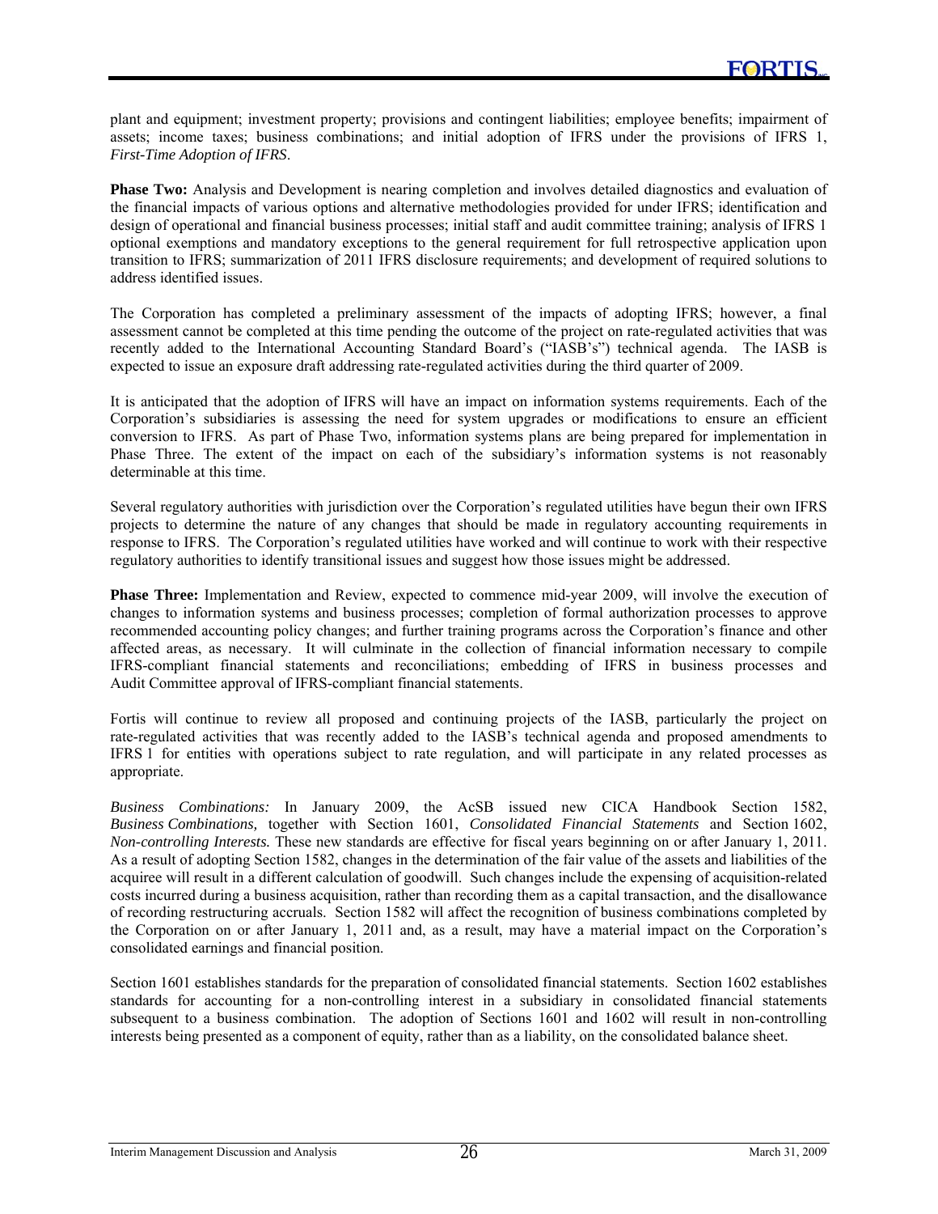plant and equipment; investment property; provisions and contingent liabilities; employee benefits; impairment of assets; income taxes; business combinations; and initial adoption of IFRS under the provisions of IFRS 1, *First-Time Adoption of IFRS*.

**Phase Two:** Analysis and Development is nearing completion and involves detailed diagnostics and evaluation of the financial impacts of various options and alternative methodologies provided for under IFRS; identification and design of operational and financial business processes; initial staff and audit committee training; analysis of IFRS 1 optional exemptions and mandatory exceptions to the general requirement for full retrospective application upon transition to IFRS; summarization of 2011 IFRS disclosure requirements; and development of required solutions to address identified issues.

The Corporation has completed a preliminary assessment of the impacts of adopting IFRS; however, a final assessment cannot be completed at this time pending the outcome of the project on rate-regulated activities that was recently added to the International Accounting Standard Board's ("IASB's") technical agenda. The IASB is expected to issue an exposure draft addressing rate-regulated activities during the third quarter of 2009.

It is anticipated that the adoption of IFRS will have an impact on information systems requirements. Each of the Corporation's subsidiaries is assessing the need for system upgrades or modifications to ensure an efficient conversion to IFRS. As part of Phase Two, information systems plans are being prepared for implementation in Phase Three. The extent of the impact on each of the subsidiary's information systems is not reasonably determinable at this time.

Several regulatory authorities with jurisdiction over the Corporation's regulated utilities have begun their own IFRS projects to determine the nature of any changes that should be made in regulatory accounting requirements in response to IFRS. The Corporation's regulated utilities have worked and will continue to work with their respective regulatory authorities to identify transitional issues and suggest how those issues might be addressed.

**Phase Three:** Implementation and Review, expected to commence mid-year 2009, will involve the execution of changes to information systems and business processes; completion of formal authorization processes to approve recommended accounting policy changes; and further training programs across the Corporation's finance and other affected areas, as necessary. It will culminate in the collection of financial information necessary to compile IFRS-compliant financial statements and reconciliations; embedding of IFRS in business processes and Audit Committee approval of IFRS-compliant financial statements.

Fortis will continue to review all proposed and continuing projects of the IASB, particularly the project on rate-regulated activities that was recently added to the IASB's technical agenda and proposed amendments to IFRS 1 for entities with operations subject to rate regulation, and will participate in any related processes as appropriate.

*Business Combinations:* In January 2009, the AcSB issued new CICA Handbook Section 1582, *Business Combinations,* together with Section 1601, *Consolidated Financial Statements* and Section 1602, *Non-controlling Interests.* These new standards are effective for fiscal years beginning on or after January 1, 2011. As a result of adopting Section 1582, changes in the determination of the fair value of the assets and liabilities of the acquiree will result in a different calculation of goodwill. Such changes include the expensing of acquisition-related costs incurred during a business acquisition, rather than recording them as a capital transaction, and the disallowance of recording restructuring accruals. Section 1582 will affect the recognition of business combinations completed by the Corporation on or after January 1, 2011 and, as a result, may have a material impact on the Corporation's consolidated earnings and financial position.

Section 1601 establishes standards for the preparation of consolidated financial statements. Section 1602 establishes standards for accounting for a non-controlling interest in a subsidiary in consolidated financial statements subsequent to a business combination. The adoption of Sections 1601 and 1602 will result in non-controlling interests being presented as a component of equity, rather than as a liability, on the consolidated balance sheet.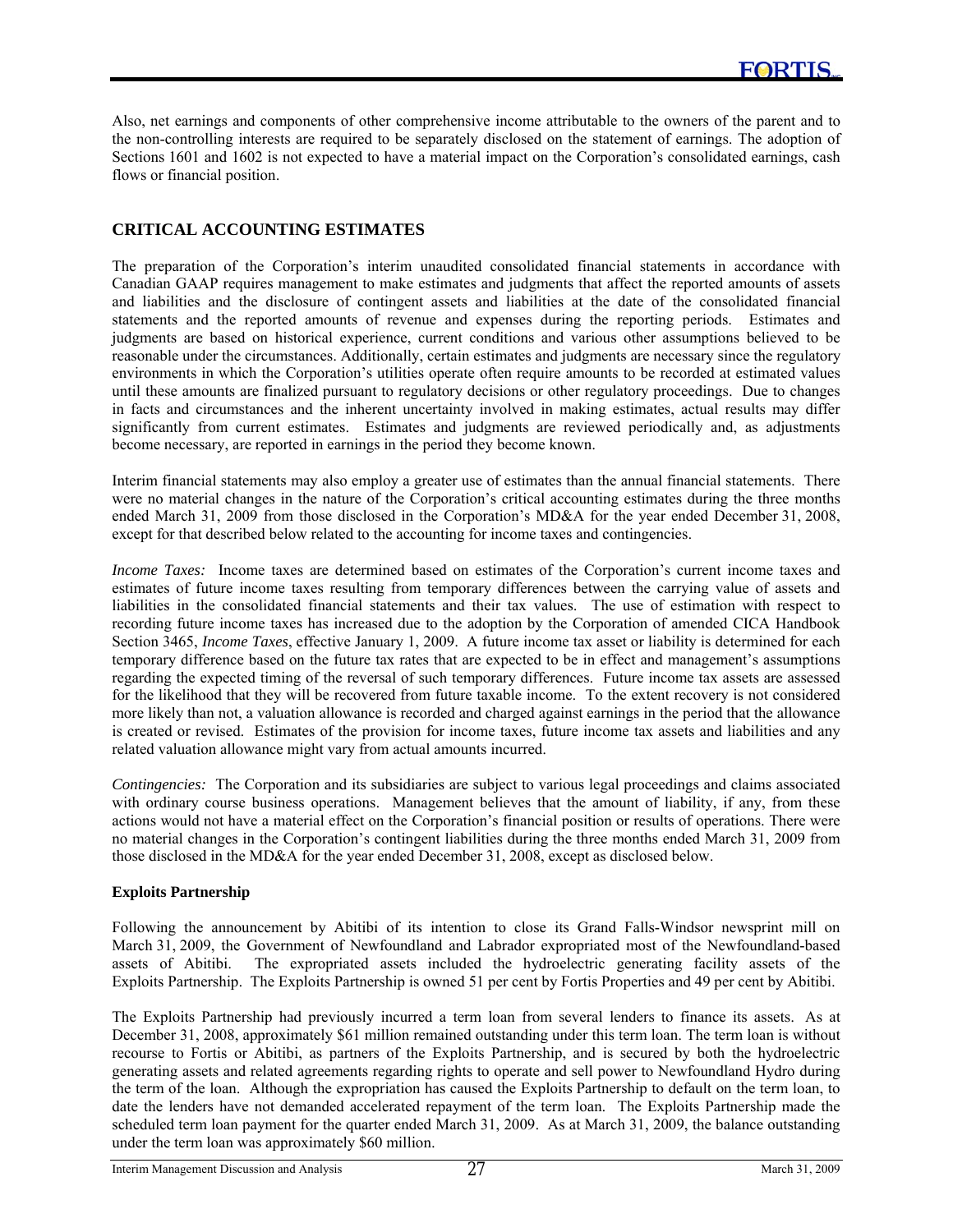Also, net earnings and components of other comprehensive income attributable to the owners of the parent and to the non-controlling interests are required to be separately disclosed on the statement of earnings. The adoption of Sections 1601 and 1602 is not expected to have a material impact on the Corporation's consolidated earnings, cash flows or financial position.

## CRITICAL ACCOUNTING ESTIMATES

The preparation of the Corporation's interim unaudited consolidated financial statements in accordance with Canadian GAAP requires management to make estimates and judgments that affect the reported amounts of assets and liabilities and the disclosure of contingent assets and liabilities at the date of the consolidated financial statements and the reported amounts of revenue and expenses during the reporting periods. Estimates and judgments are based on historical experience, current conditions and various other assumptions believed to be reasonable under the circumstances. Additionally, certain estimates and judgments are necessary since the regulatory environments in which the Corporation's utilities operate often require amounts to be recorded at estimated values until these amounts are finalized pursuant to regulatory decisions or other regulatory proceedings. Due to changes in facts and circumstances and the inherent uncertainty involved in making estimates, actual results may differ significantly from current estimates. Estimates and judgments are reviewed periodically and, as adjustments become necessary, are reported in earnings in the period they become known.

Interim financial statements may also employ a greater use of estimates than the annual financial statements. There were no material changes in the nature of the Corporation's critical accounting estimates during the three months ended March 31, 2009 from those disclosed in the Corporation's MD&A for the year ended December 31, 2008, except for that described below related to the accounting for income taxes and contingencies.

*Income Taxes:* Income taxes are determined based on estimates of the Corporation's current income taxes and estimates of future income taxes resulting from temporary differences between the carrying value of assets and liabilities in the consolidated financial statements and their tax values. The use of estimation with respect to recording future income taxes has increased due to the adoption by the Corporation of amended CICA Handbook Section 3465, *Income Taxes*, effective January 1, 2009. A future income tax asset or liability is determined for each temporary difference based on the future tax rates that are expected to be in effect and management's assumptions regarding the expected timing of the reversal of such temporary differences. Future income tax assets are assessed for the likelihood that they will be recovered from future taxable income. To the extent recovery is not considered more likely than not, a valuation allowance is recorded and charged against earnings in the period that the allowance is created or revised. Estimates of the provision for income taxes, future income tax assets and liabilities and any related valuation allowance might vary from actual amounts incurred.

*Contingencies:* The Corporation and its subsidiaries are subject to various legal proceedings and claims associated with ordinary course business operations. Management believes that the amount of liability, if any, from these actions would not have a material effect on the Corporation's financial position or results of operations. There were no material changes in the Corporation's contingent liabilities during the three months ended March 31, 2009 from those disclosed in the MD&A for the year ended December 31, 2008, except as disclosed below.

**Exploits Partnership**

Following the announcement by Abitibi of its intention to close its Grand Falls-Windsor newsprint mill on March 31, 2009, the Government of Newfoundland and Labrador expropriated most of the Newfoundland-based assets of Abitibi. The expropriated assets included the hydroelectric generating facility assets of the Exploits Partnership. The Exploits Partnership is owned 51 per cent by Fortis Properties and 49 per cent by Abitibi.

The Exploits Partnership had previously incurred a term loan from several lenders to finance its assets. As at December 31, 2008, approximately $61 million remained outstanding under this term loan. The term loan is without recourse to Fortis or Abitibi, as partners of the Exploits Partnership, and is secured by both the hydroelectric generating assets and related agreements regarding rights to operate and sell power to Newfoundland Hydro during the term of the loan. Although the expropriation has caused the Exploits Partnership to default on the term loan, to date the lenders have not demanded accelerated repayment of the term loan. The Exploits Partnership made the scheduled term loan payment for the quarter ended March 31, 2009. As at March 31, 2009, the balance outstanding under the term loan was approximately $60 million.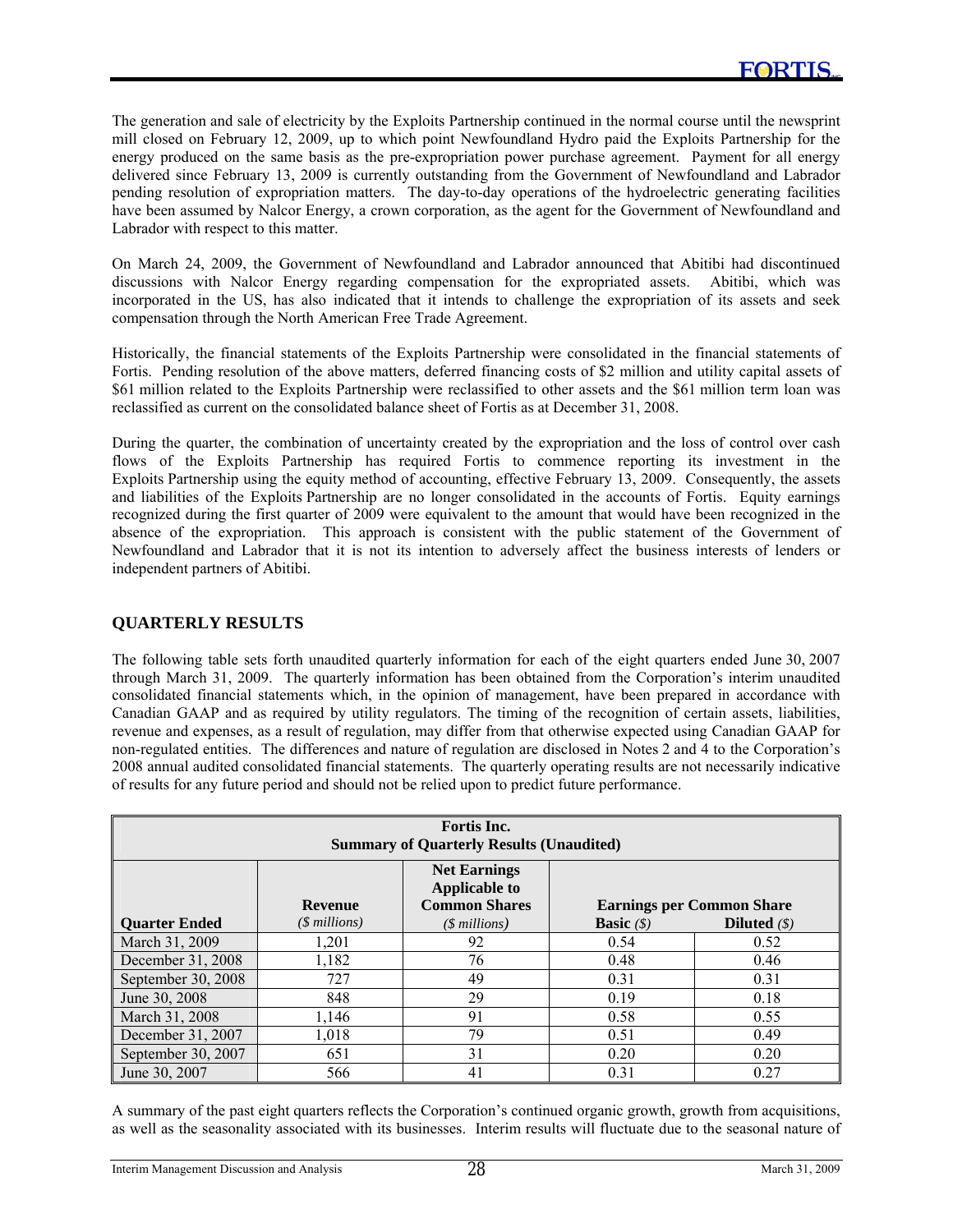The generation and sale of electricity by the Exploits Partnership continued in the normal course until the newsprint mill closed on February 12, 2009, up to which point Newfoundland Hydro paid the Exploits Partnership for the energy produced on the same basis as the pre-expropriation power purchase agreement. Payment for all energy delivered since February 13, 2009 is currently outstanding from the Government of Newfoundland and Labrador pending resolution of expropriation matters. The day-to-day operations of the hydroelectric generating facilities have been assumed by Nalcor Energy, a crown corporation, as the agent for the Government of Newfoundland and Labrador with respect to this matter.

On March 24, 2009, the Government of Newfoundland and Labrador announced that Abitibi had discontinued discussions with Nalcor Energy regarding compensation for the expropriated assets. Abitibi, which was incorporated in the US, has also indicated that it intends to challenge the expropriation of its assets and seek compensation through the North American Free Trade Agreement.

Historically, the financial statements of the Exploits Partnership were consolidated in the financial statements of Fortis. Pending resolution of the above matters, deferred financing costs of $2 million and utility capital assets of $61 million related to the Exploits Partnership were reclassified to other assets and the $61 million term loan was reclassified as current on the consolidated balance sheet of Fortis as at December 31, 2008.

During the quarter, the combination of uncertainty created by the expropriation and the loss of control over cash flows of the Exploits Partnership has required Fortis to commence reporting its investment in the Exploits Partnership using the equity method of accounting, effective February 13, 2009. Consequently, the assets and liabilities of the Exploits Partnership are no longer consolidated in the accounts of Fortis. Equity earnings recognized during the first quarter of 2009 were equivalent to the amount that would have been recognized in the absence of the expropriation. This approach is consistent with the public statement of the Government of Newfoundland and Labrador that it is not its intention to adversely affect the business interests of lenders or independent partners of Abitibi.

## QUARTERLY RESULTS

The following table sets forth unaudited quarterly information for each of the eight quarters ended June 30, 2007 through March 31, 2009. The quarterly information has been obtained from the Corporation's interim unaudited consolidated financial statements which, in the opinion of management, have been prepared in accordance with Canadian GAAP and as required by utility regulators. The timing of the recognition of certain assets, liabilities, revenue and expenses, as a result of regulation, may differ from that otherwise expected using Canadian GAAP for non-regulated entities. The differences and nature of regulation are disclosed in Notes 2 and 4 to the Corporation's 2008 annual audited consolidated financial statements. The quarterly operating results are not necessarily indicative of results for any future period and should not be relied upon to predict future performance.

**Fortis Inc.**
**Summary of Quarterly Results (Unaudited)**

| Quarter Ended | Revenue *($ millions)* | Net Earnings Applicable to Common Shares *($ millions)* | Earnings per Common Share Basic *($)* | Earnings per Common Share Diluted *($)* |
|---|---|---|---|---|
| March 31, 2009 | 1,201 | 92 | 0.54 | 0.52 |
| December 31, 2008 | 1,182 | 76 | 0.48 | 0.46 |
| September 30, 2008 | 727 | 49 | 0.31 | 0.31 |
| June 30, 2008 | 848 | 29 | 0.19 | 0.18 |
| March 31, 2008 | 1,146 | 91 | 0.58 | 0.55 |
| December 31, 2007 | 1,018 | 79 | 0.51 | 0.49 |
| September 30, 2007 | 651 | 31 | 0.20 | 0.20 |
| June 30, 2007 | 566 | 41 | 0.31 | 0.27 |

A summary of the past eight quarters reflects the Corporation's continued organic growth, growth from acquisitions, as well as the seasonality associated with its businesses. Interim results will fluctuate due to the seasonal nature of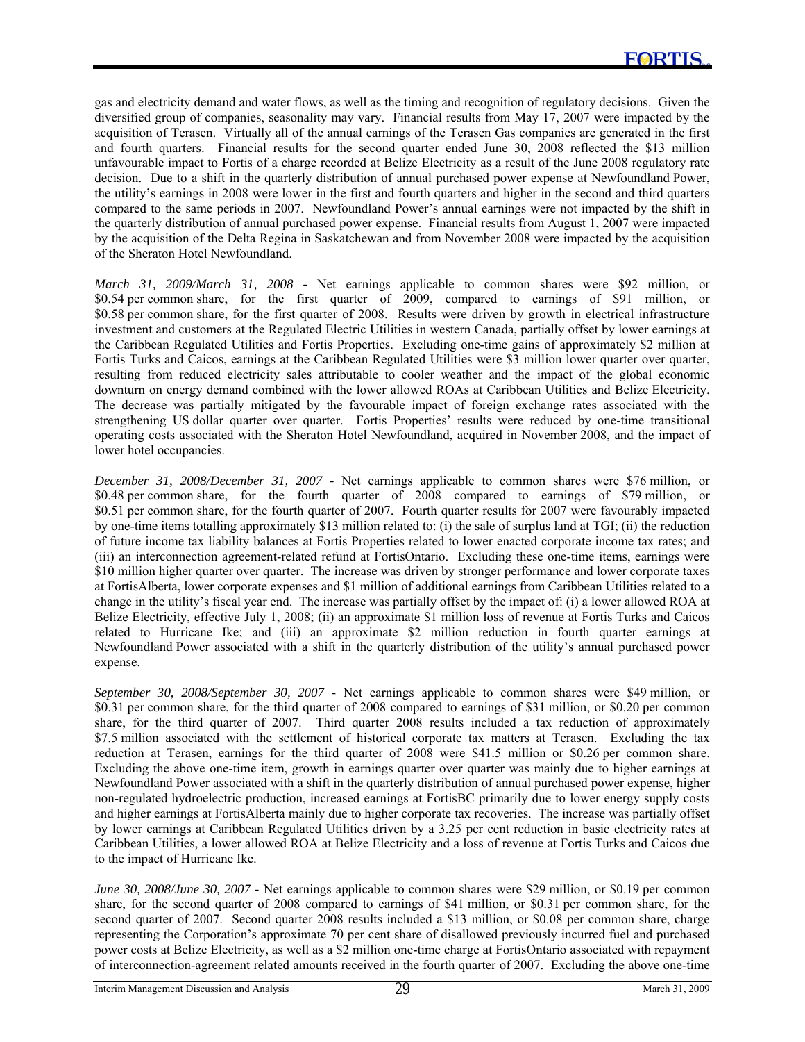gas and electricity demand and water flows, as well as the timing and recognition of regulatory decisions. Given the diversified group of companies, seasonality may vary. Financial results from May 17, 2007 were impacted by the acquisition of Terasen. Virtually all of the annual earnings of the Terasen Gas companies are generated in the first and fourth quarters. Financial results for the second quarter ended June 30, 2008 reflected the $13 million unfavourable impact to Fortis of a charge recorded at Belize Electricity as a result of the June 2008 regulatory rate decision. Due to a shift in the quarterly distribution of annual purchased power expense at Newfoundland Power, the utility's earnings in 2008 were lower in the first and fourth quarters and higher in the second and third quarters compared to the same periods in 2007. Newfoundland Power's annual earnings were not impacted by the shift in the quarterly distribution of annual purchased power expense. Financial results from August 1, 2007 were impacted by the acquisition of the Delta Regina in Saskatchewan and from November 2008 were impacted by the acquisition of the Sheraton Hotel Newfoundland.

*March 31, 2009/March 31, 2008* - Net earnings applicable to common shares were $92 million, or $0.54 per common share, for the first quarter of 2009, compared to earnings of $91 million, or $0.58 per common share, for the first quarter of 2008. Results were driven by growth in electrical infrastructure investment and customers at the Regulated Electric Utilities in western Canada, partially offset by lower earnings at the Caribbean Regulated Utilities and Fortis Properties. Excluding one-time gains of approximately $2 million at Fortis Turks and Caicos, earnings at the Caribbean Regulated Utilities were $3 million lower quarter over quarter, resulting from reduced electricity sales attributable to cooler weather and the impact of the global economic downturn on energy demand combined with the lower allowed ROAs at Caribbean Utilities and Belize Electricity. The decrease was partially mitigated by the favourable impact of foreign exchange rates associated with the strengthening US dollar quarter over quarter. Fortis Properties' results were reduced by one-time transitional operating costs associated with the Sheraton Hotel Newfoundland, acquired in November 2008, and the impact of lower hotel occupancies.

*December 31, 2008/December 31, 2007* - Net earnings applicable to common shares were $76 million, or $0.48 per common share, for the fourth quarter of 2008 compared to earnings of $79 million, or $0.51 per common share, for the fourth quarter of 2007. Fourth quarter results for 2007 were favourably impacted by one-time items totalling approximately $13 million related to: (i) the sale of surplus land at TGI; (ii) the reduction of future income tax liability balances at Fortis Properties related to lower enacted corporate income tax rates; and (iii) an interconnection agreement-related refund at FortisOntario. Excluding these one-time items, earnings were $10 million higher quarter over quarter. The increase was driven by stronger performance and lower corporate taxes at FortisAlberta, lower corporate expenses and $1 million of additional earnings from Caribbean Utilities related to a change in the utility's fiscal year end. The increase was partially offset by the impact of: (i) a lower allowed ROA at Belize Electricity, effective July 1, 2008; (ii) an approximate $1 million loss of revenue at Fortis Turks and Caicos related to Hurricane Ike; and (iii) an approximate $2 million reduction in fourth quarter earnings at Newfoundland Power associated with a shift in the quarterly distribution of the utility's annual purchased power expense.

*September 30, 2008/September 30, 2007* - Net earnings applicable to common shares were $49 million, or $0.31 per common share, for the third quarter of 2008 compared to earnings of $31 million, or $0.20 per common share, for the third quarter of 2007. Third quarter 2008 results included a tax reduction of approximately $7.5 million associated with the settlement of historical corporate tax matters at Terasen. Excluding the tax reduction at Terasen, earnings for the third quarter of 2008 were $41.5 million or $0.26 per common share. Excluding the above one-time item, growth in earnings quarter over quarter was mainly due to higher earnings at Newfoundland Power associated with a shift in the quarterly distribution of annual purchased power expense, higher non-regulated hydroelectric production, increased earnings at FortisBC primarily due to lower energy supply costs and higher earnings at FortisAlberta mainly due to higher corporate tax recoveries. The increase was partially offset by lower earnings at Caribbean Regulated Utilities driven by a 3.25 per cent reduction in basic electricity rates at Caribbean Utilities, a lower allowed ROA at Belize Electricity and a loss of revenue at Fortis Turks and Caicos due to the impact of Hurricane Ike.

*June 30, 2008/June 30, 2007* - Net earnings applicable to common shares were $29 million, or $0.19 per common share, for the second quarter of 2008 compared to earnings of $41 million, or $0.31 per common share, for the second quarter of 2007. Second quarter 2008 results included a $13 million, or $0.08 per common share, charge representing the Corporation's approximate 70 per cent share of disallowed previously incurred fuel and purchased power costs at Belize Electricity, as well as a $2 million one-time charge at FortisOntario associated with repayment of interconnection-agreement related amounts received in the fourth quarter of 2007. Excluding the above one-time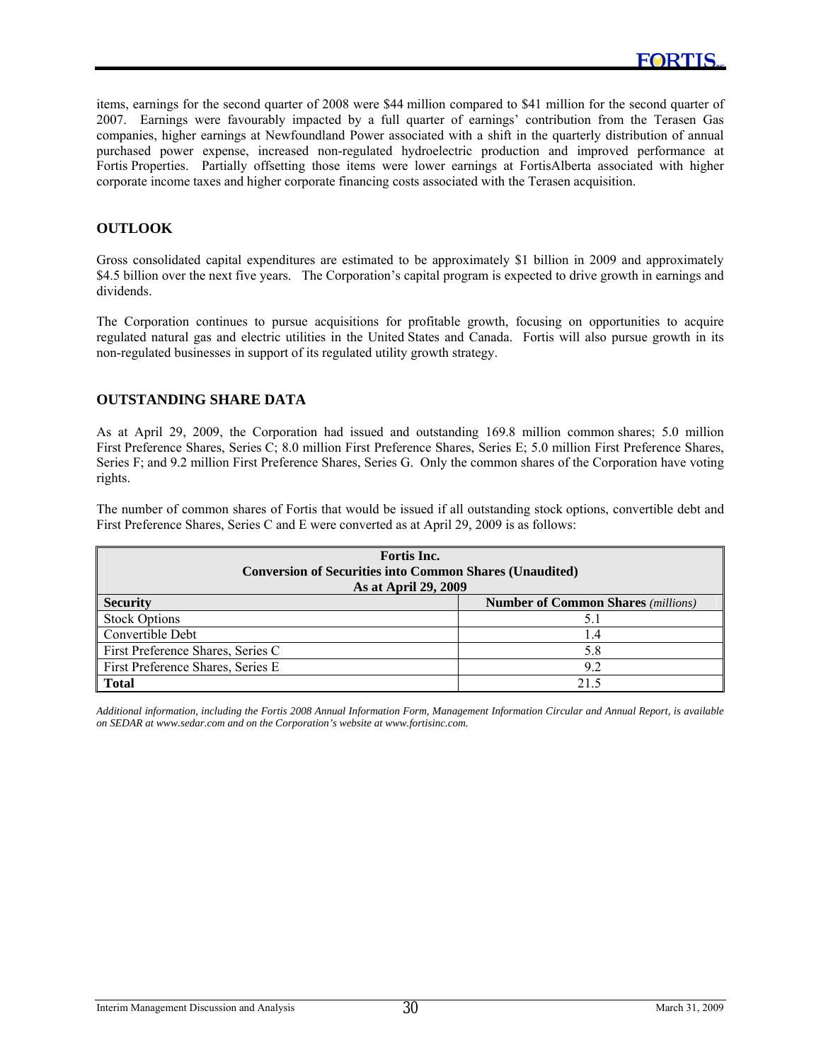items, earnings for the second quarter of 2008 were $44 million compared to $41 million for the second quarter of 2007. Earnings were favourably impacted by a full quarter of earnings' contribution from the Terasen Gas companies, higher earnings at Newfoundland Power associated with a shift in the quarterly distribution of annual purchased power expense, increased non-regulated hydroelectric production and improved performance at Fortis Properties. Partially offsetting those items were lower earnings at FortisAlberta associated with higher corporate income taxes and higher corporate financing costs associated with the Terasen acquisition.

## OUTLOOK

Gross consolidated capital expenditures are estimated to be approximately $1 billion in 2009 and approximately $4.5 billion over the next five years. The Corporation's capital program is expected to drive growth in earnings and dividends.

The Corporation continues to pursue acquisitions for profitable growth, focusing on opportunities to acquire regulated natural gas and electric utilities in the United States and Canada. Fortis will also pursue growth in its non-regulated businesses in support of its regulated utility growth strategy.

## OUTSTANDING SHARE DATA

As at April 29, 2009, the Corporation had issued and outstanding 169.8 million common shares; 5.0 million First Preference Shares, Series C; 8.0 million First Preference Shares, Series E; 5.0 million First Preference Shares, Series F; and 9.2 million First Preference Shares, Series G. Only the common shares of the Corporation have voting rights.

The number of common shares of Fortis that would be issued if all outstanding stock options, convertible debt and First Preference Shares, Series C and E were converted as at April 29, 2009 is as follows:

**Fortis Inc.**
**Conversion of Securities into Common Shares (Unaudited)**
**As at April 29, 2009**

| Security | Number of Common Shares *(millions)* |
|---|---|
| Stock Options | 5.1 |
| Convertible Debt | 1.4 |
| First Preference Shares, Series C | 5.8 |
| First Preference Shares, Series E | 9.2 |
| **Total** | 21.5 |

*Additional information, including the Fortis 2008 Annual Information Form, Management Information Circular and Annual Report, is available on SEDAR at www.sedar.com and on the Corporation's website at www.fortisinc.com.*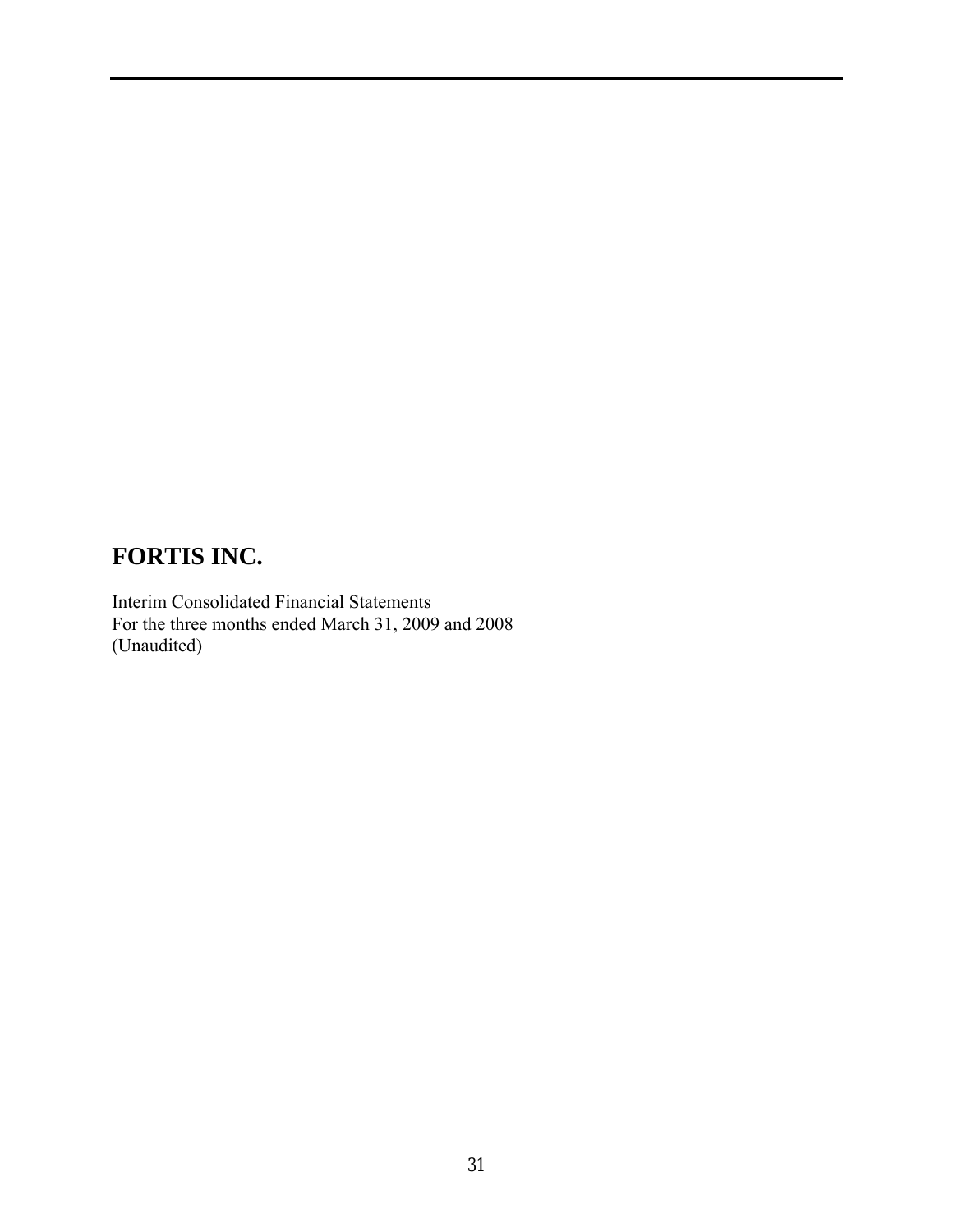# FORTIS INC.

Interim Consolidated Financial Statements
For the three months ended March 31, 2009 and 2008
(Unaudited)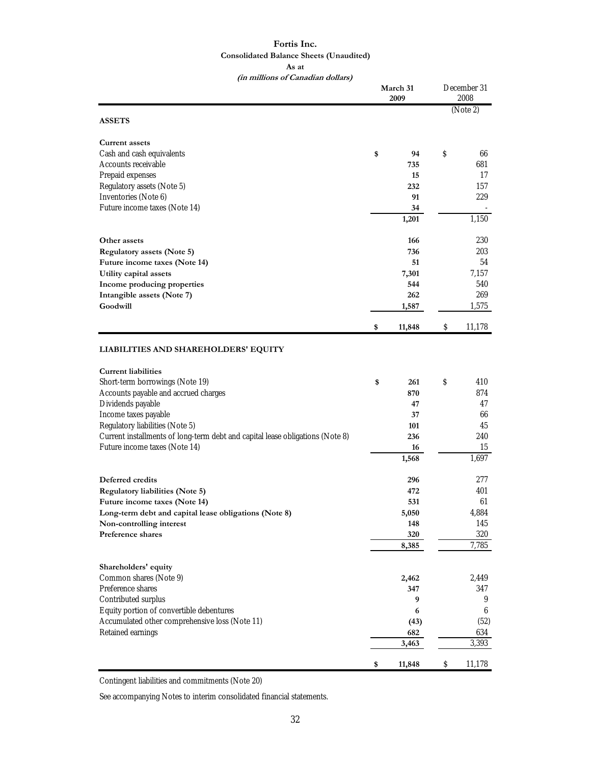# Fortis Inc.

**Consolidated Balance Sheets (Unaudited)**

**As at**

***(in millions of Canadian dollars)***

| | March 31 2009 | December 31 2008 (Note 2) |
|---|---|---|
| **ASSETS** | | |
| **Current assets** | | |
| Cash and cash equivalents | $ 94 | $ 66 |
| Accounts receivable | 735 | 681 |
| Prepaid expenses | 15 | 17 |
| Regulatory assets (Note 5) | 232 | 157 |
| Inventories (Note 6) | 91 | 229 |
| Future income taxes (Note 14) | 34 | - |
| | 1,201 | 1,150 |
| **Other assets** | 166 | 230 |
| **Regulatory assets (Note 5)** | 736 | 203 |
| **Future income taxes (Note 14)** | 51 | 54 |
| **Utility capital assets** | 7,301 | 7,157 |
| **Income producing properties** | 544 | 540 |
| **Intangible assets (Note 7)** | 262 | 269 |
| **Goodwill** | 1,587 | 1,575 |
| | $ 11,848 | $ 11,178 |
| **LIABILITIES AND SHAREHOLDERS' EQUITY** | | |
| **Current liabilities** | | |
| Short-term borrowings (Note 19) | $ 261 | $ 410 |
| Accounts payable and accrued charges | 870 | 874 |
| Dividends payable | 47 | 47 |
| Income taxes payable | 37 | 66 |
| Regulatory liabilities (Note 5) | 101 | 45 |
| Current installments of long-term debt and capital lease obligations (Note 8) | 236 | 240 |
| Future income taxes (Note 14) | 16 | 15 |
| | 1,568 | 1,697 |
| **Deferred credits** | 296 | 277 |
| **Regulatory liabilities (Note 5)** | 472 | 401 |
| **Future income taxes (Note 14)** | 531 | 61 |
| **Long-term debt and capital lease obligations (Note 8)** | 5,050 | 4,884 |
| **Non-controlling interest** | 148 | 145 |
| **Preference shares** | 320 | 320 |
| | 8,385 | 7,785 |
| **Shareholders' equity** | | |
| Common shares (Note 9) | 2,462 | 2,449 |
| Preference shares | 347 | 347 |
| Contributed surplus | 9 | 9 |
| Equity portion of convertible debentures | 6 | 6 |
| Accumulated other comprehensive loss (Note 11) | (43) | (52) |
| Retained earnings | 682 | 634 |
| | 3,463 | 3,393 |
| | $ 11,848 | $ 11,178 |

Contingent liabilities and commitments (Note 20)

See accompanying Notes to interim consolidated financial statements.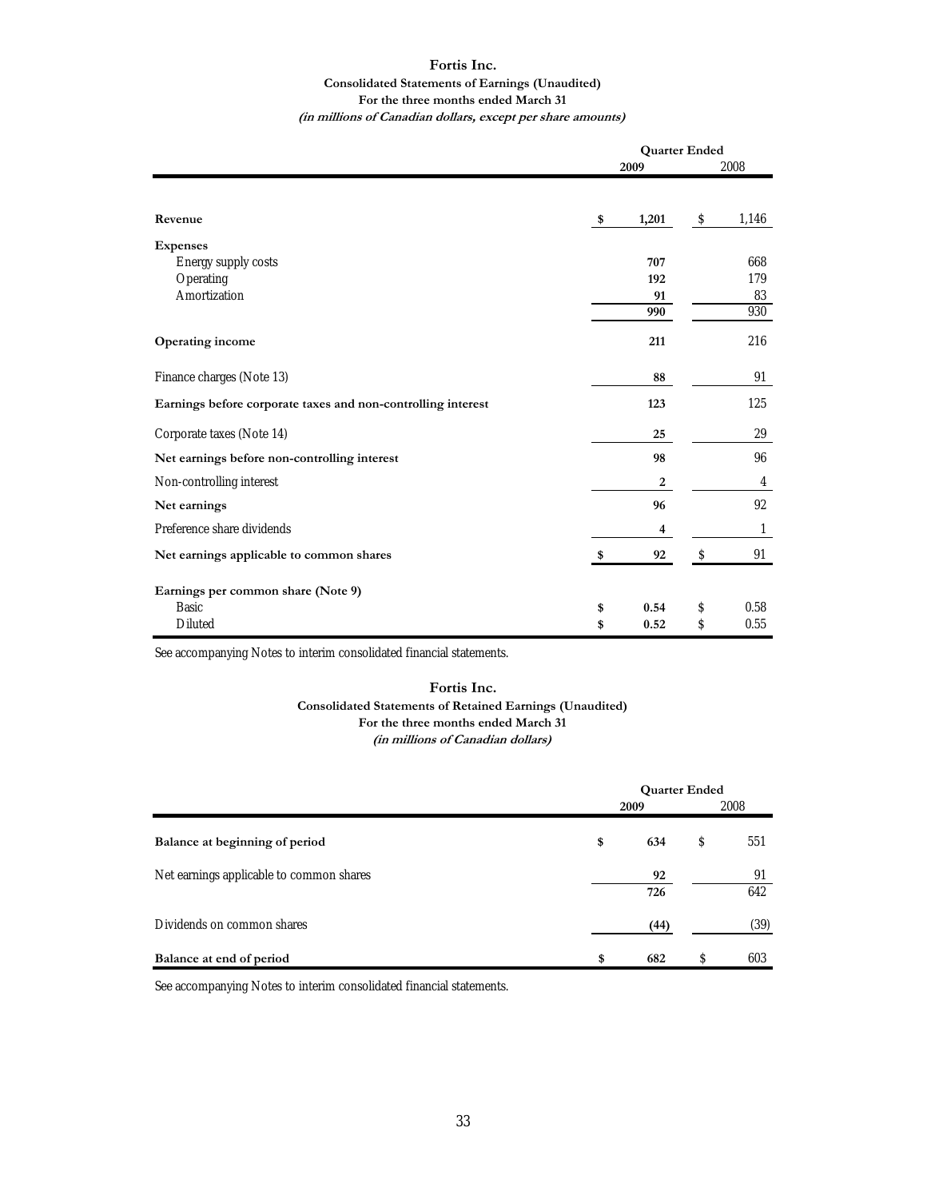# Fortis Inc.

**Consolidated Statements of Earnings (Unaudited)**
**For the three months ended March 31**
***(in millions of Canadian dollars, except per share amounts)***

| | Quarter Ended | |
|---|---|---|
| | **2009** | 2008 |
| **Revenue** | **$ 1,201** | $ 1,146 |
| **Expenses** | | |
| Energy supply costs | **707** | 668 |
| Operating | **192** | 179 |
| Amortization | **91** | 83 |
| | **990** | 930 |
| **Operating income** | **211** | 216 |
| Finance charges (Note 13) | **88** | 91 |
| **Earnings before corporate taxes and non-controlling interest** | **123** | 125 |
| Corporate taxes (Note 14) | **25** | 29 |
| **Net earnings before non-controlling interest** | **98** | 96 |
| Non-controlling interest | **2** | 4 |
| **Net earnings** | **96** | 92 |
| Preference share dividends | **4** | 1 |
| **Net earnings applicable to common shares** | **$ 92** | $ 91 |
| **Earnings per common share (Note 9)** | | |
| Basic | **$ 0.54** | $ 0.58 |
| Diluted | **$ 0.52** | $ 0.55 |

See accompanying Notes to interim consolidated financial statements.

# Fortis Inc.

**Consolidated Statements of Retained Earnings (Unaudited)**
**For the three months ended March 31**
***(in millions of Canadian dollars)***

| | Quarter Ended | |
|---|---|---|
| | **2009** | 2008 |
| **Balance at beginning of period** | **$ 634** | $ 551 |
| Net earnings applicable to common shares | **92** | 91 |
| | **726** | 642 |
| Dividends on common shares | **(44)** | (39) |
| **Balance at end of period** | **$ 682** | $ 603 |

See accompanying Notes to interim consolidated financial statements.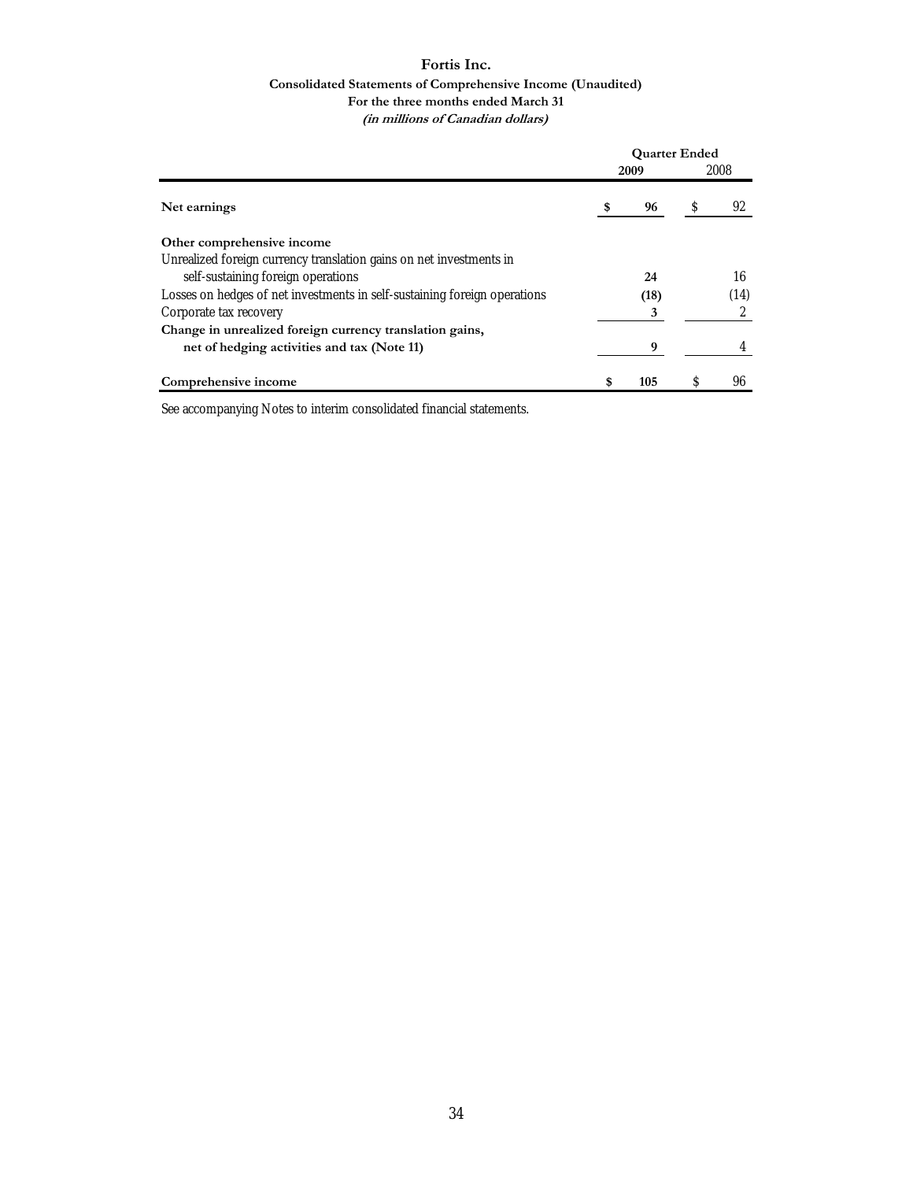# Fortis Inc.

## Consolidated Statements of Comprehensive Income (Unaudited)

### For the three months ended March 31

***(in millions of Canadian dollars)***

| | Quarter Ended | |
|---|---|---|
| | **2009** | 2008 |
| **Net earnings** | **$ 96** | $ 92 |
| **Other comprehensive income** | | |
| Unrealized foreign currency translation gains on net investments in self-sustaining foreign operations | **24** | 16 |
| Losses on hedges of net investments in self-sustaining foreign operations | **(18)** | (14) |
| Corporate tax recovery | **3** | 2 |
| **Change in unrealized foreign currency translation gains, net of hedging activities and tax (Note 11)** | **9** | 4 |
| **Comprehensive income** | **$ 105** | $ 96 |

See accompanying Notes to interim consolidated financial statements.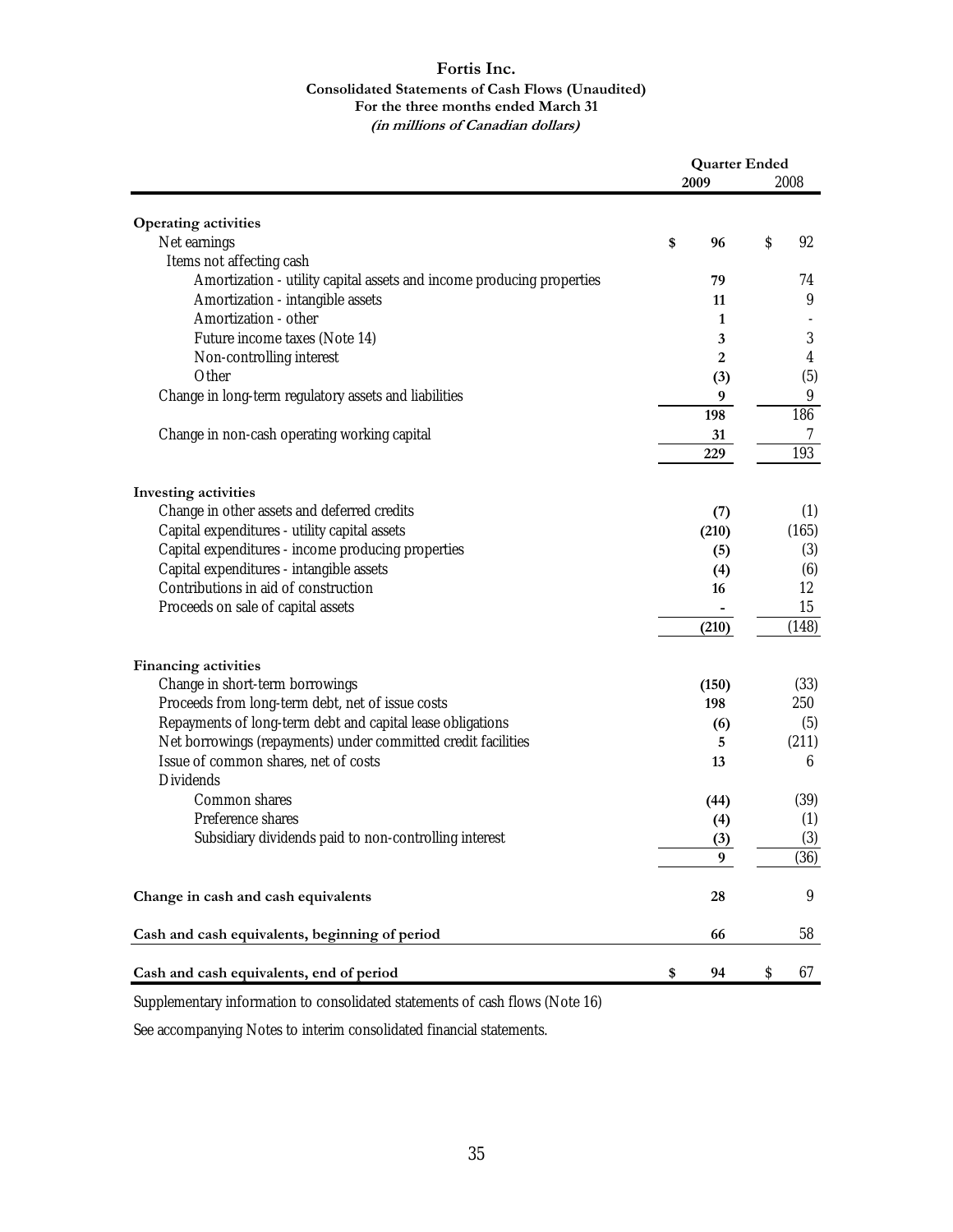# Fortis Inc.

## Consolidated Statements of Cash Flows (Unaudited)

### For the three months ended March 31

***(in millions of Canadian dollars)***

| | Quarter Ended 2009 | 2008 |
|---|---|---|
| **Operating activities** | | |
| Net earnings | **$ 96** | $ 92 |
| Items not affecting cash | | |
| Amortization - utility capital assets and income producing properties | **79** | 74 |
| Amortization - intangible assets | **11** | 9 |
| Amortization - other | **1** | - |
| Future income taxes (Note 14) | **3** | 3 |
| Non-controlling interest | **2** | 4 |
| Other | **(3)** | (5) |
| Change in long-term regulatory assets and liabilities | **9** | 9 |
| | **198** | 186 |
| Change in non-cash operating working capital | **31** | 7 |
| | **229** | 193 |
| **Investing activities** | | |
| Change in other assets and deferred credits | **(7)** | (1) |
| Capital expenditures - utility capital assets | **(210)** | (165) |
| Capital expenditures - income producing properties | **(5)** | (3) |
| Capital expenditures - intangible assets | **(4)** | (6) |
| Contributions in aid of construction | **16** | 12 |
| Proceeds on sale of capital assets | **-** | 15 |
| | **(210)** | (148) |
| **Financing activities** | | |
| Change in short-term borrowings | **(150)** | (33) |
| Proceeds from long-term debt, net of issue costs | **198** | 250 |
| Repayments of long-term debt and capital lease obligations | **(6)** | (5) |
| Net borrowings (repayments) under committed credit facilities | **5** | (211) |
| Issue of common shares, net of costs | **13** | 6 |
| Dividends | | |
| Common shares | **(44)** | (39) |
| Preference shares | **(4)** | (1) |
| Subsidiary dividends paid to non-controlling interest | **(3)** | (3) |
| | **9** | (36) |
| **Change in cash and cash equivalents** | **28** | 9 |
| **Cash and cash equivalents, beginning of period** | **66** | 58 |
| **Cash and cash equivalents, end of period** | **$ 94** | $ 67 |

Supplementary information to consolidated statements of cash flows (Note 16)

See accompanying Notes to interim consolidated financial statements.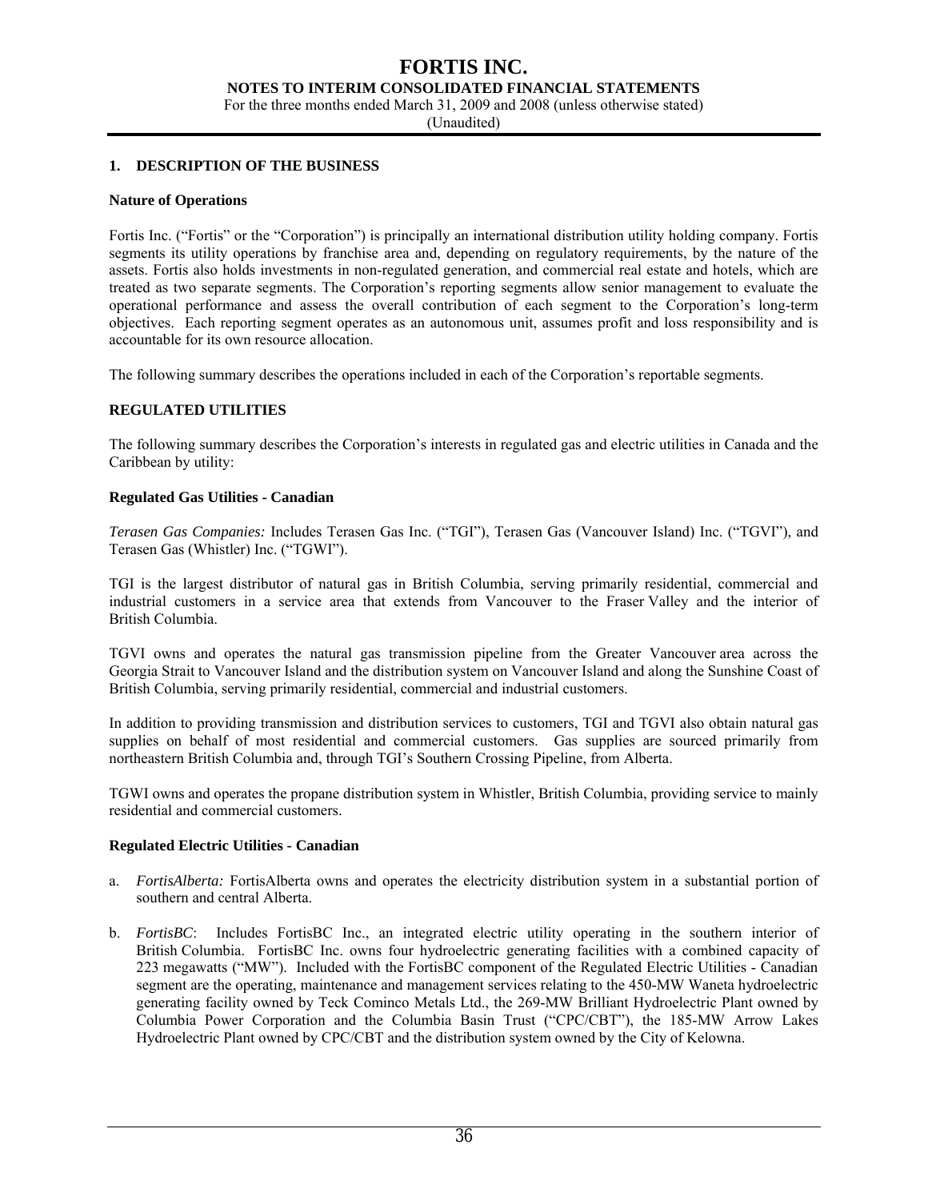## 1. DESCRIPTION OF THE BUSINESS

### Nature of Operations

Fortis Inc. ("Fortis" or the "Corporation") is principally an international distribution utility holding company. Fortis segments its utility operations by franchise area and, depending on regulatory requirements, by the nature of the assets. Fortis also holds investments in non-regulated generation, and commercial real estate and hotels, which are treated as two separate segments. The Corporation's reporting segments allow senior management to evaluate the operational performance and assess the overall contribution of each segment to the Corporation's long-term objectives. Each reporting segment operates as an autonomous unit, assumes profit and loss responsibility and is accountable for its own resource allocation.

The following summary describes the operations included in each of the Corporation's reportable segments.

### REGULATED UTILITIES

The following summary describes the Corporation's interests in regulated gas and electric utilities in Canada and the Caribbean by utility:

#### Regulated Gas Utilities - Canadian

*Terasen Gas Companies:* Includes Terasen Gas Inc. ("TGI"), Terasen Gas (Vancouver Island) Inc. ("TGVI"), and Terasen Gas (Whistler) Inc. ("TGWI").

TGI is the largest distributor of natural gas in British Columbia, serving primarily residential, commercial and industrial customers in a service area that extends from Vancouver to the Fraser Valley and the interior of British Columbia.

TGVI owns and operates the natural gas transmission pipeline from the Greater Vancouver area across the Georgia Strait to Vancouver Island and the distribution system on Vancouver Island and along the Sunshine Coast of British Columbia, serving primarily residential, commercial and industrial customers.

In addition to providing transmission and distribution services to customers, TGI and TGVI also obtain natural gas supplies on behalf of most residential and commercial customers. Gas supplies are sourced primarily from northeastern British Columbia and, through TGI's Southern Crossing Pipeline, from Alberta.

TGWI owns and operates the propane distribution system in Whistler, British Columbia, providing service to mainly residential and commercial customers.

#### Regulated Electric Utilities - Canadian

a. *FortisAlberta:* FortisAlberta owns and operates the electricity distribution system in a substantial portion of southern and central Alberta.

b. *FortisBC*: Includes FortisBC Inc., an integrated electric utility operating in the southern interior of British Columbia. FortisBC Inc. owns four hydroelectric generating facilities with a combined capacity of 223 megawatts ("MW"). Included with the FortisBC component of the Regulated Electric Utilities - Canadian segment are the operating, maintenance and management services relating to the 450-MW Waneta hydroelectric generating facility owned by Teck Cominco Metals Ltd., the 269-MW Brilliant Hydroelectric Plant owned by Columbia Power Corporation and the Columbia Basin Trust ("CPC/CBT"), the 185-MW Arrow Lakes Hydroelectric Plant owned by CPC/CBT and the distribution system owned by the City of Kelowna.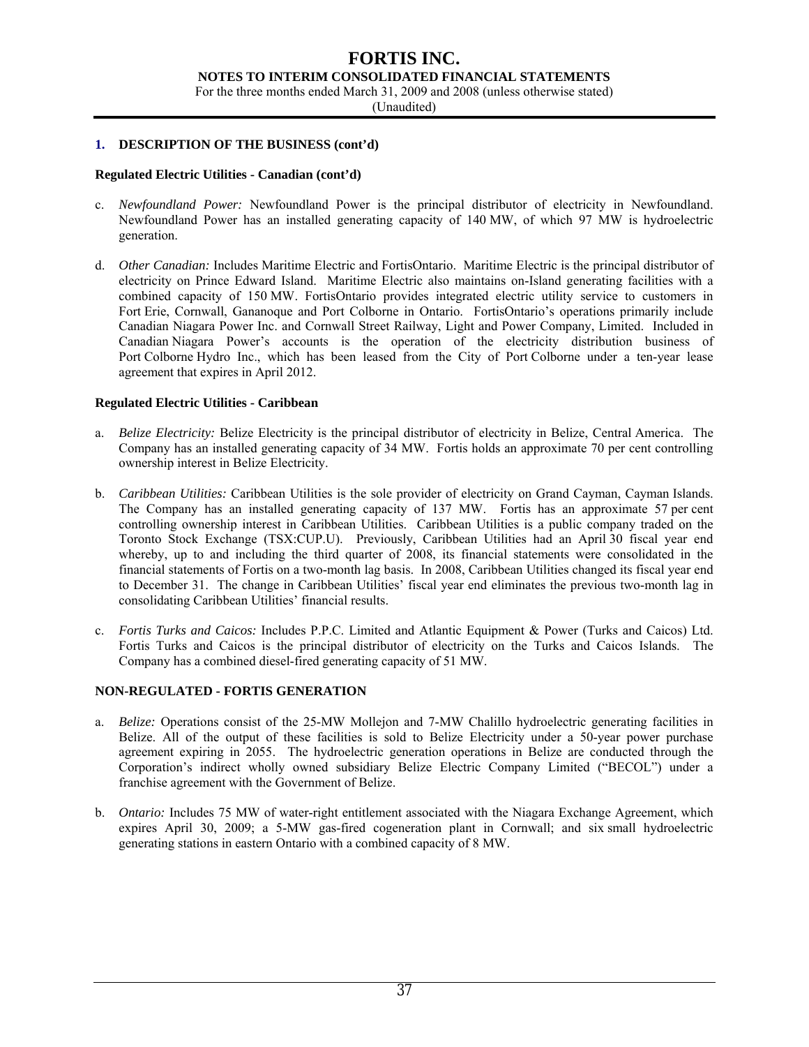## 1. DESCRIPTION OF THE BUSINESS (cont'd)

### Regulated Electric Utilities - Canadian (cont'd)

c. *Newfoundland Power:* Newfoundland Power is the principal distributor of electricity in Newfoundland. Newfoundland Power has an installed generating capacity of 140 MW, of which 97 MW is hydroelectric generation.

d. *Other Canadian:* Includes Maritime Electric and FortisOntario. Maritime Electric is the principal distributor of electricity on Prince Edward Island. Maritime Electric also maintains on-Island generating facilities with a combined capacity of 150 MW. FortisOntario provides integrated electric utility service to customers in Fort Erie, Cornwall, Gananoque and Port Colborne in Ontario. FortisOntario's operations primarily include Canadian Niagara Power Inc. and Cornwall Street Railway, Light and Power Company, Limited. Included in Canadian Niagara Power's accounts is the operation of the electricity distribution business of Port Colborne Hydro Inc., which has been leased from the City of Port Colborne under a ten-year lease agreement that expires in April 2012.

### Regulated Electric Utilities - Caribbean

a. *Belize Electricity:* Belize Electricity is the principal distributor of electricity in Belize, Central America. The Company has an installed generating capacity of 34 MW. Fortis holds an approximate 70 per cent controlling ownership interest in Belize Electricity.

b. *Caribbean Utilities:* Caribbean Utilities is the sole provider of electricity on Grand Cayman, Cayman Islands. The Company has an installed generating capacity of 137 MW. Fortis has an approximate 57 per cent controlling ownership interest in Caribbean Utilities. Caribbean Utilities is a public company traded on the Toronto Stock Exchange (TSX:CUP.U). Previously, Caribbean Utilities had an April 30 fiscal year end whereby, up to and including the third quarter of 2008, its financial statements were consolidated in the financial statements of Fortis on a two-month lag basis. In 2008, Caribbean Utilities changed its fiscal year end to December 31. The change in Caribbean Utilities' fiscal year end eliminates the previous two-month lag in consolidating Caribbean Utilities' financial results.

c. *Fortis Turks and Caicos:* Includes P.P.C. Limited and Atlantic Equipment & Power (Turks and Caicos) Ltd. Fortis Turks and Caicos is the principal distributor of electricity on the Turks and Caicos Islands. The Company has a combined diesel-fired generating capacity of 51 MW.

## NON-REGULATED - FORTIS GENERATION

a. *Belize:* Operations consist of the 25-MW Mollejon and 7-MW Chalillo hydroelectric generating facilities in Belize. All of the output of these facilities is sold to Belize Electricity under a 50-year power purchase agreement expiring in 2055. The hydroelectric generation operations in Belize are conducted through the Corporation's indirect wholly owned subsidiary Belize Electric Company Limited ("BECOL") under a franchise agreement with the Government of Belize.

b. *Ontario:* Includes 75 MW of water-right entitlement associated with the Niagara Exchange Agreement, which expires April 30, 2009; a 5-MW gas-fired cogeneration plant in Cornwall; and six small hydroelectric generating stations in eastern Ontario with a combined capacity of 8 MW.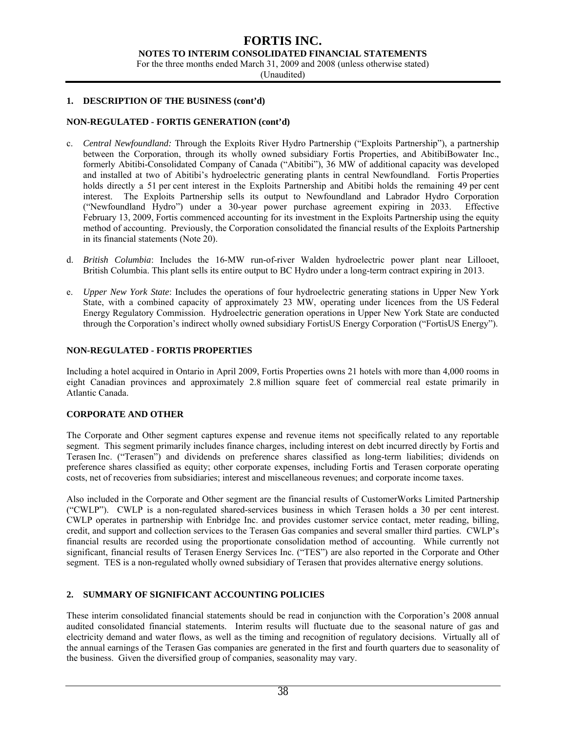## 1. DESCRIPTION OF THE BUSINESS (cont'd)

### NON-REGULATED - FORTIS GENERATION (cont'd)

c. *Central Newfoundland:* Through the Exploits River Hydro Partnership ("Exploits Partnership"), a partnership between the Corporation, through its wholly owned subsidiary Fortis Properties, and AbitibiBowater Inc., formerly Abitibi-Consolidated Company of Canada ("Abitibi"), 36 MW of additional capacity was developed and installed at two of Abitibi's hydroelectric generating plants in central Newfoundland. Fortis Properties holds directly a 51 per cent interest in the Exploits Partnership and Abitibi holds the remaining 49 per cent interest. The Exploits Partnership sells its output to Newfoundland and Labrador Hydro Corporation ("Newfoundland Hydro") under a 30-year power purchase agreement expiring in 2033. Effective February 13, 2009, Fortis commenced accounting for its investment in the Exploits Partnership using the equity method of accounting. Previously, the Corporation consolidated the financial results of the Exploits Partnership in its financial statements (Note 20).

d. *British Columbia*: Includes the 16-MW run-of-river Walden hydroelectric power plant near Lillooet, British Columbia. This plant sells its entire output to BC Hydro under a long-term contract expiring in 2013.

e. *Upper New York State*: Includes the operations of four hydroelectric generating stations in Upper New York State, with a combined capacity of approximately 23 MW, operating under licences from the US Federal Energy Regulatory Commission. Hydroelectric generation operations in Upper New York State are conducted through the Corporation's indirect wholly owned subsidiary FortisUS Energy Corporation ("FortisUS Energy").

### NON-REGULATED - FORTIS PROPERTIES

Including a hotel acquired in Ontario in April 2009, Fortis Properties owns 21 hotels with more than 4,000 rooms in eight Canadian provinces and approximately 2.8 million square feet of commercial real estate primarily in Atlantic Canada.

### CORPORATE AND OTHER

The Corporate and Other segment captures expense and revenue items not specifically related to any reportable segment. This segment primarily includes finance charges, including interest on debt incurred directly by Fortis and Terasen Inc. ("Terasen") and dividends on preference shares classified as long-term liabilities; dividends on preference shares classified as equity; other corporate expenses, including Fortis and Terasen corporate operating costs, net of recoveries from subsidiaries; interest and miscellaneous revenues; and corporate income taxes.

Also included in the Corporate and Other segment are the financial results of CustomerWorks Limited Partnership ("CWLP"). CWLP is a non-regulated shared-services business in which Terasen holds a 30 per cent interest. CWLP operates in partnership with Enbridge Inc. and provides customer service contact, meter reading, billing, credit, and support and collection services to the Terasen Gas companies and several smaller third parties. CWLP's financial results are recorded using the proportionate consolidation method of accounting. While currently not significant, financial results of Terasen Energy Services Inc. ("TES") are also reported in the Corporate and Other segment. TES is a non-regulated wholly owned subsidiary of Terasen that provides alternative energy solutions.

## 2. SUMMARY OF SIGNIFICANT ACCOUNTING POLICIES

These interim consolidated financial statements should be read in conjunction with the Corporation's 2008 annual audited consolidated financial statements. Interim results will fluctuate due to the seasonal nature of gas and electricity demand and water flows, as well as the timing and recognition of regulatory decisions. Virtually all of the annual earnings of the Terasen Gas companies are generated in the first and fourth quarters due to seasonality of the business. Given the diversified group of companies, seasonality may vary.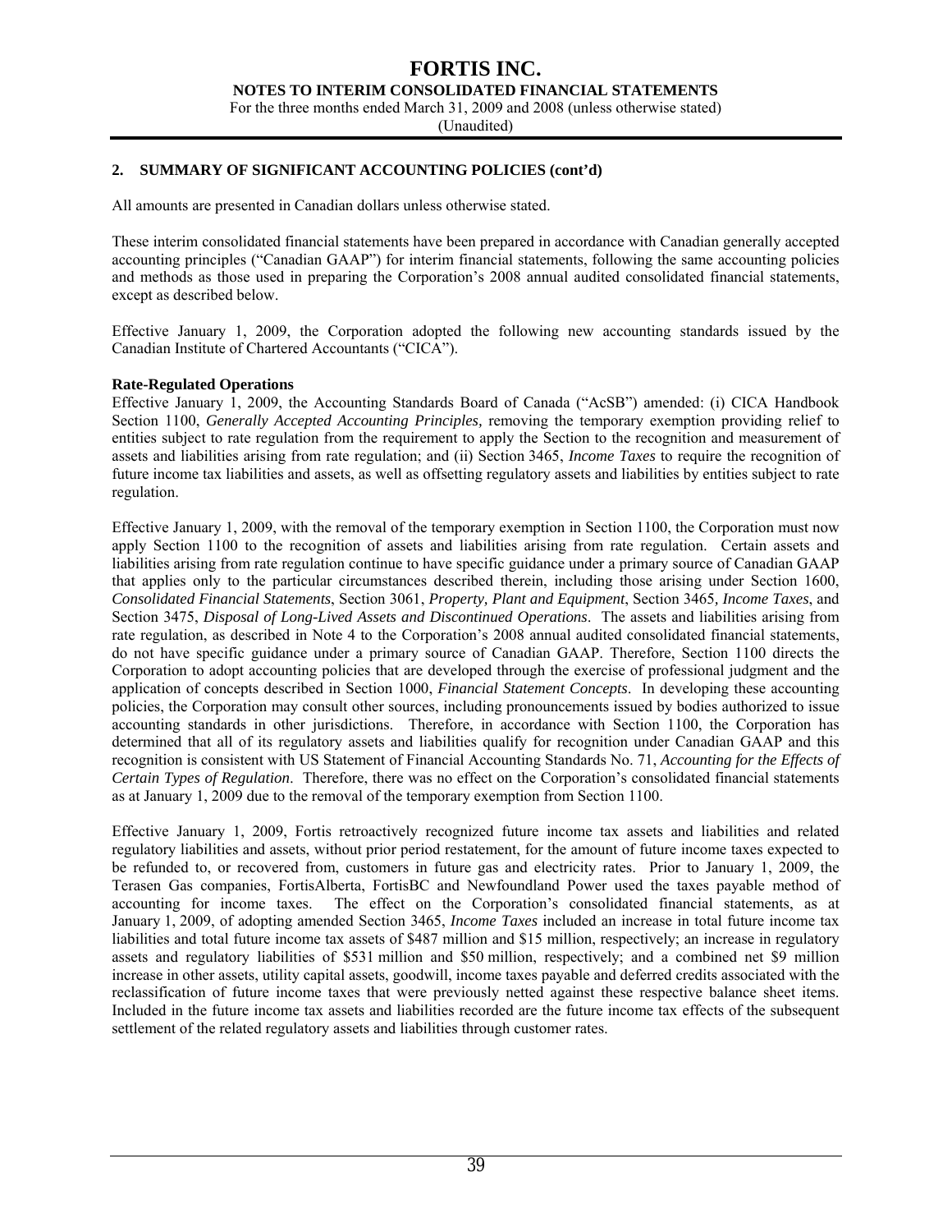## 2. SUMMARY OF SIGNIFICANT ACCOUNTING POLICIES (cont'd)

All amounts are presented in Canadian dollars unless otherwise stated.

These interim consolidated financial statements have been prepared in accordance with Canadian generally accepted accounting principles ("Canadian GAAP") for interim financial statements, following the same accounting policies and methods as those used in preparing the Corporation's 2008 annual audited consolidated financial statements, except as described below.

Effective January 1, 2009, the Corporation adopted the following new accounting standards issued by the Canadian Institute of Chartered Accountants ("CICA").

**Rate-Regulated Operations**

Effective January 1, 2009, the Accounting Standards Board of Canada ("AcSB") amended: (i) CICA Handbook Section 1100, *Generally Accepted Accounting Principles,* removing the temporary exemption providing relief to entities subject to rate regulation from the requirement to apply the Section to the recognition and measurement of assets and liabilities arising from rate regulation; and (ii) Section 3465, *Income Taxes* to require the recognition of future income tax liabilities and assets, as well as offsetting regulatory assets and liabilities by entities subject to rate regulation.

Effective January 1, 2009, with the removal of the temporary exemption in Section 1100, the Corporation must now apply Section 1100 to the recognition of assets and liabilities arising from rate regulation. Certain assets and liabilities arising from rate regulation continue to have specific guidance under a primary source of Canadian GAAP that applies only to the particular circumstances described therein, including those arising under Section 1600, *Consolidated Financial Statements*, Section 3061, *Property, Plant and Equipment*, Section 3465*, Income Taxes*, and Section 3475, *Disposal of Long-Lived Assets and Discontinued Operations*. The assets and liabilities arising from rate regulation, as described in Note 4 to the Corporation's 2008 annual audited consolidated financial statements, do not have specific guidance under a primary source of Canadian GAAP. Therefore, Section 1100 directs the Corporation to adopt accounting policies that are developed through the exercise of professional judgment and the application of concepts described in Section 1000, *Financial Statement Concepts*. In developing these accounting policies, the Corporation may consult other sources, including pronouncements issued by bodies authorized to issue accounting standards in other jurisdictions. Therefore, in accordance with Section 1100, the Corporation has determined that all of its regulatory assets and liabilities qualify for recognition under Canadian GAAP and this recognition is consistent with US Statement of Financial Accounting Standards No. 71, *Accounting for the Effects of Certain Types of Regulation*. Therefore, there was no effect on the Corporation's consolidated financial statements as at January 1, 2009 due to the removal of the temporary exemption from Section 1100.

Effective January 1, 2009, Fortis retroactively recognized future income tax assets and liabilities and related regulatory liabilities and assets, without prior period restatement, for the amount of future income taxes expected to be refunded to, or recovered from, customers in future gas and electricity rates. Prior to January 1, 2009, the Terasen Gas companies, FortisAlberta, FortisBC and Newfoundland Power used the taxes payable method of accounting for income taxes. The effect on the Corporation's consolidated financial statements, as at January 1, 2009, of adopting amended Section 3465, *Income Taxes* included an increase in total future income tax liabilities and total future income tax assets of $487 million and $15 million, respectively; an increase in regulatory assets and regulatory liabilities of $531 million and $50 million, respectively; and a combined net $9 million increase in other assets, utility capital assets, goodwill, income taxes payable and deferred credits associated with the reclassification of future income taxes that were previously netted against these respective balance sheet items. Included in the future income tax assets and liabilities recorded are the future income tax effects of the subsequent settlement of the related regulatory assets and liabilities through customer rates.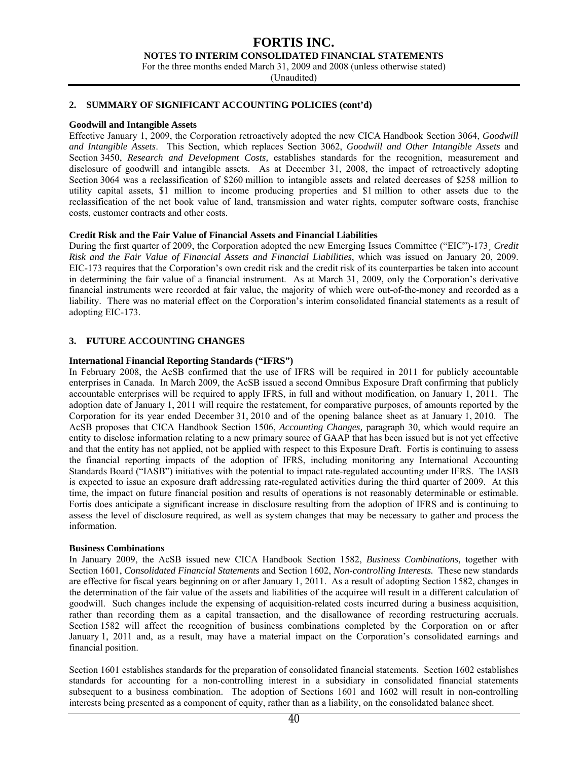## 2. SUMMARY OF SIGNIFICANT ACCOUNTING POLICIES (cont'd)

**Goodwill and Intangible Assets**

Effective January 1, 2009, the Corporation retroactively adopted the new CICA Handbook Section 3064, *Goodwill and Intangible Assets*. This Section, which replaces Section 3062, *Goodwill and Other Intangible Assets* and Section 3450, *Research and Development Costs,* establishes standards for the recognition, measurement and disclosure of goodwill and intangible assets. As at December 31, 2008, the impact of retroactively adopting Section 3064 was a reclassification of $260 million to intangible assets and related decreases of $258 million to utility capital assets, $1 million to income producing properties and $1 million to other assets due to the reclassification of the net book value of land, transmission and water rights, computer software costs, franchise costs, customer contracts and other costs.

**Credit Risk and the Fair Value of Financial Assets and Financial Liabilities**

During the first quarter of 2009, the Corporation adopted the new Emerging Issues Committee ("EIC")-173¸ *Credit Risk and the Fair Value of Financial Assets and Financial Liabilities*, which was issued on January 20, 2009. EIC-173 requires that the Corporation's own credit risk and the credit risk of its counterparties be taken into account in determining the fair value of a financial instrument. As at March 31, 2009, only the Corporation's derivative financial instruments were recorded at fair value, the majority of which were out-of-the-money and recorded as a liability. There was no material effect on the Corporation's interim consolidated financial statements as a result of adopting EIC-173.

## 3. FUTURE ACCOUNTING CHANGES

**International Financial Reporting Standards ("IFRS")**

In February 2008, the AcSB confirmed that the use of IFRS will be required in 2011 for publicly accountable enterprises in Canada. In March 2009, the AcSB issued a second Omnibus Exposure Draft confirming that publicly accountable enterprises will be required to apply IFRS, in full and without modification, on January 1, 2011. The adoption date of January 1, 2011 will require the restatement, for comparative purposes, of amounts reported by the Corporation for its year ended December 31, 2010 and of the opening balance sheet as at January 1, 2010. The AcSB proposes that CICA Handbook Section 1506, *Accounting Changes,* paragraph 30, which would require an entity to disclose information relating to a new primary source of GAAP that has been issued but is not yet effective and that the entity has not applied, not be applied with respect to this Exposure Draft. Fortis is continuing to assess the financial reporting impacts of the adoption of IFRS, including monitoring any International Accounting Standards Board ("IASB") initiatives with the potential to impact rate-regulated accounting under IFRS. The IASB is expected to issue an exposure draft addressing rate-regulated activities during the third quarter of 2009. At this time, the impact on future financial position and results of operations is not reasonably determinable or estimable. Fortis does anticipate a significant increase in disclosure resulting from the adoption of IFRS and is continuing to assess the level of disclosure required, as well as system changes that may be necessary to gather and process the information.

**Business Combinations**

In January 2009, the AcSB issued new CICA Handbook Section 1582, *Business Combinations,* together with Section 1601, *Consolidated Financial Statements* and Section 1602, *Non-controlling Interests.* These new standards are effective for fiscal years beginning on or after January 1, 2011. As a result of adopting Section 1582, changes in the determination of the fair value of the assets and liabilities of the acquiree will result in a different calculation of goodwill. Such changes include the expensing of acquisition-related costs incurred during a business acquisition, rather than recording them as a capital transaction, and the disallowance of recording restructuring accruals. Section 1582 will affect the recognition of business combinations completed by the Corporation on or after January 1, 2011 and, as a result, may have a material impact on the Corporation's consolidated earnings and financial position.

Section 1601 establishes standards for the preparation of consolidated financial statements. Section 1602 establishes standards for accounting for a non-controlling interest in a subsidiary in consolidated financial statements subsequent to a business combination. The adoption of Sections 1601 and 1602 will result in non-controlling interests being presented as a component of equity, rather than as a liability, on the consolidated balance sheet.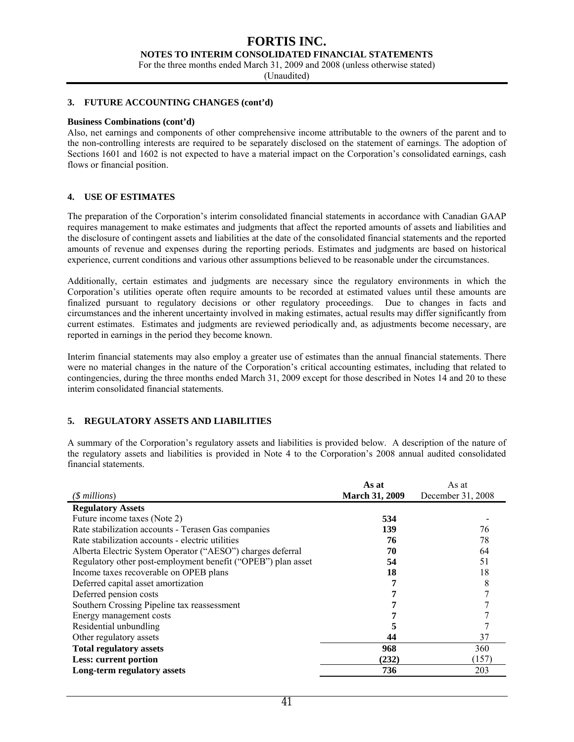### 3. FUTURE ACCOUNTING CHANGES (cont'd)

**Business Combinations (cont'd)**

Also, net earnings and components of other comprehensive income attributable to the owners of the parent and to the non-controlling interests are required to be separately disclosed on the statement of earnings. The adoption of Sections 1601 and 1602 is not expected to have a material impact on the Corporation's consolidated earnings, cash flows or financial position.

### 4. USE OF ESTIMATES

The preparation of the Corporation's interim consolidated financial statements in accordance with Canadian GAAP requires management to make estimates and judgments that affect the reported amounts of assets and liabilities and the disclosure of contingent assets and liabilities at the date of the consolidated financial statements and the reported amounts of revenue and expenses during the reporting periods. Estimates and judgments are based on historical experience, current conditions and various other assumptions believed to be reasonable under the circumstances.

Additionally, certain estimates and judgments are necessary since the regulatory environments in which the Corporation's utilities operate often require amounts to be recorded at estimated values until these amounts are finalized pursuant to regulatory decisions or other regulatory proceedings. Due to changes in facts and circumstances and the inherent uncertainty involved in making estimates, actual results may differ significantly from current estimates. Estimates and judgments are reviewed periodically and, as adjustments become necessary, are reported in earnings in the period they become known.

Interim financial statements may also employ a greater use of estimates than the annual financial statements. There were no material changes in the nature of the Corporation's critical accounting estimates, including that related to contingencies, during the three months ended March 31, 2009 except for those described in Notes 14 and 20 to these interim consolidated financial statements.

### 5. REGULATORY ASSETS AND LIABILITIES

A summary of the Corporation's regulatory assets and liabilities is provided below. A description of the nature of the regulatory assets and liabilities is provided in Note 4 to the Corporation's 2008 annual audited consolidated financial statements.

| *($ millions)* | **As at March 31, 2009** | As at December 31, 2008 |
|---|---|---|
| **Regulatory Assets** | | |
| Future income taxes (Note 2) | **534** | - |
| Rate stabilization accounts - Terasen Gas companies | **139** | 76 |
| Rate stabilization accounts - electric utilities | **76** | 78 |
| Alberta Electric System Operator ("AESO") charges deferral | **70** | 64 |
| Regulatory other post-employment benefit ("OPEB") plan asset | **54** | 51 |
| Income taxes recoverable on OPEB plans | **18** | 18 |
| Deferred capital asset amortization | **7** | 8 |
| Deferred pension costs | **7** | 7 |
| Southern Crossing Pipeline tax reassessment | **7** | 7 |
| Energy management costs | **7** | 7 |
| Residential unbundling | **5** | 7 |
| Other regulatory assets | **44** | 37 |
| **Total regulatory assets** | **968** | 360 |
| **Less: current portion** | **(232)** | (157) |
| **Long-term regulatory assets** | **736** | 203 |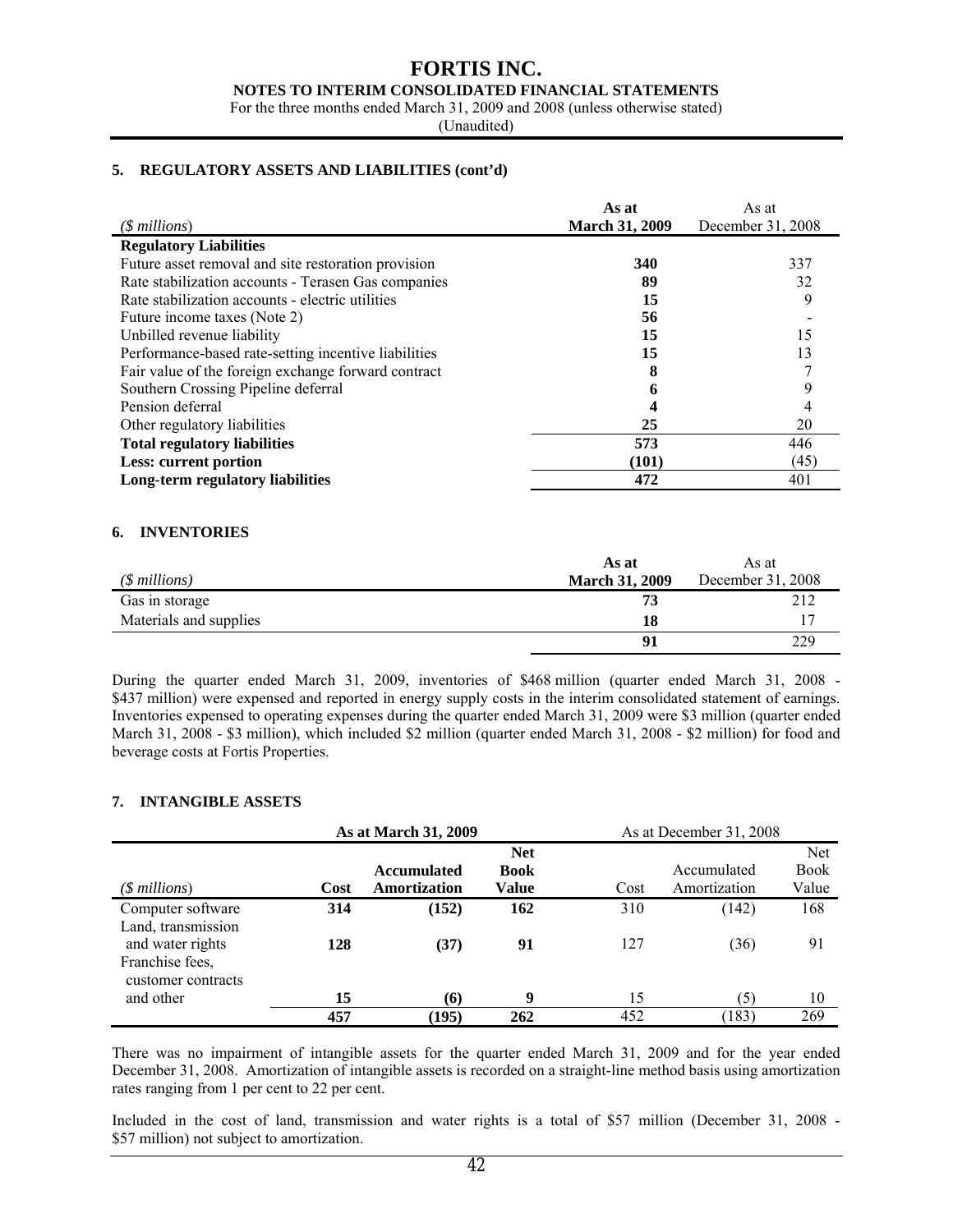### 5. REGULATORY ASSETS AND LIABILITIES (cont'd)

| *($ millions)* | **As at March 31, 2009** | As at December 31, 2008 |
|---|---|---|
| **Regulatory Liabilities** | | |
| Future asset removal and site restoration provision | **340** | 337 |
| Rate stabilization accounts - Terasen Gas companies | **89** | 32 |
| Rate stabilization accounts - electric utilities | **15** | 9 |
| Future income taxes (Note 2) | **56** | - |
| Unbilled revenue liability | **15** | 15 |
| Performance-based rate-setting incentive liabilities | **15** | 13 |
| Fair value of the foreign exchange forward contract | **8** | 7 |
| Southern Crossing Pipeline deferral | **6** | 9 |
| Pension deferral | **4** | 4 |
| Other regulatory liabilities | **25** | 20 |
| **Total regulatory liabilities** | **573** | 446 |
| **Less: current portion** | **(101)** | (45) |
| **Long-term regulatory liabilities** | **472** | 401 |

### 6. INVENTORIES

| *($ millions)* | **As at March 31, 2009** | As at December 31, 2008 |
|---|---|---|
| Gas in storage | **73** | 212 |
| Materials and supplies | **18** | 17 |
| | **91** | 229 |

During the quarter ended March 31, 2009, inventories of $468 million (quarter ended March 31, 2008 - $437 million) were expensed and reported in energy supply costs in the interim consolidated statement of earnings. Inventories expensed to operating expenses during the quarter ended March 31, 2009 were $3 million (quarter ended March 31, 2008 - $3 million), which included $2 million (quarter ended March 31, 2008 - $2 million) for food and beverage costs at Fortis Properties.

### 7. INTANGIBLE ASSETS

| | **As at March 31, 2009** | | | As at December 31, 2008 | | |
|---|---|---|---|---|---|---|
| *($ millions)* | **Cost** | **Accumulated Amortization** | **Net Book Value** | Cost | Accumulated Amortization | Net Book Value |
| Computer software | **314** | **(152)** | **162** | 310 | (142) | 168 |
| Land, transmission and water rights | **128** | **(37)** | **91** | 127 | (36) | 91 |
| Franchise fees, customer contracts and other | **15** | **(6)** | **9** | 15 | (5) | 10 |
| | **457** | **(195)** | **262** | 452 | (183) | 269 |

There was no impairment of intangible assets for the quarter ended March 31, 2009 and for the year ended December 31, 2008. Amortization of intangible assets is recorded on a straight-line method basis using amortization rates ranging from 1 per cent to 22 per cent.

Included in the cost of land, transmission and water rights is a total of $57 million (December 31, 2008 - $57 million) not subject to amortization.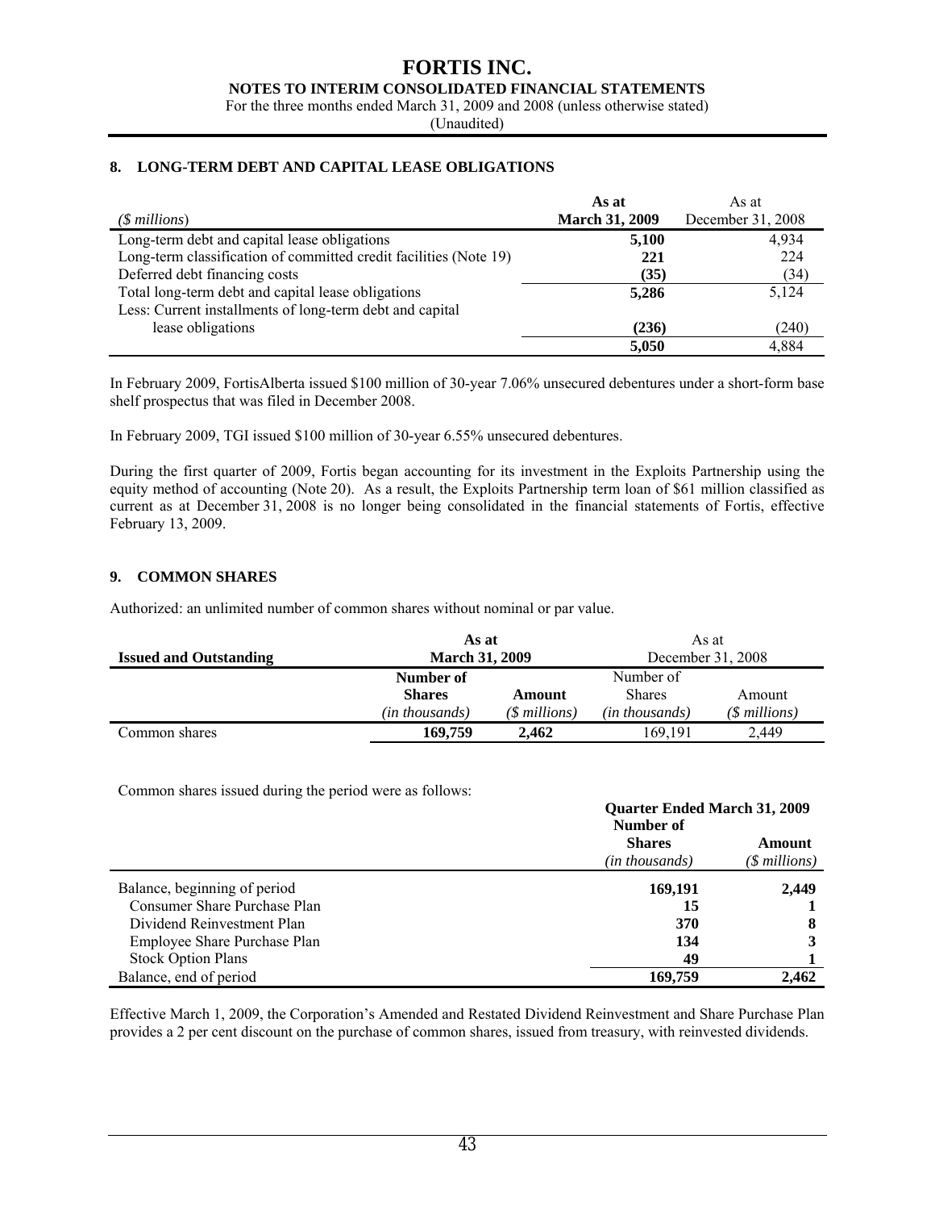# FORTIS INC.

**NOTES TO INTERIM CONSOLIDATED FINANCIAL STATEMENTS**

For the three months ended March 31, 2009 and 2008 (unless otherwise stated)

(Unaudited)

## 8. LONG-TERM DEBT AND CAPITAL LEASE OBLIGATIONS

| *($ millions)* | **As at March 31, 2009** | As at December 31, 2008 |
|---|---|---|
| Long-term debt and capital lease obligations | **5,100** | 4,934 |
| Long-term classification of committed credit facilities (Note 19) | **221** | 224 |
| Deferred debt financing costs | **(35)** | (34) |
| Total long-term debt and capital lease obligations | **5,286** | 5,124 |
| Less: Current installments of long-term debt and capital lease obligations | **(236)** | (240) |
| | **5,050** | 4,884 |

In February 2009, FortisAlberta issued $100 million of 30-year 7.06% unsecured debentures under a short-form base shelf prospectus that was filed in December 2008.

In February 2009, TGI issued $100 million of 30-year 6.55% unsecured debentures.

During the first quarter of 2009, Fortis began accounting for its investment in the Exploits Partnership using the equity method of accounting (Note 20). As a result, the Exploits Partnership term loan of $61 million classified as current as at December 31, 2008 is no longer being consolidated in the financial statements of Fortis, effective February 13, 2009.

## 9. COMMON SHARES

Authorized: an unlimited number of common shares without nominal or par value.

| **Issued and Outstanding** | **As at March 31, 2009** | | As at December 31, 2008 | |
|---|---|---|---|---|
| | **Number of Shares** *(in thousands)* | **Amount** *($ millions)* | Number of Shares *(in thousands)* | Amount *($ millions)* |
| Common shares | **169,759** | **2,462** | 169,191 | 2,449 |

Common shares issued during the period were as follows:

| | **Quarter Ended March 31, 2009** | |
|---|---|---|
| | **Number of Shares** *(in thousands)* | **Amount** *($ millions)* |
| Balance, beginning of period | **169,191** | **2,449** |
| Consumer Share Purchase Plan | **15** | **1** |
| Dividend Reinvestment Plan | **370** | **8** |
| Employee Share Purchase Plan | **134** | **3** |
| Stock Option Plans | **49** | **1** |
| Balance, end of period | **169,759** | **2,462** |

Effective March 1, 2009, the Corporation's Amended and Restated Dividend Reinvestment and Share Purchase Plan provides a 2 per cent discount on the purchase of common shares, issued from treasury, with reinvested dividends.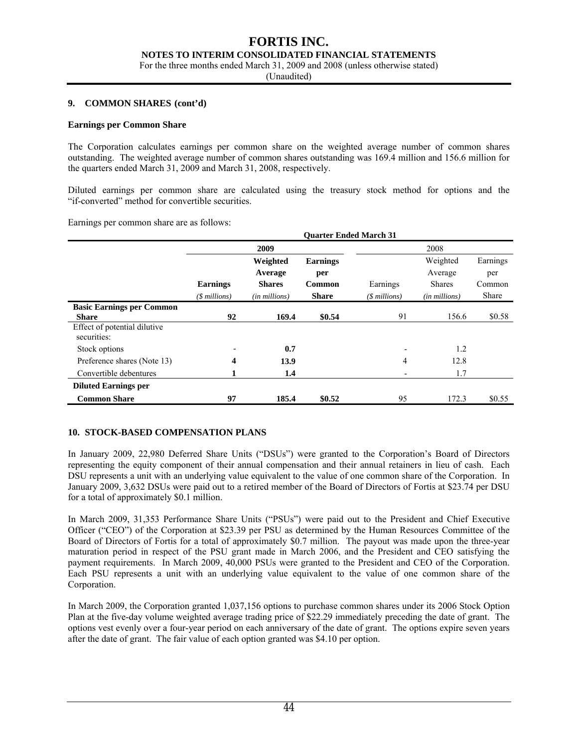## 9. COMMON SHARES (cont'd)

### Earnings per Common Share

The Corporation calculates earnings per common share on the weighted average number of common shares outstanding. The weighted average number of common shares outstanding was 169.4 million and 156.6 million for the quarters ended March 31, 2009 and March 31, 2008, respectively.

Diluted earnings per common share are calculated using the treasury stock method for options and the "if-converted" method for convertible securities.

Earnings per common share are as follows:

| | Quarter Ended March 31 | | | | | |
|---|---|---|---|---|---|---|
| | **2009** | | | 2008 | | |
| | **Earnings** *($ millions)* | **Weighted Average Shares** *(in millions)* | **Earnings per Common Share** | Earnings *($ millions)* | Weighted Average Shares *(in millions)* | Earnings per Common Share |
| **Basic Earnings per Common Share** | **92** | **169.4** | **$0.54** | 91 | 156.6 | $0.58 |
| Effect of potential dilutive securities: | | | | | | |
| Stock options | - | **0.7** | | - | 1.2 | |
| Preference shares (Note 13) | **4** | **13.9** | | 4 | 12.8 | |
| Convertible debentures | **1** | **1.4** | | - | 1.7 | |
| **Diluted Earnings per Common Share** | **97** | **185.4** | **$0.52** | 95 | 172.3 | $0.55 |

## 10. STOCK-BASED COMPENSATION PLANS

In January 2009, 22,980 Deferred Share Units ("DSUs") were granted to the Corporation's Board of Directors representing the equity component of their annual compensation and their annual retainers in lieu of cash. Each DSU represents a unit with an underlying value equivalent to the value of one common share of the Corporation. In January 2009, 3,632 DSUs were paid out to a retired member of the Board of Directors of Fortis at $23.74 per DSU for a total of approximately $0.1 million.

In March 2009, 31,353 Performance Share Units ("PSUs") were paid out to the President and Chief Executive Officer ("CEO") of the Corporation at $23.39 per PSU as determined by the Human Resources Committee of the Board of Directors of Fortis for a total of approximately $0.7 million. The payout was made upon the three-year maturation period in respect of the PSU grant made in March 2006, and the President and CEO satisfying the payment requirements. In March 2009, 40,000 PSUs were granted to the President and CEO of the Corporation. Each PSU represents a unit with an underlying value equivalent to the value of one common share of the Corporation.

In March 2009, the Corporation granted 1,037,156 options to purchase common shares under its 2006 Stock Option Plan at the five-day volume weighted average trading price of $22.29 immediately preceding the date of grant. The options vest evenly over a four-year period on each anniversary of the date of grant. The options expire seven years after the date of grant. The fair value of each option granted was $4.10 per option.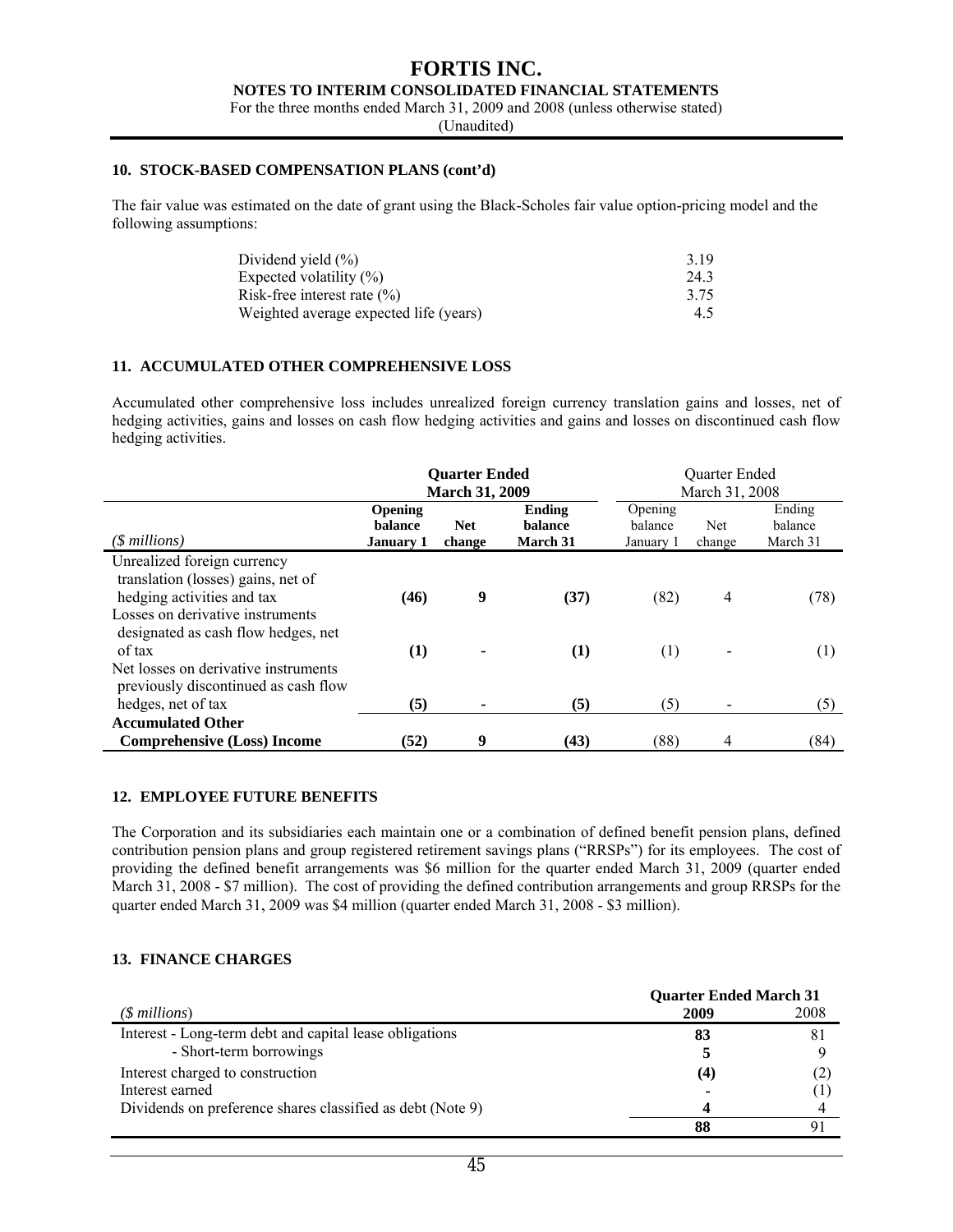## 10. STOCK-BASED COMPENSATION PLANS (cont'd)

The fair value was estimated on the date of grant using the Black-Scholes fair value option-pricing model and the following assumptions:

| | |
|---|---|
| Dividend yield (%) | 3.19 |
| Expected volatility (%) | 24.3 |
| Risk-free interest rate (%) | 3.75 |
| Weighted average expected life (years) | 4.5 |

## 11. ACCUMULATED OTHER COMPREHENSIVE LOSS

Accumulated other comprehensive loss includes unrealized foreign currency translation gains and losses, net of hedging activities, gains and losses on cash flow hedging activities and gains and losses on discontinued cash flow hedging activities.

| | **Quarter Ended March 31, 2009** | | | Quarter Ended March 31, 2008 | | |
|---|---|---|---|---|---|---|
| *($ millions)* | **Opening balance January 1** | **Net change** | **Ending balance March 31** | Opening balance January 1 | Net change | Ending balance March 31 |
| Unrealized foreign currency translation (losses) gains, net of hedging activities and tax | **(46)** | **9** | **(37)** | (82) | 4 | (78) |
| Losses on derivative instruments designated as cash flow hedges, net of tax | **(1)** | **-** | **(1)** | (1) | - | (1) |
| Net losses on derivative instruments previously discontinued as cash flow hedges, net of tax | **(5)** | **-** | **(5)** | (5) | - | (5) |
| **Accumulated Other Comprehensive (Loss) Income** | **(52)** | **9** | **(43)** | (88) | 4 | (84) |

## 12. EMPLOYEE FUTURE BENEFITS

The Corporation and its subsidiaries each maintain one or a combination of defined benefit pension plans, defined contribution pension plans and group registered retirement savings plans ("RRSPs") for its employees. The cost of providing the defined benefit arrangements was $6 million for the quarter ended March 31, 2009 (quarter ended March 31, 2008 - $7 million). The cost of providing the defined contribution arrangements and group RRSPs for the quarter ended March 31, 2009 was $4 million (quarter ended March 31, 2008 - $3 million).

## 13. FINANCE CHARGES

| | **Quarter Ended March 31** | |
|---|---|---|
| *($ millions)* | **2009** | 2008 |
| Interest - Long-term debt and capital lease obligations | **83** | 81 |
| - Short-term borrowings | **5** | 9 |
| Interest charged to construction | **(4)** | (2) |
| Interest earned | **-** | (1) |
| Dividends on preference shares classified as debt (Note 9) | **4** | 4 |
| | **88** | 91 |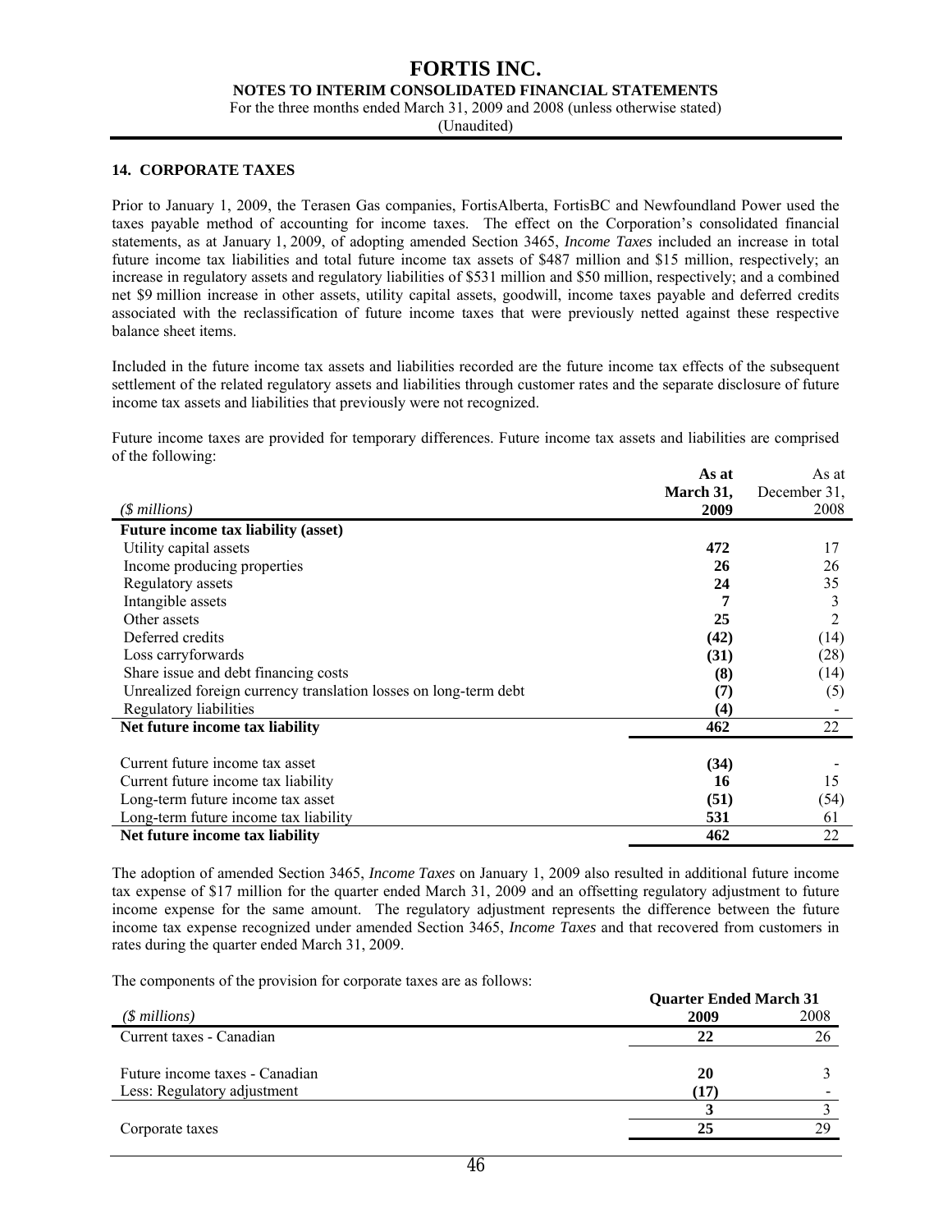### 14. CORPORATE TAXES

Prior to January 1, 2009, the Terasen Gas companies, FortisAlberta, FortisBC and Newfoundland Power used the taxes payable method of accounting for income taxes. The effect on the Corporation's consolidated financial statements, as at January 1, 2009, of adopting amended Section 3465, *Income Taxes* included an increase in total future income tax liabilities and total future income tax assets of $487 million and $15 million, respectively; an increase in regulatory assets and regulatory liabilities of $531 million and $50 million, respectively; and a combined net $9 million increase in other assets, utility capital assets, goodwill, income taxes payable and deferred credits associated with the reclassification of future income taxes that were previously netted against these respective balance sheet items.

Included in the future income tax assets and liabilities recorded are the future income tax effects of the subsequent settlement of the related regulatory assets and liabilities through customer rates and the separate disclosure of future income tax assets and liabilities that previously were not recognized.

Future income taxes are provided for temporary differences. Future income tax assets and liabilities are comprised of the following:

| *($ millions)* | **As at March 31, 2009** | As at December 31, 2008 |
|---|---|---|
| **Future income tax liability (asset)** | | |
| Utility capital assets | **472** | 17 |
| Income producing properties | **26** | 26 |
| Regulatory assets | **24** | 35 |
| Intangible assets | **7** | 3 |
| Other assets | **25** | 2 |
| Deferred credits | **(42)** | (14) |
| Loss carryforwards | **(31)** | (28) |
| Share issue and debt financing costs | **(8)** | (14) |
| Unrealized foreign currency translation losses on long-term debt | **(7)** | (5) |
| Regulatory liabilities | **(4)** | - |
| **Net future income tax liability** | **462** | 22 |
| | | |
| Current future income tax asset | **(34)** | - |
| Current future income tax liability | **16** | 15 |
| Long-term future income tax asset | **(51)** | (54) |
| Long-term future income tax liability | **531** | 61 |
| **Net future income tax liability** | **462** | 22 |

The adoption of amended Section 3465, *Income Taxes* on January 1, 2009 also resulted in additional future income tax expense of $17 million for the quarter ended March 31, 2009 and an offsetting regulatory adjustment to future income expense for the same amount. The regulatory adjustment represents the difference between the future income tax expense recognized under amended Section 3465, *Income Taxes* and that recovered from customers in rates during the quarter ended March 31, 2009.

The components of the provision for corporate taxes are as follows:

| | **Quarter Ended March 31** | |
|---|---|---|
| *($ millions)* | **2009** | 2008 |
| Current taxes - Canadian | **22** | 26 |
| | | |
| Future income taxes - Canadian | **20** | 3 |
| Less: Regulatory adjustment | **(17)** | - |
| | **3** | 3 |
| Corporate taxes | **25** | 29 |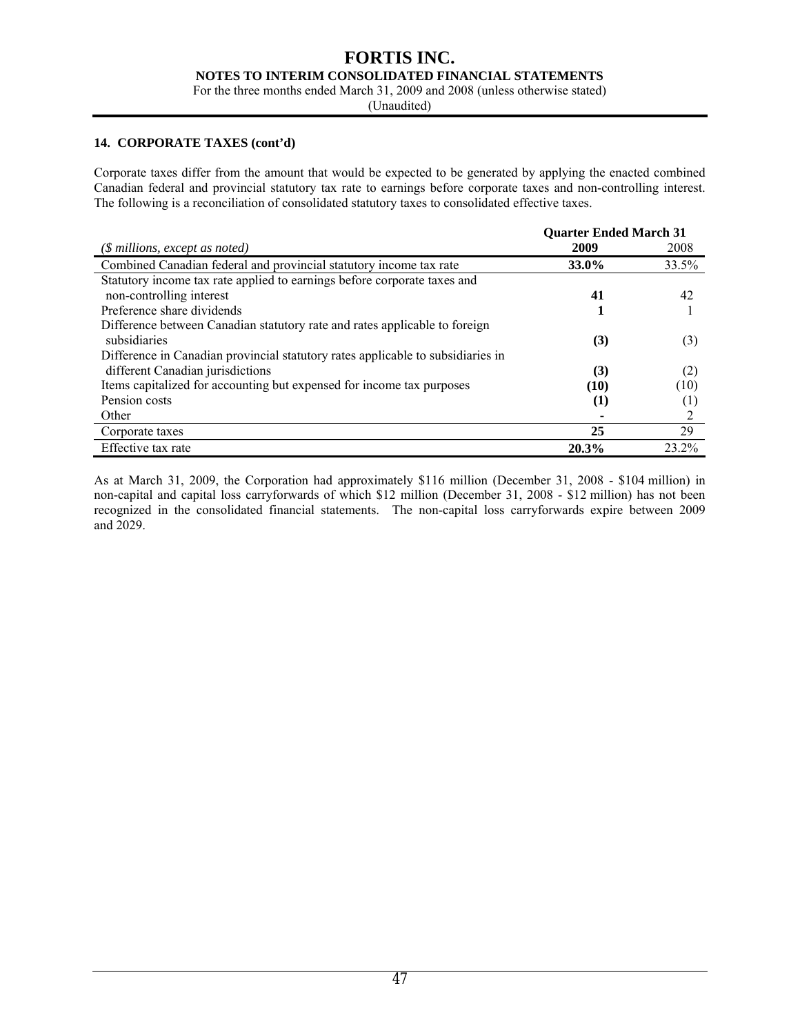### 14. CORPORATE TAXES (cont'd)

Corporate taxes differ from the amount that would be expected to be generated by applying the enacted combined Canadian federal and provincial statutory tax rate to earnings before corporate taxes and non-controlling interest. The following is a reconciliation of consolidated statutory taxes to consolidated effective taxes.

| *($ millions, except as noted)* | **Quarter Ended March 31** | |
|---|---|---|
| | **2009** | 2008 |
| Combined Canadian federal and provincial statutory income tax rate | **33.0%** | 33.5% |
| Statutory income tax rate applied to earnings before corporate taxes and non-controlling interest | **41** | 42 |
| Preference share dividends | **1** | 1 |
| Difference between Canadian statutory rate and rates applicable to foreign subsidiaries | **(3)** | (3) |
| Difference in Canadian provincial statutory rates applicable to subsidiaries in different Canadian jurisdictions | **(3)** | (2) |
| Items capitalized for accounting but expensed for income tax purposes | **(10)** | (10) |
| Pension costs | **(1)** | (1) |
| Other | **-** | 2 |
| Corporate taxes | **25** | 29 |
| Effective tax rate | **20.3%** | 23.2% |

As at March 31, 2009, the Corporation had approximately $116 million (December 31, 2008 - $104 million) in non-capital and capital loss carryforwards of which $12 million (December 31, 2008 - $12 million) has not been recognized in the consolidated financial statements. The non-capital loss carryforwards expire between 2009 and 2029.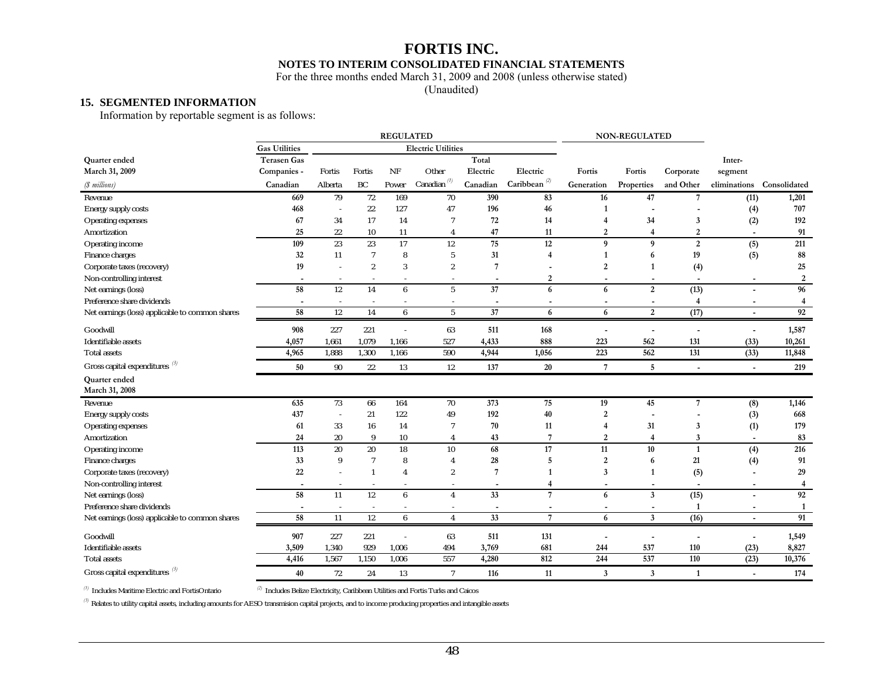# FORTIS INC.

**NOTES TO INTERIM CONSOLIDATED FINANCIAL STATEMENTS**

For the three months ended March 31, 2009 and 2008 (unless otherwise stated)

(Unaudited)

## 15. SEGMENTED INFORMATION

Information by reportable segment is as follows:

| | REGULATED | | | | | | | NON-REGULATED | | | | |
|---|---|---|---|---|---|---|---|---|---|---|---|---|
| | Gas Utilities | Electric Utilities | | | | | | | | | | |
| **Quarter ended March 31, 2009** *($ millions)* | Terasen Gas Companies - Canadian | Fortis Alberta | Fortis BC | NF Power | Other Canadian [1] | Total Electric Canadian | Electric Caribbean [2] | Fortis Generation | Fortis Properties | Corporate and Other | Inter-segment eliminations | Consolidated |
| Revenue | 669 | 79 | 72 | 169 | 70 | 390 | 83 | 16 | 47 | 7 | (11) | 1,201 |
| Energy supply costs | 468 | - | 22 | 127 | 47 | 196 | 46 | 1 | - | - | (4) | 707 |
| Operating expenses | 67 | 34 | 17 | 14 | 7 | 72 | 14 | 4 | 34 | 3 | (2) | 192 |
| Amortization | 25 | 22 | 10 | 11 | 4 | 47 | 11 | 2 | 4 | 2 | - | 91 |
| Operating income | 109 | 23 | 23 | 17 | 12 | 75 | 12 | 9 | 9 | 2 | (5) | 211 |
| Finance charges | 32 | 11 | 7 | 8 | 5 | 31 | 4 | 1 | 6 | 19 | (5) | 88 |
| Corporate taxes (recovery) | 19 | - | 2 | 3 | 2 | 7 | - | 2 | 1 | (4) | | 25 |
| Non-controlling interest | - | - | - | - | - | - | 2 | - | - | - | - | 2 |
| Net earnings (loss) | 58 | 12 | 14 | 6 | 5 | 37 | 6 | 6 | 2 | (13) | - | 96 |
| Preference share dividends | - | - | - | - | - | - | - | - | - | 4 | - | 4 |
| Net earnings (loss) applicable to common shares | 58 | 12 | 14 | 6 | 5 | 37 | 6 | 6 | 2 | (17) | - | 92 |
| Goodwill | 908 | 227 | 221 | - | 63 | 511 | 168 | - | - | - | - | 1,587 |
| Identifiable assets | 4,057 | 1,661 | 1,079 | 1,166 | 527 | 4,433 | 888 | 223 | 562 | 131 | (33) | 10,261 |
| Total assets | 4,965 | 1,888 | 1,300 | 1,166 | 590 | 4,944 | 1,056 | 223 | 562 | 131 | (33) | 11,848 |
| Gross capital expenditures [3] | 50 | 90 | 22 | 13 | 12 | 137 | 20 | 7 | 5 | - | - | 219 |
| **Quarter ended March 31, 2008** | | | | | | | | | | | | |
| Revenue | 635 | 73 | 66 | 164 | 70 | 373 | 75 | 19 | 45 | 7 | (8) | 1,146 |
| Energy supply costs | 437 | - | 21 | 122 | 49 | 192 | 40 | 2 | - | - | (3) | 668 |
| Operating expenses | 61 | 33 | 16 | 14 | 7 | 70 | 11 | 4 | 31 | 3 | (1) | 179 |
| Amortization | 24 | 20 | 9 | 10 | 4 | 43 | 7 | 2 | 4 | 3 | - | 83 |
| Operating income | 113 | 20 | 20 | 18 | 10 | 68 | 17 | 11 | 10 | 1 | (4) | 216 |
| Finance charges | 33 | 9 | 7 | 8 | 4 | 28 | 5 | 2 | 6 | 21 | (4) | 91 |
| Corporate taxes (recovery) | 22 | - | 1 | 4 | 2 | 7 | 1 | 3 | 1 | (5) | - | 29 |
| Non-controlling interest | - | - | - | - | - | - | 4 | - | - | - | - | 4 |
| Net earnings (loss) | 58 | 11 | 12 | 6 | 4 | 33 | 7 | 6 | 3 | (15) | - | 92 |
| Preference share dividends | - | - | - | - | - | - | - | - | - | 1 | - | 1 |
| Net earnings (loss) applicable to common shares | 58 | 11 | 12 | 6 | 4 | 33 | 7 | 6 | 3 | (16) | - | 91 |
| Goodwill | 907 | 227 | 221 | - | 63 | 511 | 131 | - | - | - | - | 1,549 |
| Identifiable assets | 3,509 | 1,340 | 929 | 1,006 | 494 | 3,769 | 681 | 244 | 537 | 110 | (23) | 8,827 |
| Total assets | 4,416 | 1,567 | 1,150 | 1,006 | 557 | 4,280 | 812 | 244 | 537 | 110 | (23) | 10,376 |
| Gross capital expenditures [3] | 40 | 72 | 24 | 13 | 7 | 116 | 11 | 3 | 3 | 1 | - | 174 |

[1] Includes Maritime Electric and FortisOntario [2] Includes Belize Electricity, Caribbean Utilities and Fortis Turks and Caicos

[3] Relates to utility capital assets, including amounts for AESO transmision capital projects, and to income producing properties and intangible assets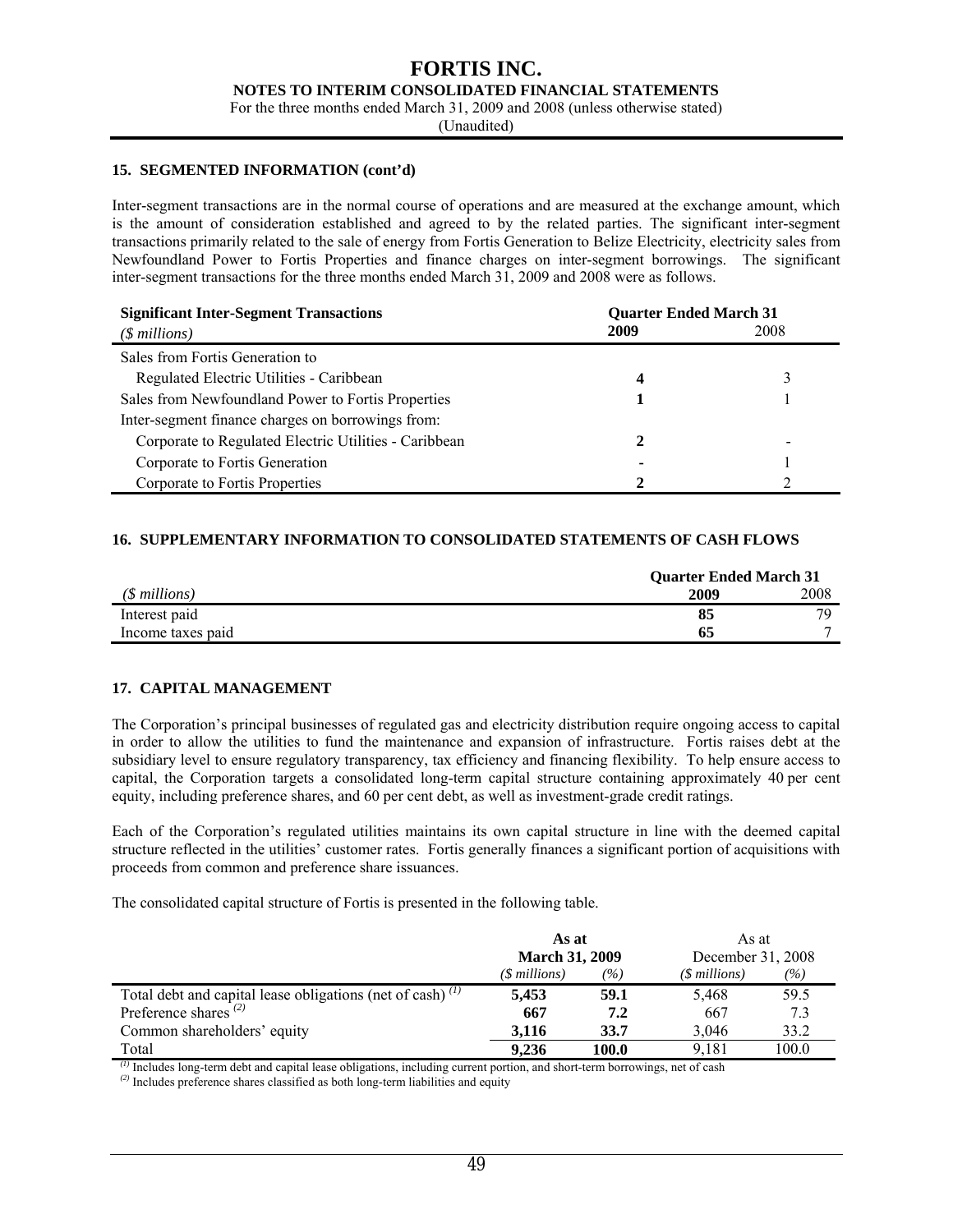### 15. SEGMENTED INFORMATION (cont'd)

Inter-segment transactions are in the normal course of operations and are measured at the exchange amount, which is the amount of consideration established and agreed to by the related parties. The significant inter-segment transactions primarily related to the sale of energy from Fortis Generation to Belize Electricity, electricity sales from Newfoundland Power to Fortis Properties and finance charges on inter-segment borrowings. The significant inter-segment transactions for the three months ended March 31, 2009 and 2008 were as follows.

| **Significant Inter-Segment Transactions** *($ millions)* | **Quarter Ended March 31** **2009** | 2008 |
|---|---|---|
| Sales from Fortis Generation to | | |
| Regulated Electric Utilities - Caribbean | **4** | 3 |
| Sales from Newfoundland Power to Fortis Properties | **1** | 1 |
| Inter-segment finance charges on borrowings from: | | |
| Corporate to Regulated Electric Utilities - Caribbean | **2** | - |
| Corporate to Fortis Generation | **-** | 1 |
| Corporate to Fortis Properties | **2** | 2 |

### 16. SUPPLEMENTARY INFORMATION TO CONSOLIDATED STATEMENTS OF CASH FLOWS

| *($ millions)* | **Quarter Ended March 31** **2009** | 2008 |
|---|---|---|
| Interest paid | **85** | 79 |
| Income taxes paid | **65** | 7 |

### 17. CAPITAL MANAGEMENT

The Corporation's principal businesses of regulated gas and electricity distribution require ongoing access to capital in order to allow the utilities to fund the maintenance and expansion of infrastructure. Fortis raises debt at the subsidiary level to ensure regulatory transparency, tax efficiency and financing flexibility. To help ensure access to capital, the Corporation targets a consolidated long-term capital structure containing approximately 40 per cent equity, including preference shares, and 60 per cent debt, as well as investment-grade credit ratings.

Each of the Corporation's regulated utilities maintains its own capital structure in line with the deemed capital structure reflected in the utilities' customer rates. Fortis generally finances a significant portion of acquisitions with proceeds from common and preference share issuances.

The consolidated capital structure of Fortis is presented in the following table.

| | **As at March 31, 2009** | | As at December 31, 2008 | |
|---|---|---|---|---|
| | *($ millions)* | *(%)* | *($ millions)* | *(%)* |
| Total debt and capital lease obligations (net of cash) [(1)] | **5,453** | **59.1** | 5,468 | 59.5 |
| Preference shares [(2)] | **667** | **7.2** | 667 | 7.3 |
| Common shareholders' equity | **3,116** | **33.7** | 3,046 | 33.2 |
| Total | **9,236** | **100.0** | 9,181 | 100.0 |

[(1)] Includes long-term debt and capital lease obligations, including current portion, and short-term borrowings, net of cash
[(2)] Includes preference shares classified as both long-term liabilities and equity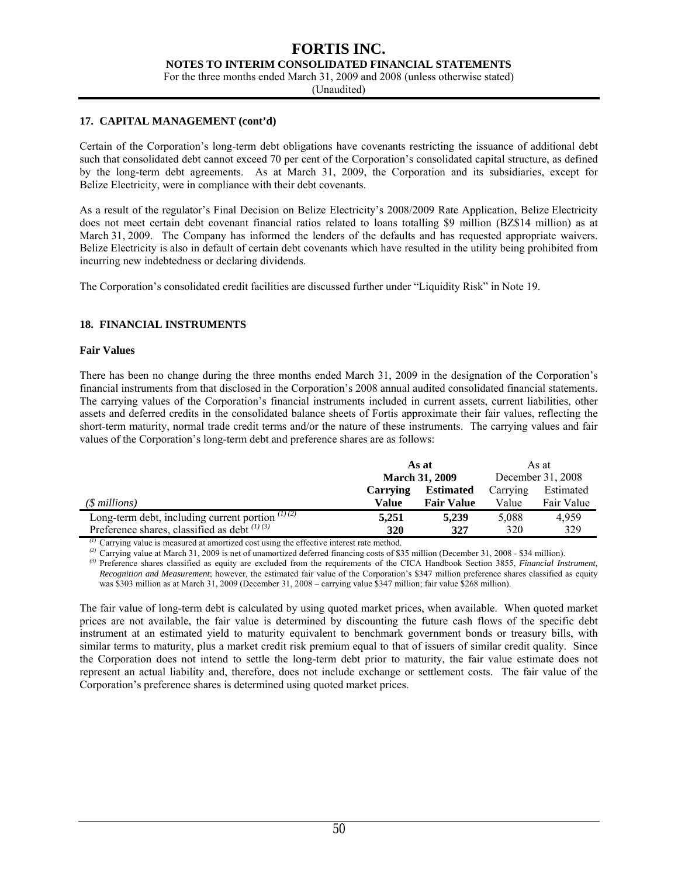## 17. CAPITAL MANAGEMENT (cont'd)

Certain of the Corporation's long-term debt obligations have covenants restricting the issuance of additional debt such that consolidated debt cannot exceed 70 per cent of the Corporation's consolidated capital structure, as defined by the long-term debt agreements. As at March 31, 2009, the Corporation and its subsidiaries, except for Belize Electricity, were in compliance with their debt covenants.

As a result of the regulator's Final Decision on Belize Electricity's 2008/2009 Rate Application, Belize Electricity does not meet certain debt covenant financial ratios related to loans totalling $9 million (BZ$14 million) as at March 31, 2009. The Company has informed the lenders of the defaults and has requested appropriate waivers. Belize Electricity is also in default of certain debt covenants which have resulted in the utility being prohibited from incurring new indebtedness or declaring dividends.

The Corporation's consolidated credit facilities are discussed further under "Liquidity Risk" in Note 19.

## 18. FINANCIAL INSTRUMENTS

### Fair Values

There has been no change during the three months ended March 31, 2009 in the designation of the Corporation's financial instruments from that disclosed in the Corporation's 2008 annual audited consolidated financial statements. The carrying values of the Corporation's financial instruments included in current assets, current liabilities, other assets and deferred credits in the consolidated balance sheets of Fortis approximate their fair values, reflecting the short-term maturity, normal trade credit terms and/or the nature of these instruments. The carrying values and fair values of the Corporation's long-term debt and preference shares are as follows:

| | **As at March 31, 2009** | | As at December 31, 2008 | |
|---|---|---|---|---|
| *($ millions)* | **Carrying Value** | **Estimated Fair Value** | Carrying Value | Estimated Fair Value |
| Long-term debt, including current portion [(1) (2)] | **5,251** | **5,239** | 5,088 | 4,959 |
| Preference shares, classified as debt [(1) (3)] | **320** | **327** | 320 | 329 |

[(1)] Carrying value is measured at amortized cost using the effective interest rate method.

[(2)] Carrying value at March 31, 2009 is net of unamortized deferred financing costs of $35 million (December 31, 2008 - $34 million).

[(3)] Preference shares classified as equity are excluded from the requirements of the CICA Handbook Section 3855, *Financial Instrument, Recognition and Measurement*; however, the estimated fair value of the Corporation's $347 million preference shares classified as equity was $303 million as at March 31, 2009 (December 31, 2008 – carrying value $347 million; fair value $268 million).

The fair value of long-term debt is calculated by using quoted market prices, when available. When quoted market prices are not available, the fair value is determined by discounting the future cash flows of the specific debt instrument at an estimated yield to maturity equivalent to benchmark government bonds or treasury bills, with similar terms to maturity, plus a market credit risk premium equal to that of issuers of similar credit quality. Since the Corporation does not intend to settle the long-term debt prior to maturity, the fair value estimate does not represent an actual liability and, therefore, does not include exchange or settlement costs. The fair value of the Corporation's preference shares is determined using quoted market prices.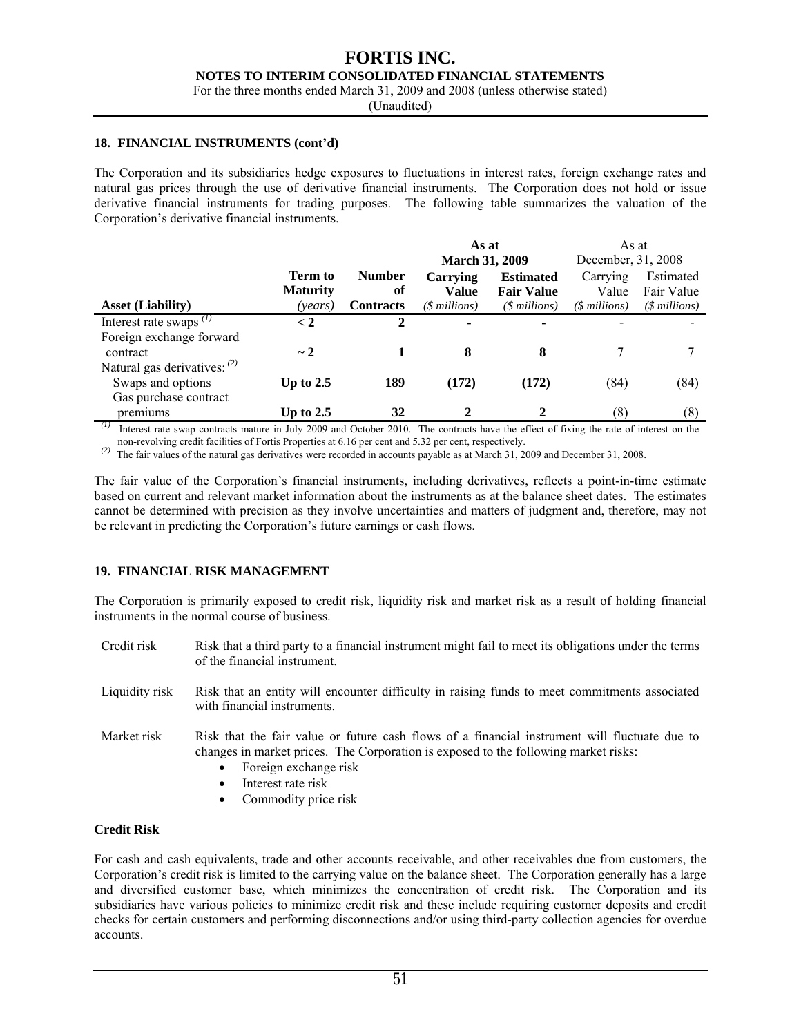## 18. FINANCIAL INSTRUMENTS (cont'd)

The Corporation and its subsidiaries hedge exposures to fluctuations in interest rates, foreign exchange rates and natural gas prices through the use of derivative financial instruments. The Corporation does not hold or issue derivative financial instruments for trading purposes. The following table summarizes the valuation of the Corporation's derivative financial instruments.

| | | | **As at March 31, 2009** | | As at December, 31, 2008 | |
|---|---|---|---|---|---|---|
| **Asset (Liability)** | **Term to Maturity** *(years)* | **Number of Contracts** | **Carrying Value** *($ millions)* | **Estimated Fair Value** *($ millions)* | Carrying Value *($ millions)* | Estimated Fair Value *($ millions)* |
| Interest rate swaps [(1)] | **< 2** | **2** | **-** | **-** | - | - |
| Foreign exchange forward contract | **~ 2** | **1** | **8** | **8** | 7 | 7 |
| Natural gas derivatives: [(2)] | | | | | | |
| Swaps and options | **Up to 2.5** | **189** | **(172)** | **(172)** | (84) | (84) |
| Gas purchase contract premiums | **Up to 2.5** | **32** | **2** | **2** | (8) | (8) |

[(1)] Interest rate swap contracts mature in July 2009 and October 2010. The contracts have the effect of fixing the rate of interest on the non-revolving credit facilities of Fortis Properties at 6.16 per cent and 5.32 per cent, respectively.

[(2)] The fair values of the natural gas derivatives were recorded in accounts payable as at March 31, 2009 and December 31, 2008.

The fair value of the Corporation's financial instruments, including derivatives, reflects a point-in-time estimate based on current and relevant market information about the instruments as at the balance sheet dates. The estimates cannot be determined with precision as they involve uncertainties and matters of judgment and, therefore, may not be relevant in predicting the Corporation's future earnings or cash flows.

## 19. FINANCIAL RISK MANAGEMENT

The Corporation is primarily exposed to credit risk, liquidity risk and market risk as a result of holding financial instruments in the normal course of business.

Credit risk — Risk that a third party to a financial instrument might fail to meet its obligations under the terms of the financial instrument.

Liquidity risk — Risk that an entity will encounter difficulty in raising funds to meet commitments associated with financial instruments.

Market risk — Risk that the fair value or future cash flows of a financial instrument will fluctuate due to changes in market prices. The Corporation is exposed to the following market risks:

- Foreign exchange risk
- Interest rate risk
- Commodity price risk

### Credit Risk

For cash and cash equivalents, trade and other accounts receivable, and other receivables due from customers, the Corporation's credit risk is limited to the carrying value on the balance sheet. The Corporation generally has a large and diversified customer base, which minimizes the concentration of credit risk. The Corporation and its subsidiaries have various policies to minimize credit risk and these include requiring customer deposits and credit checks for certain customers and performing disconnections and/or using third-party collection agencies for overdue accounts.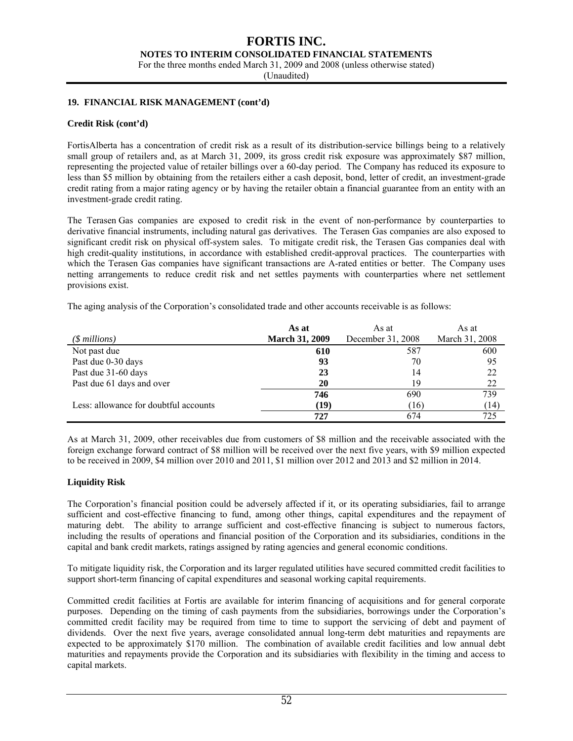## 19. FINANCIAL RISK MANAGEMENT (cont'd)

### Credit Risk (cont'd)

FortisAlberta has a concentration of credit risk as a result of its distribution-service billings being to a relatively small group of retailers and, as at March 31, 2009, its gross credit risk exposure was approximately $87 million, representing the projected value of retailer billings over a 60-day period. The Company has reduced its exposure to less than $5 million by obtaining from the retailers either a cash deposit, bond, letter of credit, an investment-grade credit rating from a major rating agency or by having the retailer obtain a financial guarantee from an entity with an investment-grade credit rating.

The Terasen Gas companies are exposed to credit risk in the event of non-performance by counterparties to derivative financial instruments, including natural gas derivatives. The Terasen Gas companies are also exposed to significant credit risk on physical off-system sales. To mitigate credit risk, the Terasen Gas companies deal with high credit-quality institutions, in accordance with established credit-approval practices. The counterparties with which the Terasen Gas companies have significant transactions are A-rated entities or better. The Company uses netting arrangements to reduce credit risk and net settles payments with counterparties where net settlement provisions exist.

The aging analysis of the Corporation's consolidated trade and other accounts receivable is as follows:

| *($ millions)* | **As at March 31, 2009** | As at December 31, 2008 | As at March 31, 2008 |
|---|---|---|---|
| Not past due | **610** | 587 | 600 |
| Past due 0-30 days | **93** | 70 | 95 |
| Past due 31-60 days | **23** | 14 | 22 |
| Past due 61 days and over | **20** | 19 | 22 |
| | **746** | 690 | 739 |
| Less: allowance for doubtful accounts | **(19)** | (16) | (14) |
| | **727** | 674 | 725 |

As at March 31, 2009, other receivables due from customers of $8 million and the receivable associated with the foreign exchange forward contract of $8 million will be received over the next five years, with $9 million expected to be received in 2009, $4 million over 2010 and 2011, $1 million over 2012 and 2013 and $2 million in 2014.

### Liquidity Risk

The Corporation's financial position could be adversely affected if it, or its operating subsidiaries, fail to arrange sufficient and cost-effective financing to fund, among other things, capital expenditures and the repayment of maturing debt. The ability to arrange sufficient and cost-effective financing is subject to numerous factors, including the results of operations and financial position of the Corporation and its subsidiaries, conditions in the capital and bank credit markets, ratings assigned by rating agencies and general economic conditions.

To mitigate liquidity risk, the Corporation and its larger regulated utilities have secured committed credit facilities to support short-term financing of capital expenditures and seasonal working capital requirements.

Committed credit facilities at Fortis are available for interim financing of acquisitions and for general corporate purposes. Depending on the timing of cash payments from the subsidiaries, borrowings under the Corporation's committed credit facility may be required from time to time to support the servicing of debt and payment of dividends. Over the next five years, average consolidated annual long-term debt maturities and repayments are expected to be approximately $170 million. The combination of available credit facilities and low annual debt maturities and repayments provide the Corporation and its subsidiaries with flexibility in the timing and access to capital markets.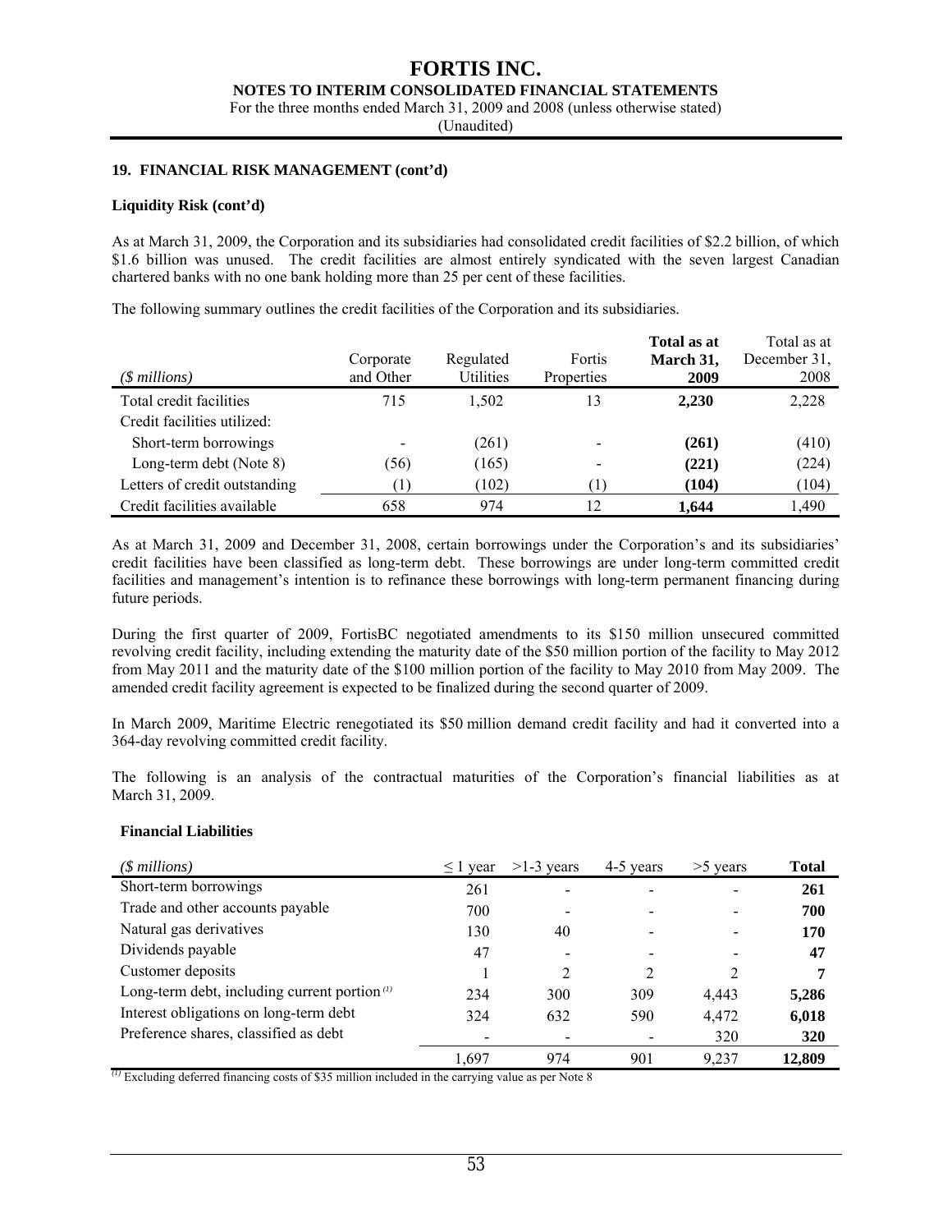## 19. FINANCIAL RISK MANAGEMENT (cont'd)

### Liquidity Risk (cont'd)

As at March 31, 2009, the Corporation and its subsidiaries had consolidated credit facilities of $2.2 billion, of which $1.6 billion was unused. The credit facilities are almost entirely syndicated with the seven largest Canadian chartered banks with no one bank holding more than 25 per cent of these facilities.

The following summary outlines the credit facilities of the Corporation and its subsidiaries.

| *($ millions)* | Corporate and Other | Regulated Utilities | Fortis Properties | **Total as at March 31, 2009** | Total as at December 31, 2008 |
|---|---|---|---|---|---|
| Total credit facilities | 715 | 1,502 | 13 | **2,230** | 2,228 |
| Credit facilities utilized: | | | | | |
| Short-term borrowings | - | (261) | - | **(261)** | (410) |
| Long-term debt (Note 8) | (56) | (165) | - | **(221)** | (224) |
| Letters of credit outstanding | (1) | (102) | (1) | **(104)** | (104) |
| Credit facilities available | 658 | 974 | 12 | **1,644** | 1,490 |

As at March 31, 2009 and December 31, 2008, certain borrowings under the Corporation's and its subsidiaries' credit facilities have been classified as long-term debt. These borrowings are under long-term committed credit facilities and management's intention is to refinance these borrowings with long-term permanent financing during future periods.

During the first quarter of 2009, FortisBC negotiated amendments to its $150 million unsecured committed revolving credit facility, including extending the maturity date of the $50 million portion of the facility to May 2012 from May 2011 and the maturity date of the $100 million portion of the facility to May 2010 from May 2009. The amended credit facility agreement is expected to be finalized during the second quarter of 2009.

In March 2009, Maritime Electric renegotiated its $50 million demand credit facility and had it converted into a 364-day revolving committed credit facility.

The following is an analysis of the contractual maturities of the Corporation's financial liabilities as at March 31, 2009.

**Financial Liabilities**

| *($ millions)* | ≤ 1 year | >1-3 years | 4-5 years | >5 years | **Total** |
|---|---|---|---|---|---|
| Short-term borrowings | 261 | - | - | - | **261** |
| Trade and other accounts payable | 700 | - | - | - | **700** |
| Natural gas derivatives | 130 | 40 | - | - | **170** |
| Dividends payable | 47 | - | - | - | **47** |
| Customer deposits | 1 | 2 | 2 | 2 | **7** |
| Long-term debt, including current portion [(1)] | 234 | 300 | 309 | 4,443 | **5,286** |
| Interest obligations on long-term debt | 324 | 632 | 590 | 4,472 | **6,018** |
| Preference shares, classified as debt | - | - | - | 320 | **320** |
| | 1,697 | 974 | 901 | 9,237 | **12,809** |

[(1)] Excluding deferred financing costs of $35 million included in the carrying value as per Note 8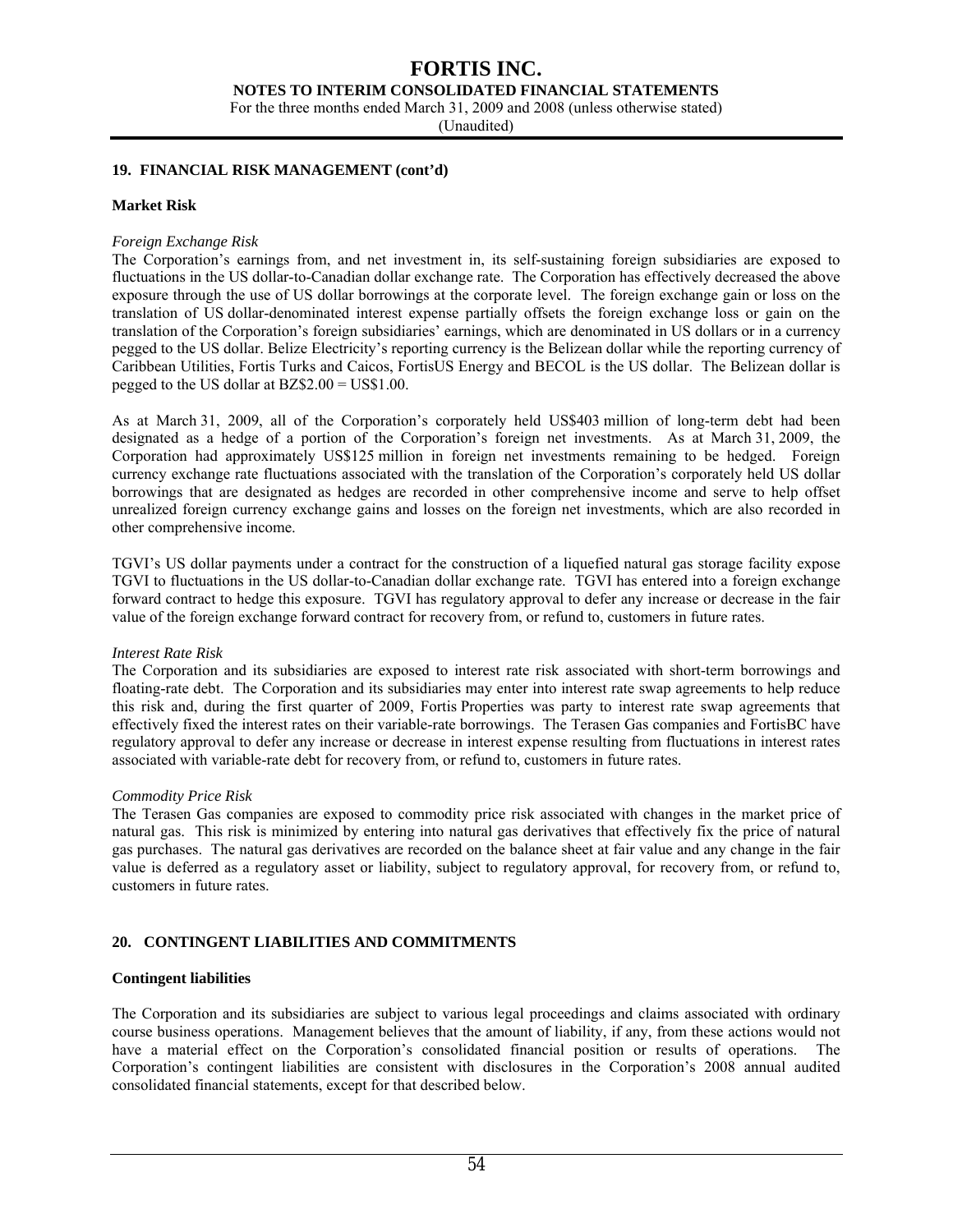## 19. FINANCIAL RISK MANAGEMENT (cont'd)

### Market Risk

*Foreign Exchange Risk*

The Corporation's earnings from, and net investment in, its self-sustaining foreign subsidiaries are exposed to fluctuations in the US dollar-to-Canadian dollar exchange rate. The Corporation has effectively decreased the above exposure through the use of US dollar borrowings at the corporate level. The foreign exchange gain or loss on the translation of US dollar-denominated interest expense partially offsets the foreign exchange loss or gain on the translation of the Corporation's foreign subsidiaries' earnings, which are denominated in US dollars or in a currency pegged to the US dollar. Belize Electricity's reporting currency is the Belizean dollar while the reporting currency of Caribbean Utilities, Fortis Turks and Caicos, FortisUS Energy and BECOL is the US dollar. The Belizean dollar is pegged to the US dollar at BZ$2.00 = US$1.00.

As at March 31, 2009, all of the Corporation's corporately held US$403 million of long-term debt had been designated as a hedge of a portion of the Corporation's foreign net investments. As at March 31, 2009, the Corporation had approximately US$125 million in foreign net investments remaining to be hedged. Foreign currency exchange rate fluctuations associated with the translation of the Corporation's corporately held US dollar borrowings that are designated as hedges are recorded in other comprehensive income and serve to help offset unrealized foreign currency exchange gains and losses on the foreign net investments, which are also recorded in other comprehensive income.

TGVI's US dollar payments under a contract for the construction of a liquefied natural gas storage facility expose TGVI to fluctuations in the US dollar-to-Canadian dollar exchange rate. TGVI has entered into a foreign exchange forward contract to hedge this exposure. TGVI has regulatory approval to defer any increase or decrease in the fair value of the foreign exchange forward contract for recovery from, or refund to, customers in future rates.

*Interest Rate Risk*

The Corporation and its subsidiaries are exposed to interest rate risk associated with short-term borrowings and floating-rate debt. The Corporation and its subsidiaries may enter into interest rate swap agreements to help reduce this risk and, during the first quarter of 2009, Fortis Properties was party to interest rate swap agreements that effectively fixed the interest rates on their variable-rate borrowings. The Terasen Gas companies and FortisBC have regulatory approval to defer any increase or decrease in interest expense resulting from fluctuations in interest rates associated with variable-rate debt for recovery from, or refund to, customers in future rates.

*Commodity Price Risk*

The Terasen Gas companies are exposed to commodity price risk associated with changes in the market price of natural gas. This risk is minimized by entering into natural gas derivatives that effectively fix the price of natural gas purchases. The natural gas derivatives are recorded on the balance sheet at fair value and any change in the fair value is deferred as a regulatory asset or liability, subject to regulatory approval, for recovery from, or refund to, customers in future rates.

## 20. CONTINGENT LIABILITIES AND COMMITMENTS

### Contingent liabilities

The Corporation and its subsidiaries are subject to various legal proceedings and claims associated with ordinary course business operations. Management believes that the amount of liability, if any, from these actions would not have a material effect on the Corporation's consolidated financial position or results of operations. The Corporation's contingent liabilities are consistent with disclosures in the Corporation's 2008 annual audited consolidated financial statements, except for that described below.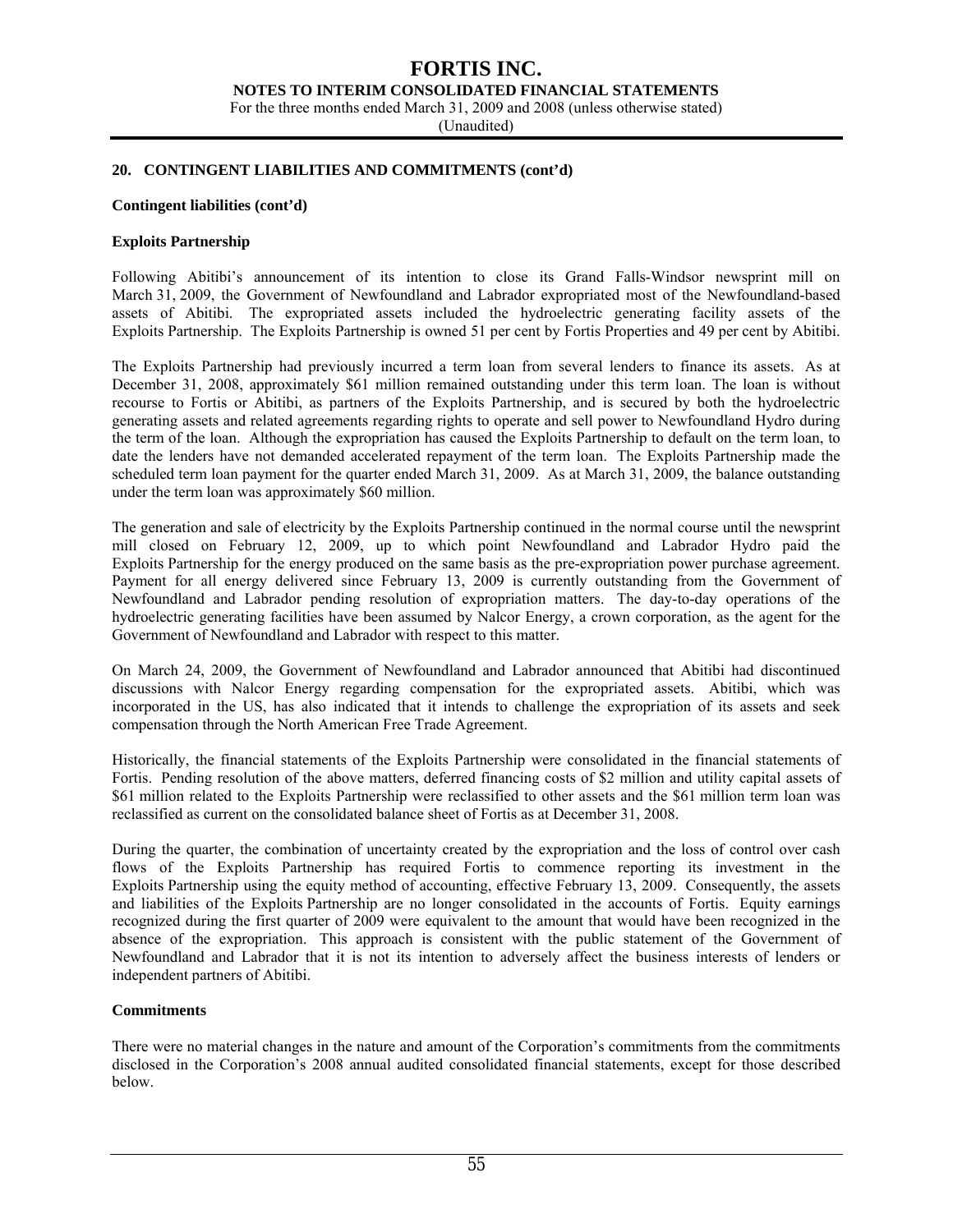## 20. CONTINGENT LIABILITIES AND COMMITMENTS (cont'd)

### Contingent liabilities (cont'd)

### Exploits Partnership

Following Abitibi's announcement of its intention to close its Grand Falls-Windsor newsprint mill on March 31, 2009, the Government of Newfoundland and Labrador expropriated most of the Newfoundland-based assets of Abitibi. The expropriated assets included the hydroelectric generating facility assets of the Exploits Partnership. The Exploits Partnership is owned 51 per cent by Fortis Properties and 49 per cent by Abitibi.

The Exploits Partnership had previously incurred a term loan from several lenders to finance its assets. As at December 31, 2008, approximately $61 million remained outstanding under this term loan. The loan is without recourse to Fortis or Abitibi, as partners of the Exploits Partnership, and is secured by both the hydroelectric generating assets and related agreements regarding rights to operate and sell power to Newfoundland Hydro during the term of the loan. Although the expropriation has caused the Exploits Partnership to default on the term loan, to date the lenders have not demanded accelerated repayment of the term loan. The Exploits Partnership made the scheduled term loan payment for the quarter ended March 31, 2009. As at March 31, 2009, the balance outstanding under the term loan was approximately $60 million.

The generation and sale of electricity by the Exploits Partnership continued in the normal course until the newsprint mill closed on February 12, 2009, up to which point Newfoundland and Labrador Hydro paid the Exploits Partnership for the energy produced on the same basis as the pre-expropriation power purchase agreement. Payment for all energy delivered since February 13, 2009 is currently outstanding from the Government of Newfoundland and Labrador pending resolution of expropriation matters. The day-to-day operations of the hydroelectric generating facilities have been assumed by Nalcor Energy, a crown corporation, as the agent for the Government of Newfoundland and Labrador with respect to this matter.

On March 24, 2009, the Government of Newfoundland and Labrador announced that Abitibi had discontinued discussions with Nalcor Energy regarding compensation for the expropriated assets. Abitibi, which was incorporated in the US, has also indicated that it intends to challenge the expropriation of its assets and seek compensation through the North American Free Trade Agreement.

Historically, the financial statements of the Exploits Partnership were consolidated in the financial statements of Fortis. Pending resolution of the above matters, deferred financing costs of $2 million and utility capital assets of $61 million related to the Exploits Partnership were reclassified to other assets and the $61 million term loan was reclassified as current on the consolidated balance sheet of Fortis as at December 31, 2008.

During the quarter, the combination of uncertainty created by the expropriation and the loss of control over cash flows of the Exploits Partnership has required Fortis to commence reporting its investment in the Exploits Partnership using the equity method of accounting, effective February 13, 2009. Consequently, the assets and liabilities of the Exploits Partnership are no longer consolidated in the accounts of Fortis. Equity earnings recognized during the first quarter of 2009 were equivalent to the amount that would have been recognized in the absence of the expropriation. This approach is consistent with the public statement of the Government of Newfoundland and Labrador that it is not its intention to adversely affect the business interests of lenders or independent partners of Abitibi.

### Commitments

There were no material changes in the nature and amount of the Corporation's commitments from the commitments disclosed in the Corporation's 2008 annual audited consolidated financial statements, except for those described below.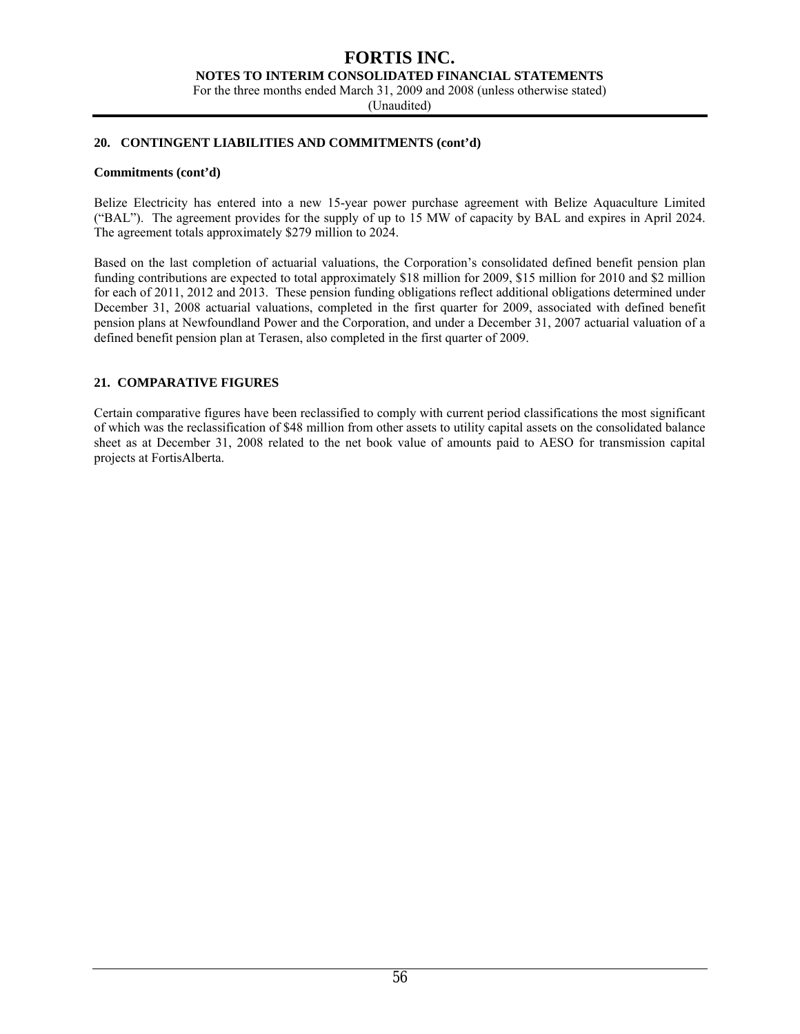## 20. CONTINGENT LIABILITIES AND COMMITMENTS (cont'd)

**Commitments (cont'd)**

Belize Electricity has entered into a new 15-year power purchase agreement with Belize Aquaculture Limited ("BAL"). The agreement provides for the supply of up to 15 MW of capacity by BAL and expires in April 2024. The agreement totals approximately $279 million to 2024.

Based on the last completion of actuarial valuations, the Corporation's consolidated defined benefit pension plan funding contributions are expected to total approximately $18 million for 2009, $15 million for 2010 and $2 million for each of 2011, 2012 and 2013. These pension funding obligations reflect additional obligations determined under December 31, 2008 actuarial valuations, completed in the first quarter for 2009, associated with defined benefit pension plans at Newfoundland Power and the Corporation, and under a December 31, 2007 actuarial valuation of a defined benefit pension plan at Terasen, also completed in the first quarter of 2009.

## 21. COMPARATIVE FIGURES

Certain comparative figures have been reclassified to comply with current period classifications the most significant of which was the reclassification of $48 million from other assets to utility capital assets on the consolidated balance sheet as at December 31, 2008 related to the net book value of amounts paid to AESO for transmission capital projects at FortisAlberta.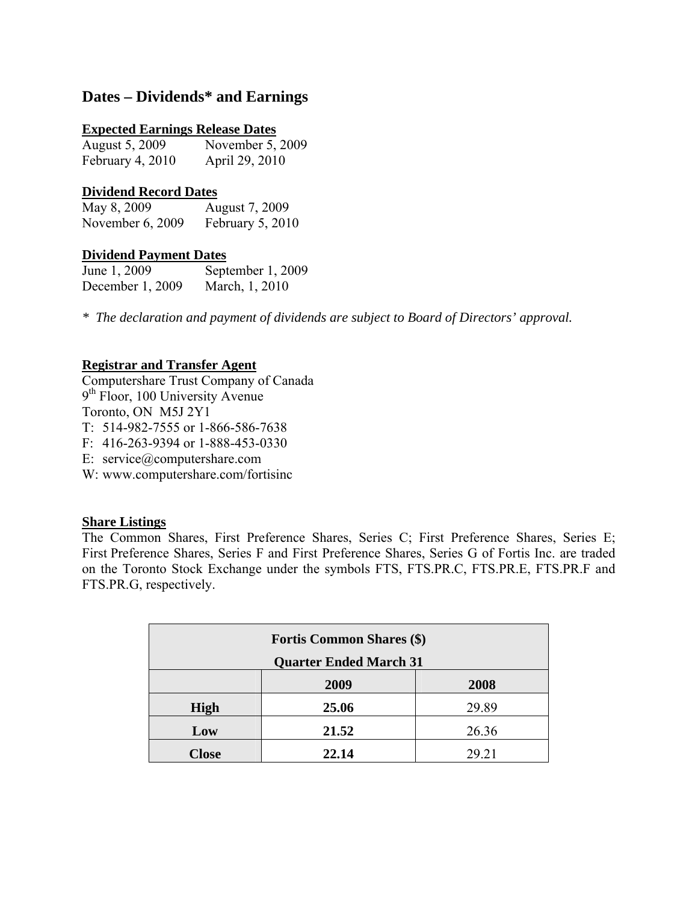## Dates – Dividends* and Earnings

**Expected Earnings Release Dates**

August 5, 2009 November 5, 2009
February 4, 2010 April 29, 2010

**Dividend Record Dates**

May 8, 2009 August 7, 2009
November 6, 2009 February 5, 2010

**Dividend Payment Dates**

June 1, 2009 September 1, 2009
December 1, 2009 March, 1, 2010

* *The declaration and payment of dividends are subject to Board of Directors' approval.*

**Registrar and Transfer Agent**

Computershare Trust Company of Canada
9th Floor, 100 University Avenue
Toronto, ON M5J 2Y1
T: 514-982-7555 or 1-866-586-7638
F: 416-263-9394 or 1-888-453-0330
E: service@computershare.com
W: www.computershare.com/fortisinc

**Share Listings**

The Common Shares, First Preference Shares, Series C; First Preference Shares, Series E; First Preference Shares, Series F and First Preference Shares, Series G of Fortis Inc. are traded on the Toronto Stock Exchange under the symbols FTS, FTS.PR.C, FTS.PR.E, FTS.PR.F and FTS.PR.G, respectively.

| Fortis Common Shares ($) Quarter Ended March 31 | | |
|---|---|---|
| | **2009** | **2008** |
| **High** | **25.06** | 29.89 |
| **Low** | **21.52** | 26.36 |
| **Close** | **22.14** | 29.21 |